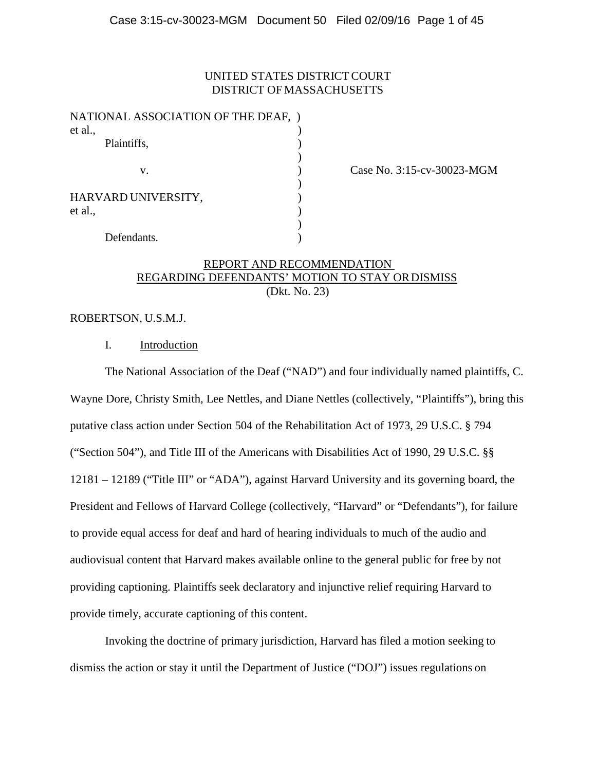UNITED STATES DISTRICT COURT
DISTRICT OF MASSACHUSETTS

| | | |
|---|---|---|
| NATIONAL ASSOCIATION OF THE DEAF, et al., Plaintiffs, | ) | |
| v. | ) | Case No. 3:15-cv-30023-MGM |
| HARVARD UNIVERSITY, et al., Defendants. | ) | |

REPORT AND RECOMMENDATION
REGARDING DEFENDANTS' MOTION TO STAY OR DISMISS
(Dkt. No. 23)

ROBERTSON, U.S.M.J.

## I. Introduction

The National Association of the Deaf ("NAD") and four individually named plaintiffs, C. Wayne Dore, Christy Smith, Lee Nettles, and Diane Nettles (collectively, "Plaintiffs"), bring this putative class action under Section 504 of the Rehabilitation Act of 1973, 29 U.S.C. § 794 ("Section 504"), and Title III of the Americans with Disabilities Act of 1990, 29 U.S.C. §§ 12181 – 12189 ("Title III" or "ADA"), against Harvard University and its governing board, the President and Fellows of Harvard College (collectively, "Harvard" or "Defendants"), for failure to provide equal access for deaf and hard of hearing individuals to much of the audio and audiovisual content that Harvard makes available online to the general public for free by not providing captioning. Plaintiffs seek declaratory and injunctive relief requiring Harvard to provide timely, accurate captioning of this content.

Invoking the doctrine of primary jurisdiction, Harvard has filed a motion seeking to dismiss the action or stay it until the Department of Justice ("DOJ") issues regulations on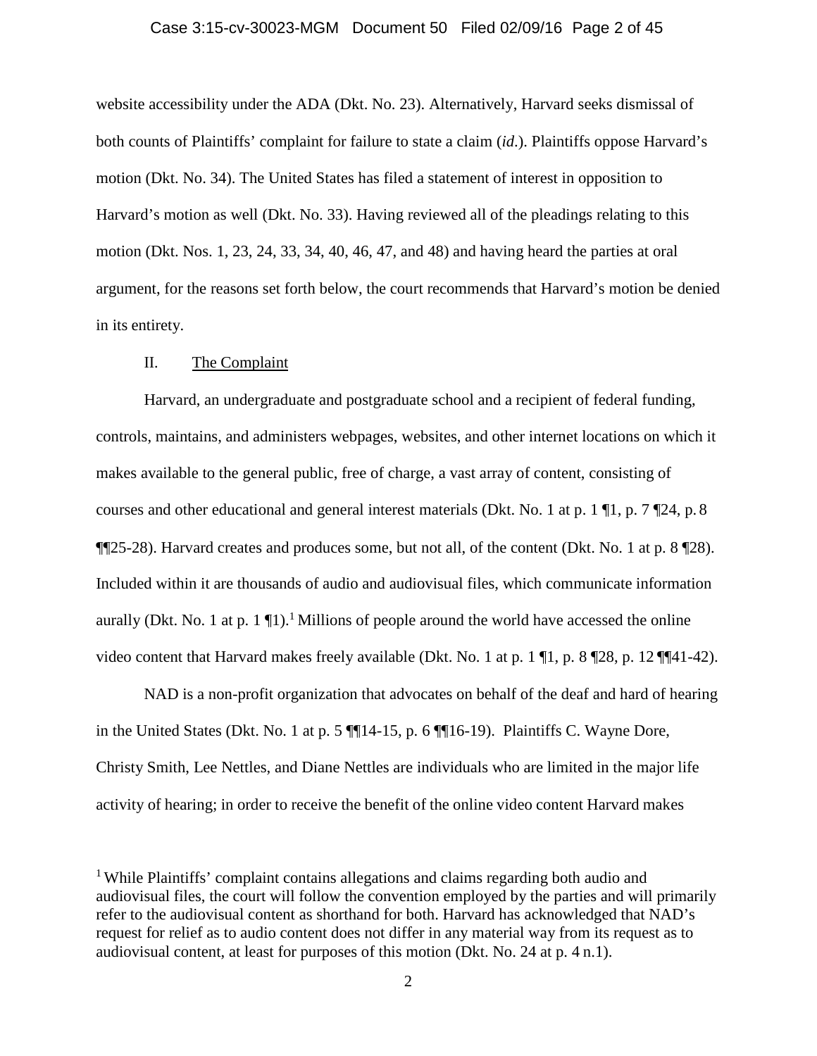website accessibility under the ADA (Dkt. No. 23). Alternatively, Harvard seeks dismissal of both counts of Plaintiffs' complaint for failure to state a claim (*id*.). Plaintiffs oppose Harvard's motion (Dkt. No. 34). The United States has filed a statement of interest in opposition to Harvard's motion as well (Dkt. No. 33). Having reviewed all of the pleadings relating to this motion (Dkt. Nos. 1, 23, 24, 33, 34, 40, 46, 47, and 48) and having heard the parties at oral argument, for the reasons set forth below, the court recommends that Harvard's motion be denied in its entirety.

## II. The Complaint

Harvard, an undergraduate and postgraduate school and a recipient of federal funding, controls, maintains, and administers webpages, websites, and other internet locations on which it makes available to the general public, free of charge, a vast array of content, consisting of courses and other educational and general interest materials (Dkt. No. 1 at p. 1 ¶1, p. 7 ¶24, p. 8 ¶¶25-28). Harvard creates and produces some, but not all, of the content (Dkt. No. 1 at p. 8 ¶28). Included within it are thousands of audio and audiovisual files, which communicate information aurally (Dkt. No. 1 at p. 1 ¶1).[1] Millions of people around the world have accessed the online video content that Harvard makes freely available (Dkt. No. 1 at p. 1 ¶1, p. 8 ¶28, p. 12 ¶¶41-42).

NAD is a non-profit organization that advocates on behalf of the deaf and hard of hearing in the United States (Dkt. No. 1 at p. 5 ¶¶14-15, p. 6 ¶¶16-19). Plaintiffs C. Wayne Dore, Christy Smith, Lee Nettles, and Diane Nettles are individuals who are limited in the major life activity of hearing; in order to receive the benefit of the online video content Harvard makes

[1] While Plaintiffs' complaint contains allegations and claims regarding both audio and audiovisual files, the court will follow the convention employed by the parties and will primarily refer to the audiovisual content as shorthand for both. Harvard has acknowledged that NAD's request for relief as to audio content does not differ in any material way from its request as to audiovisual content, at least for purposes of this motion (Dkt. No. 24 at p. 4 n.1).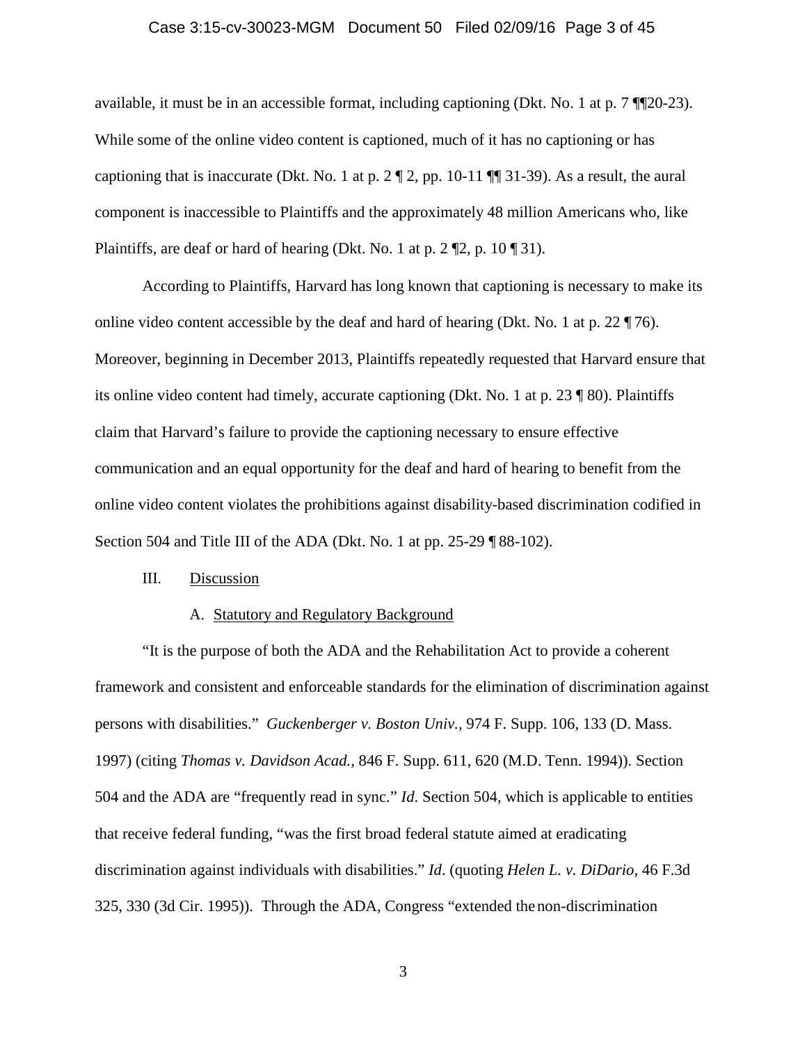available, it must be in an accessible format, including captioning (Dkt. No. 1 at p. 7 ¶¶20-23). While some of the online video content is captioned, much of it has no captioning or has captioning that is inaccurate (Dkt. No. 1 at p. 2 ¶ 2, pp. 10-11 ¶¶ 31-39). As a result, the aural component is inaccessible to Plaintiffs and the approximately 48 million Americans who, like Plaintiffs, are deaf or hard of hearing (Dkt. No. 1 at p. 2 ¶2, p. 10 ¶ 31).

According to Plaintiffs, Harvard has long known that captioning is necessary to make its online video content accessible by the deaf and hard of hearing (Dkt. No. 1 at p. 22 ¶ 76). Moreover, beginning in December 2013, Plaintiffs repeatedly requested that Harvard ensure that its online video content had timely, accurate captioning (Dkt. No. 1 at p. 23 ¶ 80). Plaintiffs claim that Harvard's failure to provide the captioning necessary to ensure effective communication and an equal opportunity for the deaf and hard of hearing to benefit from the online video content violates the prohibitions against disability-based discrimination codified in Section 504 and Title III of the ADA (Dkt. No. 1 at pp. 25-29 ¶ 88-102).

## III. Discussion

### A. Statutory and Regulatory Background

"It is the purpose of both the ADA and the Rehabilitation Act to provide a coherent framework and consistent and enforceable standards for the elimination of discrimination against persons with disabilities." *Guckenberger v. Boston Univ.*, 974 F. Supp. 106, 133 (D. Mass. 1997) (citing *Thomas v. Davidson Acad.*, 846 F. Supp. 611, 620 (M.D. Tenn. 1994)). Section 504 and the ADA are "frequently read in sync." *Id*. Section 504, which is applicable to entities that receive federal funding, "was the first broad federal statute aimed at eradicating discrimination against individuals with disabilities." *Id*. (quoting *Helen L. v. DiDario*, 46 F.3d 325, 330 (3d Cir. 1995)). Through the ADA, Congress "extended the non-discrimination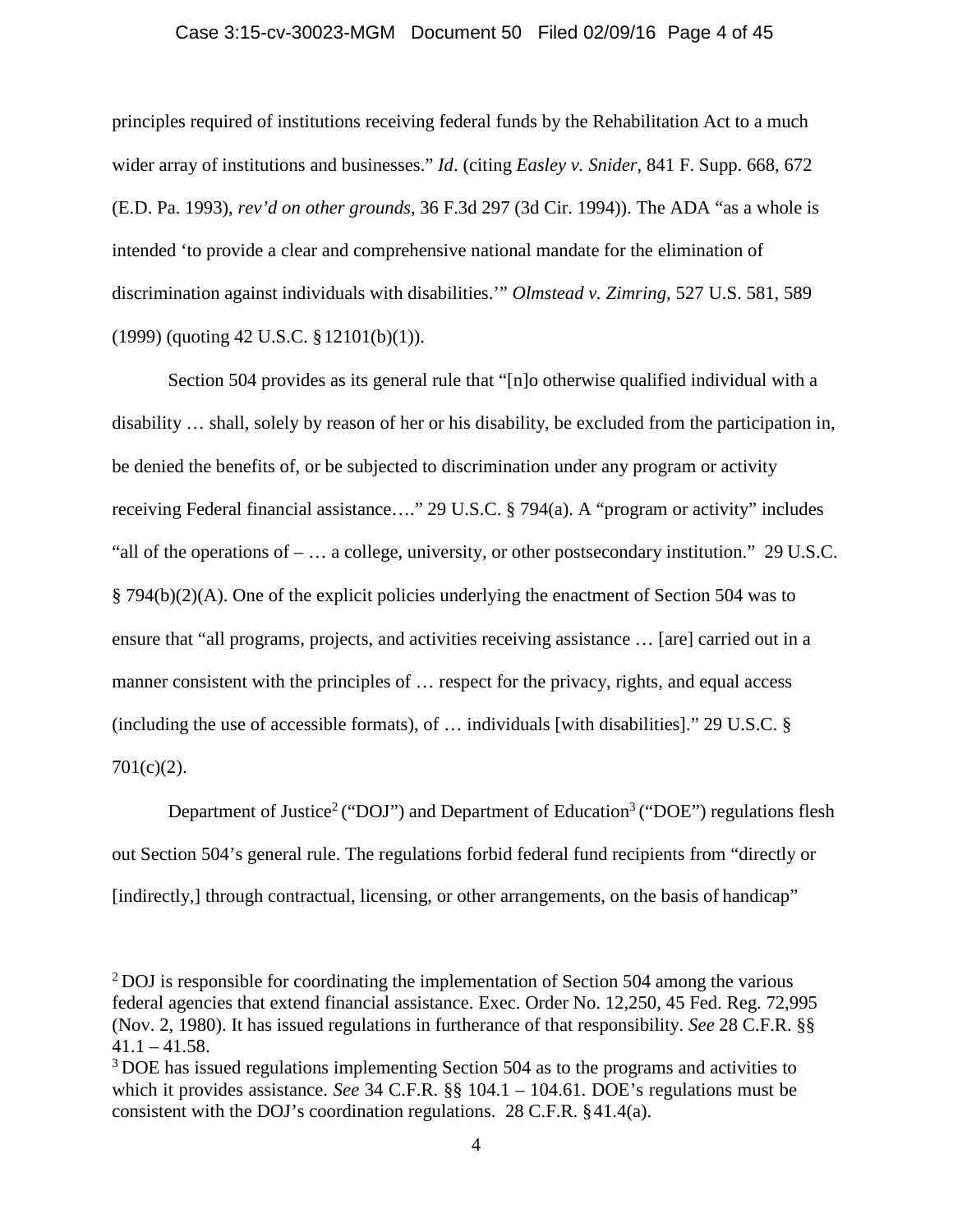principles required of institutions receiving federal funds by the Rehabilitation Act to a much wider array of institutions and businesses." *Id*. (citing *Easley v. Snider*, 841 F. Supp. 668, 672 (E.D. Pa. 1993), *rev'd on other grounds*, 36 F.3d 297 (3d Cir. 1994)). The ADA "as a whole is intended 'to provide a clear and comprehensive national mandate for the elimination of discrimination against individuals with disabilities.'" *Olmstead v. Zimring*, 527 U.S. 581, 589 (1999) (quoting 42 U.S.C. § 12101(b)(1)).

Section 504 provides as its general rule that "[n]o otherwise qualified individual with a disability … shall, solely by reason of her or his disability, be excluded from the participation in, be denied the benefits of, or be subjected to discrimination under any program or activity receiving Federal financial assistance…." 29 U.S.C. § 794(a). A "program or activity" includes "all of the operations of – … a college, university, or other postsecondary institution." 29 U.S.C. § 794(b)(2)(A). One of the explicit policies underlying the enactment of Section 504 was to ensure that "all programs, projects, and activities receiving assistance … [are] carried out in a manner consistent with the principles of … respect for the privacy, rights, and equal access (including the use of accessible formats), of … individuals [with disabilities]." 29 U.S.C. § 701(c)(2).

Department of Justice[2] ("DOJ") and Department of Education[3] ("DOE") regulations flesh out Section 504's general rule. The regulations forbid federal fund recipients from "directly or [indirectly,] through contractual, licensing, or other arrangements, on the basis of handicap"

---

[2] DOJ is responsible for coordinating the implementation of Section 504 among the various federal agencies that extend financial assistance. Exec. Order No. 12,250, 45 Fed. Reg. 72,995 (Nov. 2, 1980). It has issued regulations in furtherance of that responsibility. *See* 28 C.F.R. §§ 41.1 – 41.58.

[3] DOE has issued regulations implementing Section 504 as to the programs and activities to which it provides assistance. *See* 34 C.F.R. §§ 104.1 – 104.61. DOE's regulations must be consistent with the DOJ's coordination regulations. 28 C.F.R. § 41.4(a).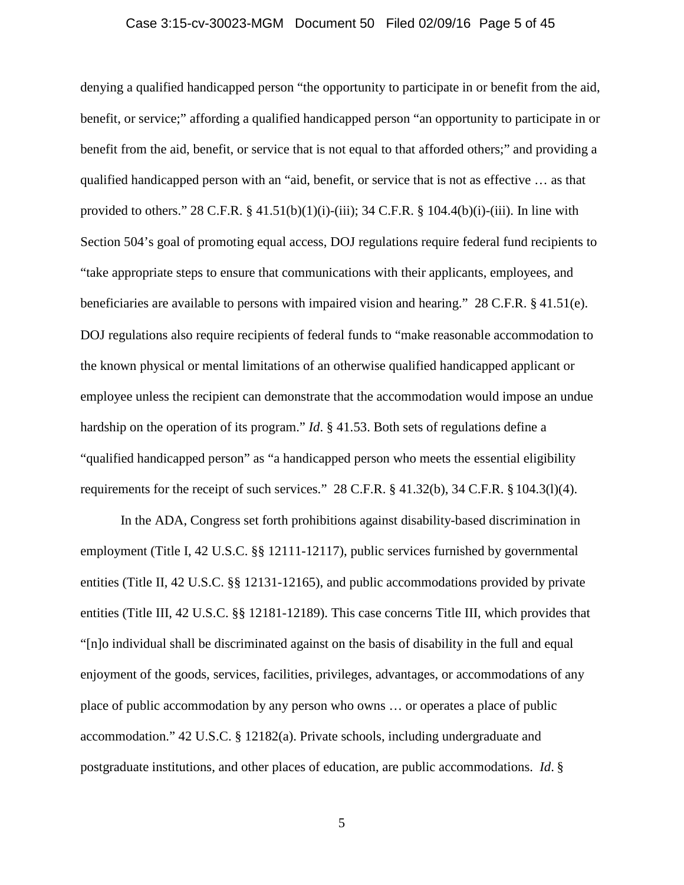denying a qualified handicapped person "the opportunity to participate in or benefit from the aid, benefit, or service;" affording a qualified handicapped person "an opportunity to participate in or benefit from the aid, benefit, or service that is not equal to that afforded others;" and providing a qualified handicapped person with an "aid, benefit, or service that is not as effective … as that provided to others." 28 C.F.R. § 41.51(b)(1)(i)-(iii); 34 C.F.R. § 104.4(b)(i)-(iii). In line with Section 504's goal of promoting equal access, DOJ regulations require federal fund recipients to "take appropriate steps to ensure that communications with their applicants, employees, and beneficiaries are available to persons with impaired vision and hearing." 28 C.F.R. § 41.51(e). DOJ regulations also require recipients of federal funds to "make reasonable accommodation to the known physical or mental limitations of an otherwise qualified handicapped applicant or employee unless the recipient can demonstrate that the accommodation would impose an undue hardship on the operation of its program." *Id*. § 41.53. Both sets of regulations define a "qualified handicapped person" as "a handicapped person who meets the essential eligibility requirements for the receipt of such services." 28 C.F.R. § 41.32(b), 34 C.F.R. § 104.3(l)(4).

In the ADA, Congress set forth prohibitions against disability-based discrimination in employment (Title I, 42 U.S.C. §§ 12111-12117), public services furnished by governmental entities (Title II, 42 U.S.C. §§ 12131-12165), and public accommodations provided by private entities (Title III, 42 U.S.C. §§ 12181-12189). This case concerns Title III, which provides that "[n]o individual shall be discriminated against on the basis of disability in the full and equal enjoyment of the goods, services, facilities, privileges, advantages, or accommodations of any place of public accommodation by any person who owns … or operates a place of public accommodation." 42 U.S.C. § 12182(a). Private schools, including undergraduate and postgraduate institutions, and other places of education, are public accommodations. *Id*. §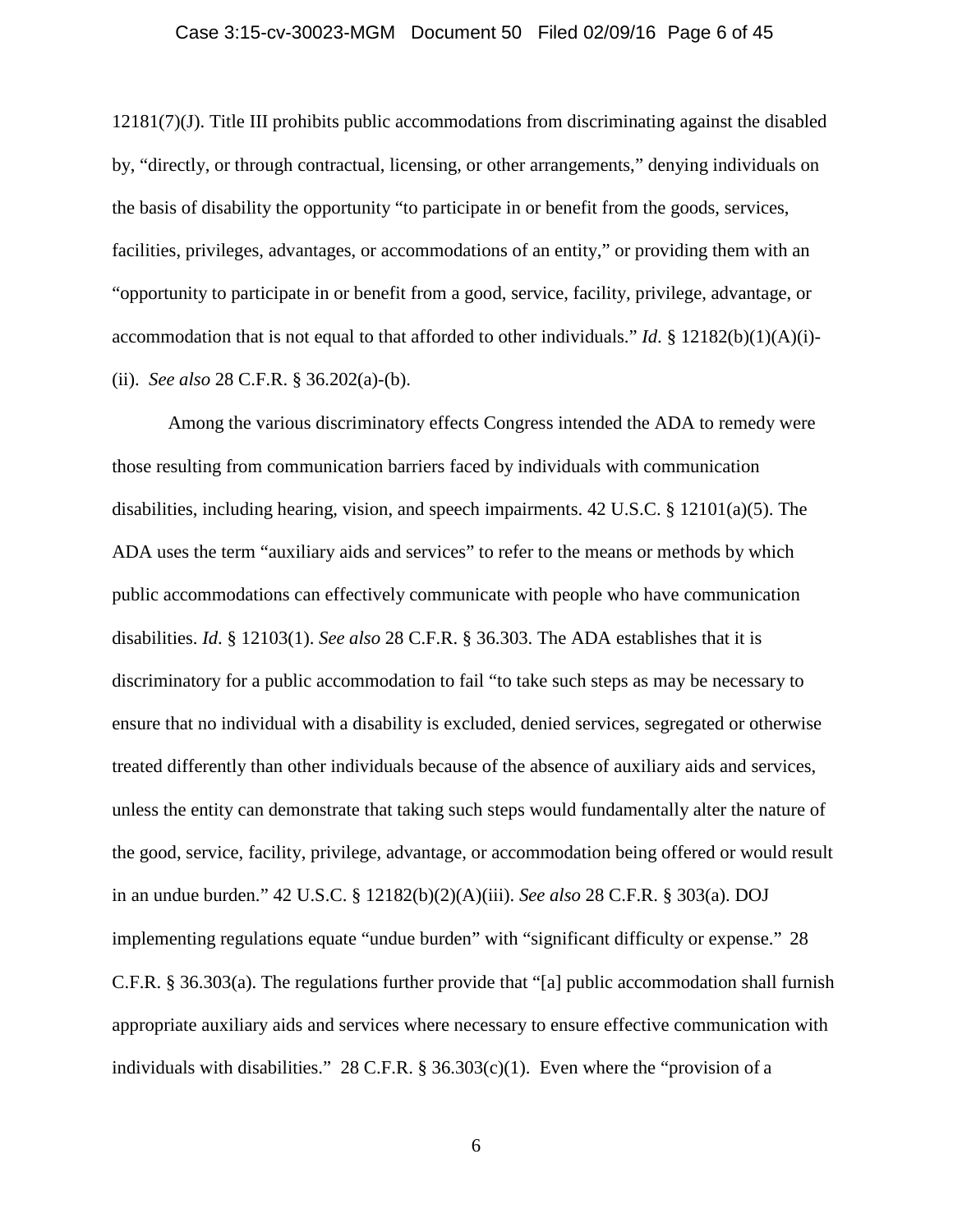12181(7)(J). Title III prohibits public accommodations from discriminating against the disabled by, "directly, or through contractual, licensing, or other arrangements," denying individuals on the basis of disability the opportunity "to participate in or benefit from the goods, services, facilities, privileges, advantages, or accommodations of an entity," or providing them with an "opportunity to participate in or benefit from a good, service, facility, privilege, advantage, or accommodation that is not equal to that afforded to other individuals." *Id*. § 12182(b)(1)(A)(i)-(ii). *See also* 28 C.F.R. § 36.202(a)-(b).

Among the various discriminatory effects Congress intended the ADA to remedy were those resulting from communication barriers faced by individuals with communication disabilities, including hearing, vision, and speech impairments. 42 U.S.C. § 12101(a)(5). The ADA uses the term "auxiliary aids and services" to refer to the means or methods by which public accommodations can effectively communicate with people who have communication disabilities. *Id*. § 12103(1). *See also* 28 C.F.R. § 36.303. The ADA establishes that it is discriminatory for a public accommodation to fail "to take such steps as may be necessary to ensure that no individual with a disability is excluded, denied services, segregated or otherwise treated differently than other individuals because of the absence of auxiliary aids and services, unless the entity can demonstrate that taking such steps would fundamentally alter the nature of the good, service, facility, privilege, advantage, or accommodation being offered or would result in an undue burden." 42 U.S.C. § 12182(b)(2)(A)(iii). *See also* 28 C.F.R. § 303(a). DOJ implementing regulations equate "undue burden" with "significant difficulty or expense." 28 C.F.R. § 36.303(a). The regulations further provide that "[a] public accommodation shall furnish appropriate auxiliary aids and services where necessary to ensure effective communication with individuals with disabilities." 28 C.F.R. § 36.303(c)(1). Even where the "provision of a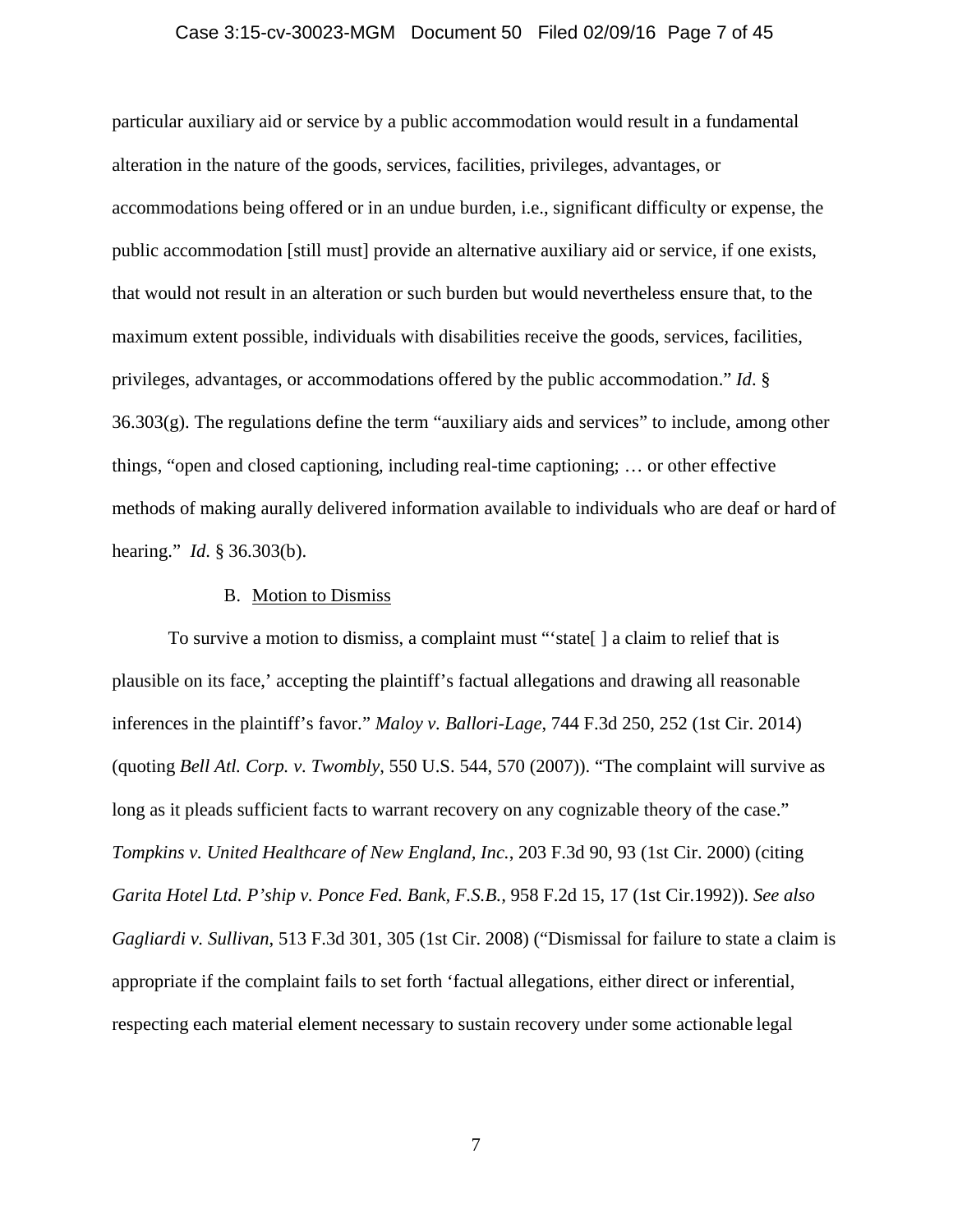particular auxiliary aid or service by a public accommodation would result in a fundamental alteration in the nature of the goods, services, facilities, privileges, advantages, or accommodations being offered or in an undue burden, i.e., significant difficulty or expense, the public accommodation [still must] provide an alternative auxiliary aid or service, if one exists, that would not result in an alteration or such burden but would nevertheless ensure that, to the maximum extent possible, individuals with disabilities receive the goods, services, facilities, privileges, advantages, or accommodations offered by the public accommodation." *Id*. § 36.303(g). The regulations define the term "auxiliary aids and services" to include, among other things, "open and closed captioning, including real-time captioning; … or other effective methods of making aurally delivered information available to individuals who are deaf or hard of hearing." *Id*. § 36.303(b).

B. Motion to Dismiss

To survive a motion to dismiss, a complaint must "'state[ ] a claim to relief that is plausible on its face,' accepting the plaintiff's factual allegations and drawing all reasonable inferences in the plaintiff's favor." *Maloy v. Ballori-Lage*, 744 F.3d 250, 252 (1st Cir. 2014) (quoting *Bell Atl. Corp. v. Twombly*, 550 U.S. 544, 570 (2007)). "The complaint will survive as long as it pleads sufficient facts to warrant recovery on any cognizable theory of the case." *Tompkins v. United Healthcare of New England, Inc.*, 203 F.3d 90, 93 (1st Cir. 2000) (citing *Garita Hotel Ltd. P'ship v. Ponce Fed. Bank, F.S.B.*, 958 F.2d 15, 17 (1st Cir.1992)). *See also Gagliardi v. Sullivan*, 513 F.3d 301, 305 (1st Cir. 2008) ("Dismissal for failure to state a claim is appropriate if the complaint fails to set forth 'factual allegations, either direct or inferential, respecting each material element necessary to sustain recovery under some actionable legal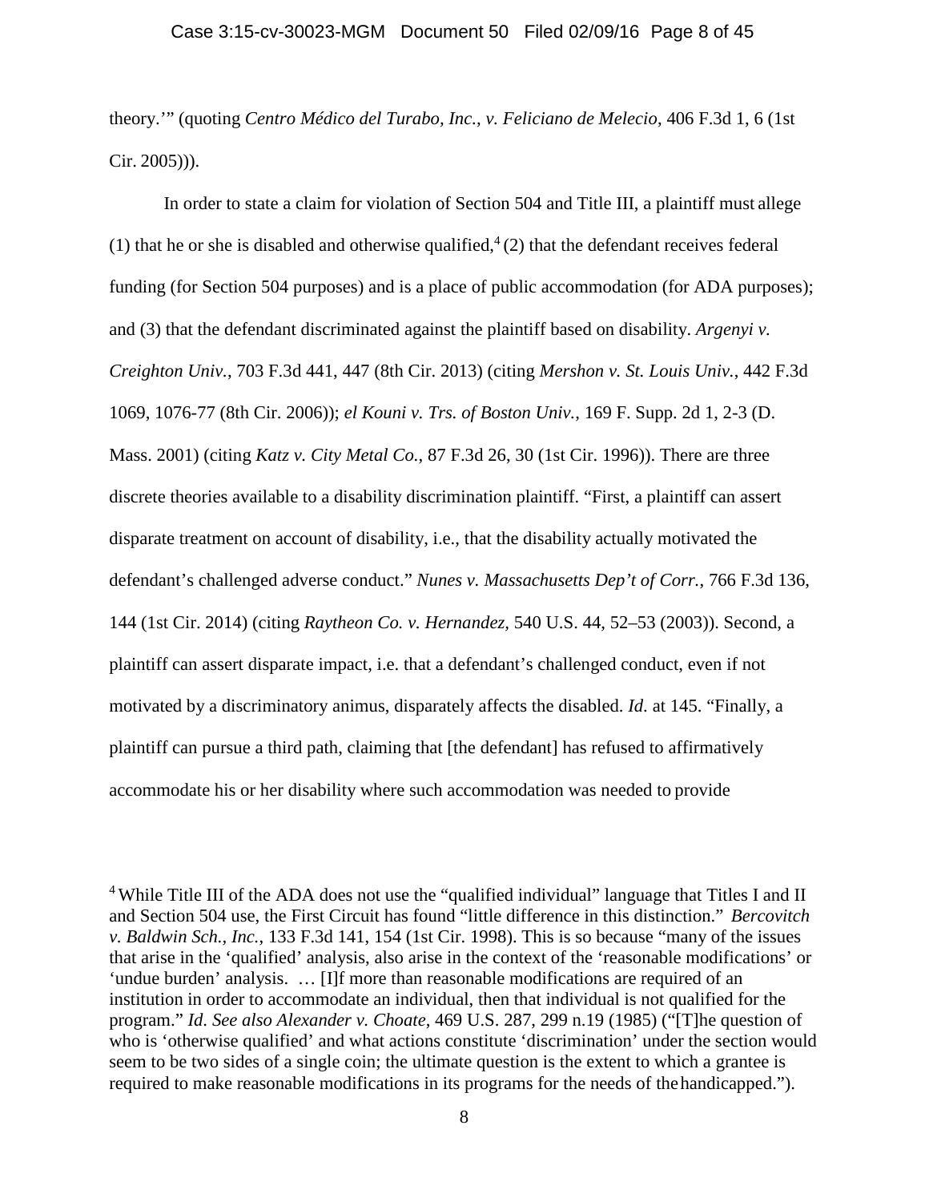theory.'" (quoting *Centro Médico del Turabo, Inc., v. Feliciano de Melecio*, 406 F.3d 1, 6 (1st Cir. 2005))).

In order to state a claim for violation of Section 504 and Title III, a plaintiff must allege (1) that he or she is disabled and otherwise qualified,[4] (2) that the defendant receives federal funding (for Section 504 purposes) and is a place of public accommodation (for ADA purposes); and (3) that the defendant discriminated against the plaintiff based on disability. *Argenyi v. Creighton Univ.*, 703 F.3d 441, 447 (8th Cir. 2013) (citing *Mershon v. St. Louis Univ.*, 442 F.3d 1069, 1076-77 (8th Cir. 2006)); *el Kouni v. Trs. of Boston Univ.*, 169 F. Supp. 2d 1, 2-3 (D. Mass. 2001) (citing *Katz v. City Metal Co.*, 87 F.3d 26, 30 (1st Cir. 1996)). There are three discrete theories available to a disability discrimination plaintiff. "First, a plaintiff can assert disparate treatment on account of disability, i.e., that the disability actually motivated the defendant's challenged adverse conduct." *Nunes v. Massachusetts Dep't of Corr.*, 766 F.3d 136, 144 (1st Cir. 2014) (citing *Raytheon Co. v. Hernandez*, 540 U.S. 44, 52–53 (2003)). Second, a plaintiff can assert disparate impact, i.e. that a defendant's challenged conduct, even if not motivated by a discriminatory animus, disparately affects the disabled. *Id.* at 145. "Finally, a plaintiff can pursue a third path, claiming that [the defendant] has refused to affirmatively accommodate his or her disability where such accommodation was needed to provide

[4] While Title III of the ADA does not use the "qualified individual" language that Titles I and II and Section 504 use, the First Circuit has found "little difference in this distinction." *Bercovitch v. Baldwin Sch., Inc.*, 133 F.3d 141, 154 (1st Cir. 1998). This is so because "many of the issues that arise in the 'qualified' analysis, also arise in the context of the 'reasonable modifications' or 'undue burden' analysis. … [I]f more than reasonable modifications are required of an institution in order to accommodate an individual, then that individual is not qualified for the program." *Id. See also Alexander v. Choate*, 469 U.S. 287, 299 n.19 (1985) ("[T]he question of who is 'otherwise qualified' and what actions constitute 'discrimination' under the section would seem to be two sides of a single coin; the ultimate question is the extent to which a grantee is required to make reasonable modifications in its programs for the needs of the handicapped.").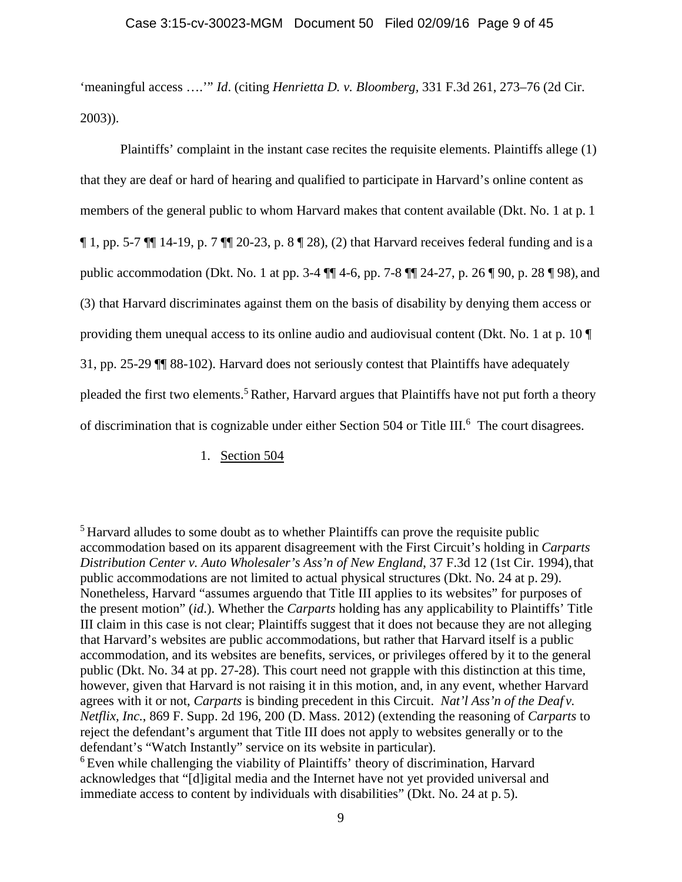'meaningful access ….'" *Id*. (citing *Henrietta D. v. Bloomberg*, 331 F.3d 261, 273–76 (2d Cir. 2003)).

Plaintiffs' complaint in the instant case recites the requisite elements. Plaintiffs allege (1) that they are deaf or hard of hearing and qualified to participate in Harvard's online content as members of the general public to whom Harvard makes that content available (Dkt. No. 1 at p. 1 ¶ 1, pp. 5-7 ¶¶ 14-19, p. 7 ¶¶ 20-23, p. 8 ¶ 28), (2) that Harvard receives federal funding and is a public accommodation (Dkt. No. 1 at pp. 3-4 ¶¶ 4-6, pp. 7-8 ¶¶ 24-27, p. 26 ¶ 90, p. 28 ¶ 98), and (3) that Harvard discriminates against them on the basis of disability by denying them access or providing them unequal access to its online audio and audiovisual content (Dkt. No. 1 at p. 10 ¶ 31, pp. 25-29 ¶¶ 88-102). Harvard does not seriously contest that Plaintiffs have adequately pleaded the first two elements.[5] Rather, Harvard argues that Plaintiffs have not put forth a theory of discrimination that is cognizable under either Section 504 or Title III.[6] The court disagrees.

1. Section 504

[5] Harvard alludes to some doubt as to whether Plaintiffs can prove the requisite public accommodation based on its apparent disagreement with the First Circuit's holding in *Carparts Distribution Center v. Auto Wholesaler's Ass'n of New England*, 37 F.3d 12 (1st Cir. 1994), that public accommodations are not limited to actual physical structures (Dkt. No. 24 at p. 29). Nonetheless, Harvard "assumes arguendo that Title III applies to its websites" for purposes of the present motion" (*id*.). Whether the *Carparts* holding has any applicability to Plaintiffs' Title III claim in this case is not clear; Plaintiffs suggest that it does not because they are not alleging that Harvard's websites are public accommodations, but rather that Harvard itself is a public accommodation, and its websites are benefits, services, or privileges offered by it to the general public (Dkt. No. 34 at pp. 27-28). This court need not grapple with this distinction at this time, however, given that Harvard is not raising it in this motion, and, in any event, whether Harvard agrees with it or not, *Carparts* is binding precedent in this Circuit. *Nat'l Ass'n of the Deaf v. Netflix, Inc.*, 869 F. Supp. 2d 196, 200 (D. Mass. 2012) (extending the reasoning of *Carparts* to reject the defendant's argument that Title III does not apply to websites generally or to the defendant's "Watch Instantly" service on its website in particular).

[6] Even while challenging the viability of Plaintiffs' theory of discrimination, Harvard acknowledges that "[d]igital media and the Internet have not yet provided universal and immediate access to content by individuals with disabilities" (Dkt. No. 24 at p. 5).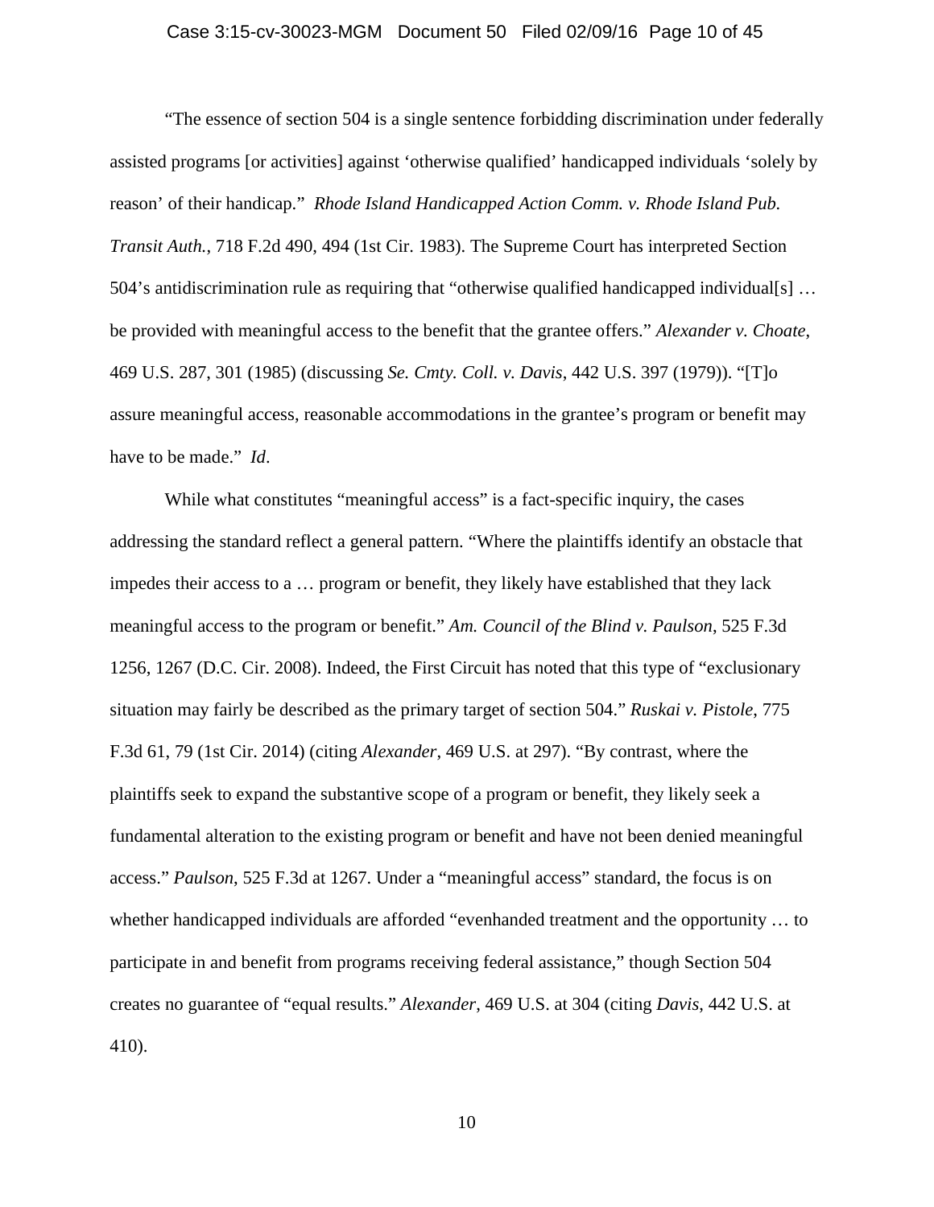"The essence of section 504 is a single sentence forbidding discrimination under federally assisted programs [or activities] against 'otherwise qualified' handicapped individuals 'solely by reason' of their handicap." *Rhode Island Handicapped Action Comm. v. Rhode Island Pub. Transit Auth.*, 718 F.2d 490, 494 (1st Cir. 1983). The Supreme Court has interpreted Section 504's antidiscrimination rule as requiring that "otherwise qualified handicapped individual[s] … be provided with meaningful access to the benefit that the grantee offers." *Alexander v. Choate*, 469 U.S. 287, 301 (1985) (discussing *Se. Cmty. Coll. v. Davis*, 442 U.S. 397 (1979)). "[T]o assure meaningful access, reasonable accommodations in the grantee's program or benefit may have to be made." *Id*.

While what constitutes "meaningful access" is a fact-specific inquiry, the cases addressing the standard reflect a general pattern. "Where the plaintiffs identify an obstacle that impedes their access to a … program or benefit, they likely have established that they lack meaningful access to the program or benefit." *Am. Council of the Blind v. Paulson*, 525 F.3d 1256, 1267 (D.C. Cir. 2008). Indeed, the First Circuit has noted that this type of "exclusionary situation may fairly be described as the primary target of section 504." *Ruskai v. Pistole*, 775 F.3d 61, 79 (1st Cir. 2014) (citing *Alexander*, 469 U.S. at 297). "By contrast, where the plaintiffs seek to expand the substantive scope of a program or benefit, they likely seek a fundamental alteration to the existing program or benefit and have not been denied meaningful access." *Paulson*, 525 F.3d at 1267. Under a "meaningful access" standard, the focus is on whether handicapped individuals are afforded "evenhanded treatment and the opportunity … to participate in and benefit from programs receiving federal assistance," though Section 504 creates no guarantee of "equal results." *Alexander*, 469 U.S. at 304 (citing *Davis*, 442 U.S. at 410).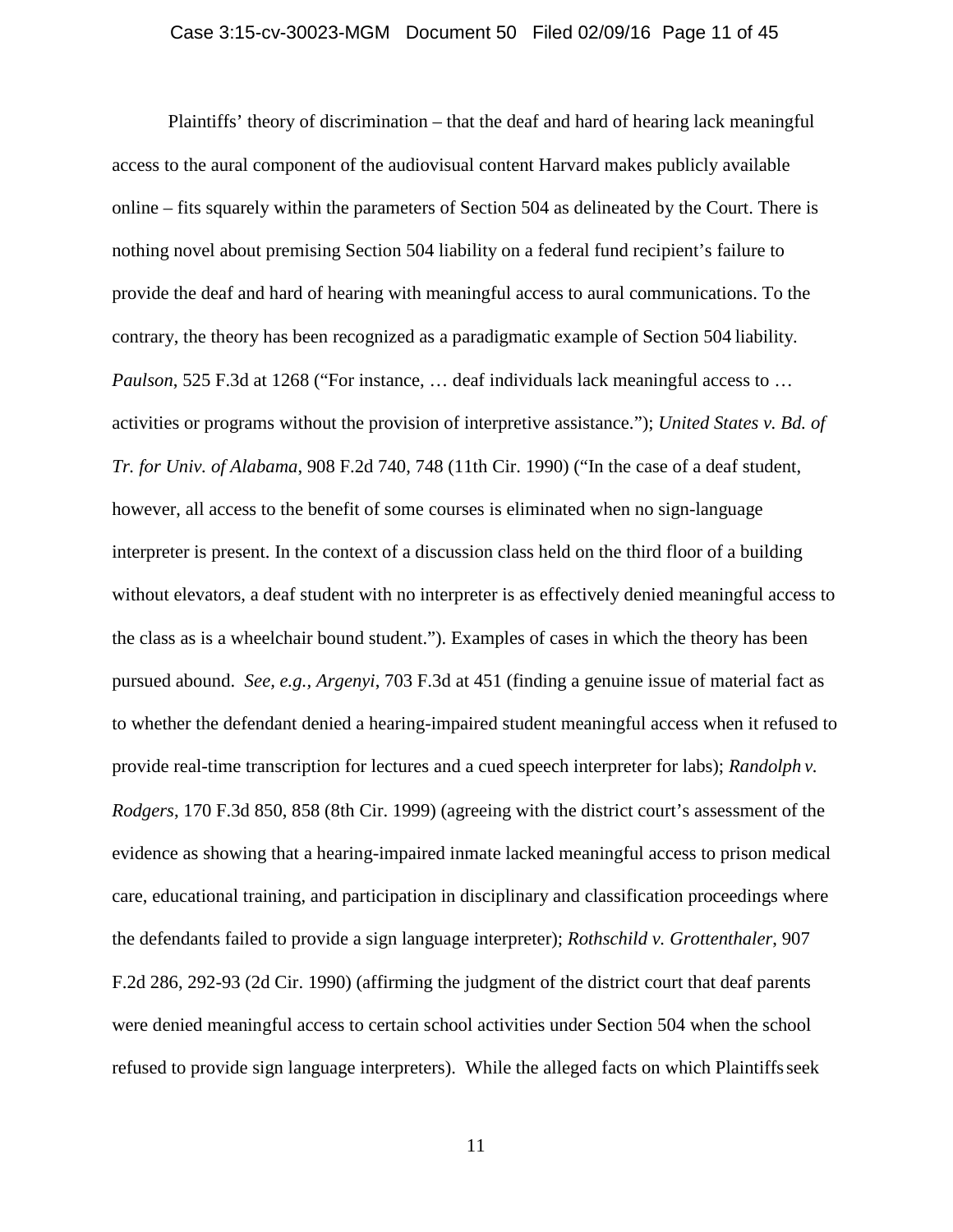Plaintiffs' theory of discrimination – that the deaf and hard of hearing lack meaningful access to the aural component of the audiovisual content Harvard makes publicly available online – fits squarely within the parameters of Section 504 as delineated by the Court. There is nothing novel about premising Section 504 liability on a federal fund recipient's failure to provide the deaf and hard of hearing with meaningful access to aural communications. To the contrary, the theory has been recognized as a paradigmatic example of Section 504 liability. *Paulson*, 525 F.3d at 1268 ("For instance, … deaf individuals lack meaningful access to … activities or programs without the provision of interpretive assistance."); *United States v. Bd. of Tr. for Univ. of Alabama*, 908 F.2d 740, 748 (11th Cir. 1990) ("In the case of a deaf student, however, all access to the benefit of some courses is eliminated when no sign-language interpreter is present. In the context of a discussion class held on the third floor of a building without elevators, a deaf student with no interpreter is as effectively denied meaningful access to the class as is a wheelchair bound student."). Examples of cases in which the theory has been pursued abound. *See, e.g.*, *Argenyi*, 703 F.3d at 451 (finding a genuine issue of material fact as to whether the defendant denied a hearing-impaired student meaningful access when it refused to provide real-time transcription for lectures and a cued speech interpreter for labs); *Randolph v. Rodgers*, 170 F.3d 850, 858 (8th Cir. 1999) (agreeing with the district court's assessment of the evidence as showing that a hearing-impaired inmate lacked meaningful access to prison medical care, educational training, and participation in disciplinary and classification proceedings where the defendants failed to provide a sign language interpreter); *Rothschild v. Grottenthaler*, 907 F.2d 286, 292-93 (2d Cir. 1990) (affirming the judgment of the district court that deaf parents were denied meaningful access to certain school activities under Section 504 when the school refused to provide sign language interpreters). While the alleged facts on which Plaintiffs seek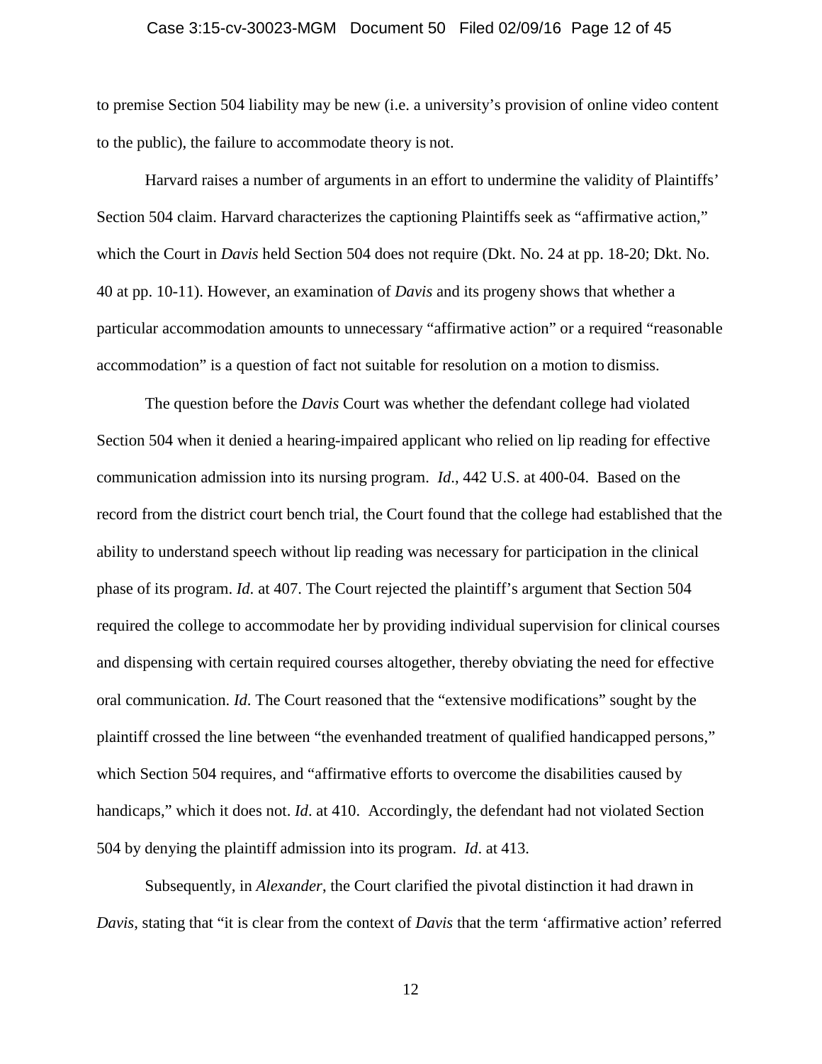to premise Section 504 liability may be new (i.e. a university's provision of online video content to the public), the failure to accommodate theory is not.

Harvard raises a number of arguments in an effort to undermine the validity of Plaintiffs' Section 504 claim. Harvard characterizes the captioning Plaintiffs seek as "affirmative action," which the Court in *Davis* held Section 504 does not require (Dkt. No. 24 at pp. 18-20; Dkt. No. 40 at pp. 10-11). However, an examination of *Davis* and its progeny shows that whether a particular accommodation amounts to unnecessary "affirmative action" or a required "reasonable accommodation" is a question of fact not suitable for resolution on a motion to dismiss.

The question before the *Davis* Court was whether the defendant college had violated Section 504 when it denied a hearing-impaired applicant who relied on lip reading for effective communication admission into its nursing program. *Id*., 442 U.S. at 400-04. Based on the record from the district court bench trial, the Court found that the college had established that the ability to understand speech without lip reading was necessary for participation in the clinical phase of its program. *Id*. at 407. The Court rejected the plaintiff's argument that Section 504 required the college to accommodate her by providing individual supervision for clinical courses and dispensing with certain required courses altogether, thereby obviating the need for effective oral communication. *Id*. The Court reasoned that the "extensive modifications" sought by the plaintiff crossed the line between "the evenhanded treatment of qualified handicapped persons," which Section 504 requires, and "affirmative efforts to overcome the disabilities caused by handicaps," which it does not. *Id*. at 410. Accordingly, the defendant had not violated Section 504 by denying the plaintiff admission into its program. *Id*. at 413.

Subsequently, in *Alexander*, the Court clarified the pivotal distinction it had drawn in *Davis*, stating that "it is clear from the context of *Davis* that the term 'affirmative action' referred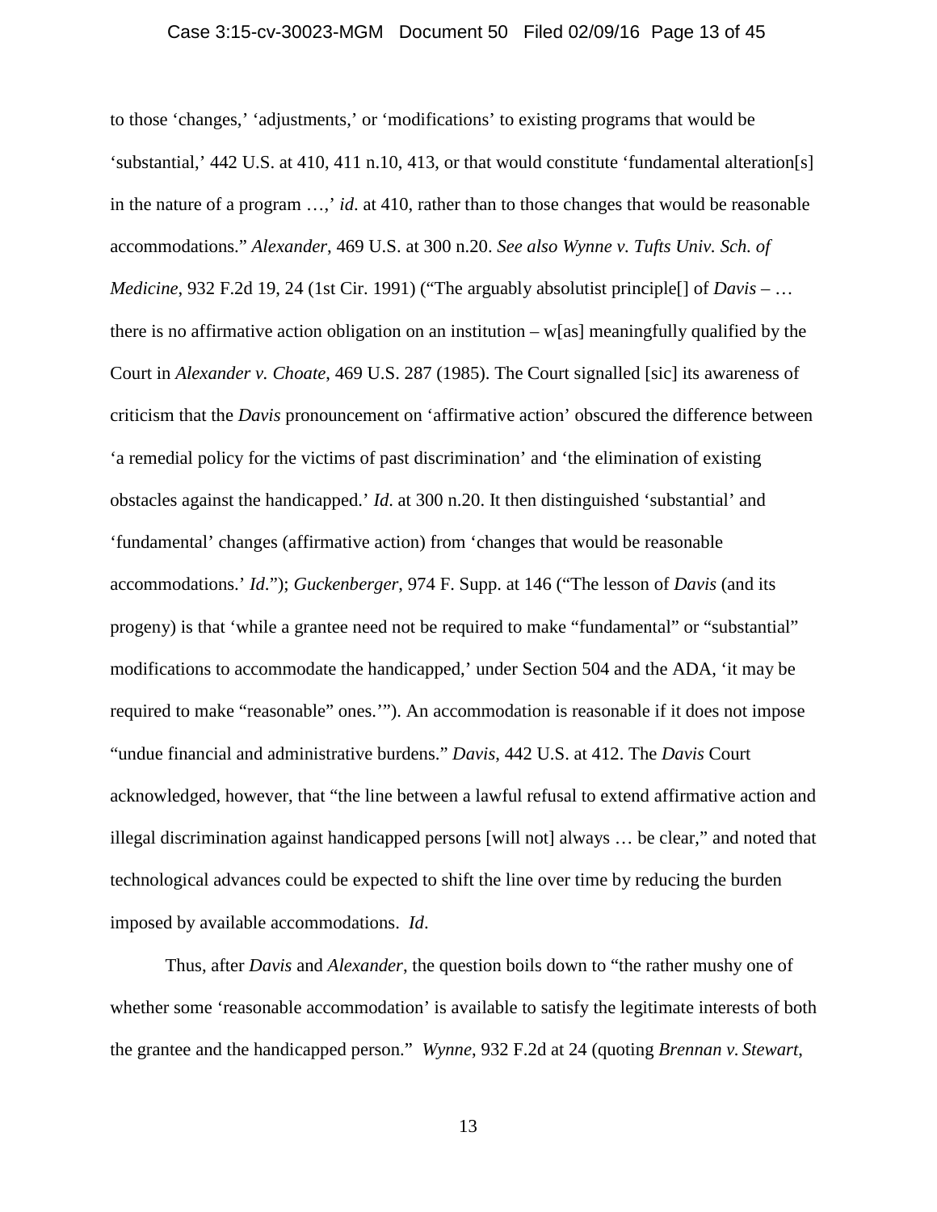to those 'changes,' 'adjustments,' or 'modifications' to existing programs that would be 'substantial,' 442 U.S. at 410, 411 n.10, 413, or that would constitute 'fundamental alteration[s] in the nature of a program …,' *id*. at 410, rather than to those changes that would be reasonable accommodations." *Alexander*, 469 U.S. at 300 n.20. *See also Wynne v. Tufts Univ. Sch. of Medicine*, 932 F.2d 19, 24 (1st Cir. 1991) ("The arguably absolutist principle[] of *Davis* – … there is no affirmative action obligation on an institution – w[as] meaningfully qualified by the Court in *Alexander v. Choate*, 469 U.S. 287 (1985). The Court signalled [sic] its awareness of criticism that the *Davis* pronouncement on 'affirmative action' obscured the difference between 'a remedial policy for the victims of past discrimination' and 'the elimination of existing obstacles against the handicapped.' *Id*. at 300 n.20. It then distinguished 'substantial' and 'fundamental' changes (affirmative action) from 'changes that would be reasonable accommodations.' *Id*."); *Guckenberger*, 974 F. Supp. at 146 ("The lesson of *Davis* (and its progeny) is that 'while a grantee need not be required to make "fundamental" or "substantial" modifications to accommodate the handicapped,' under Section 504 and the ADA, 'it may be required to make "reasonable" ones.'"). An accommodation is reasonable if it does not impose "undue financial and administrative burdens." *Davis*, 442 U.S. at 412. The *Davis* Court acknowledged, however, that "the line between a lawful refusal to extend affirmative action and illegal discrimination against handicapped persons [will not] always … be clear," and noted that technological advances could be expected to shift the line over time by reducing the burden imposed by available accommodations. *Id*.

Thus, after *Davis* and *Alexander*, the question boils down to "the rather mushy one of whether some 'reasonable accommodation' is available to satisfy the legitimate interests of both the grantee and the handicapped person." *Wynne*, 932 F.2d at 24 (quoting *Brennan v. Stewart*,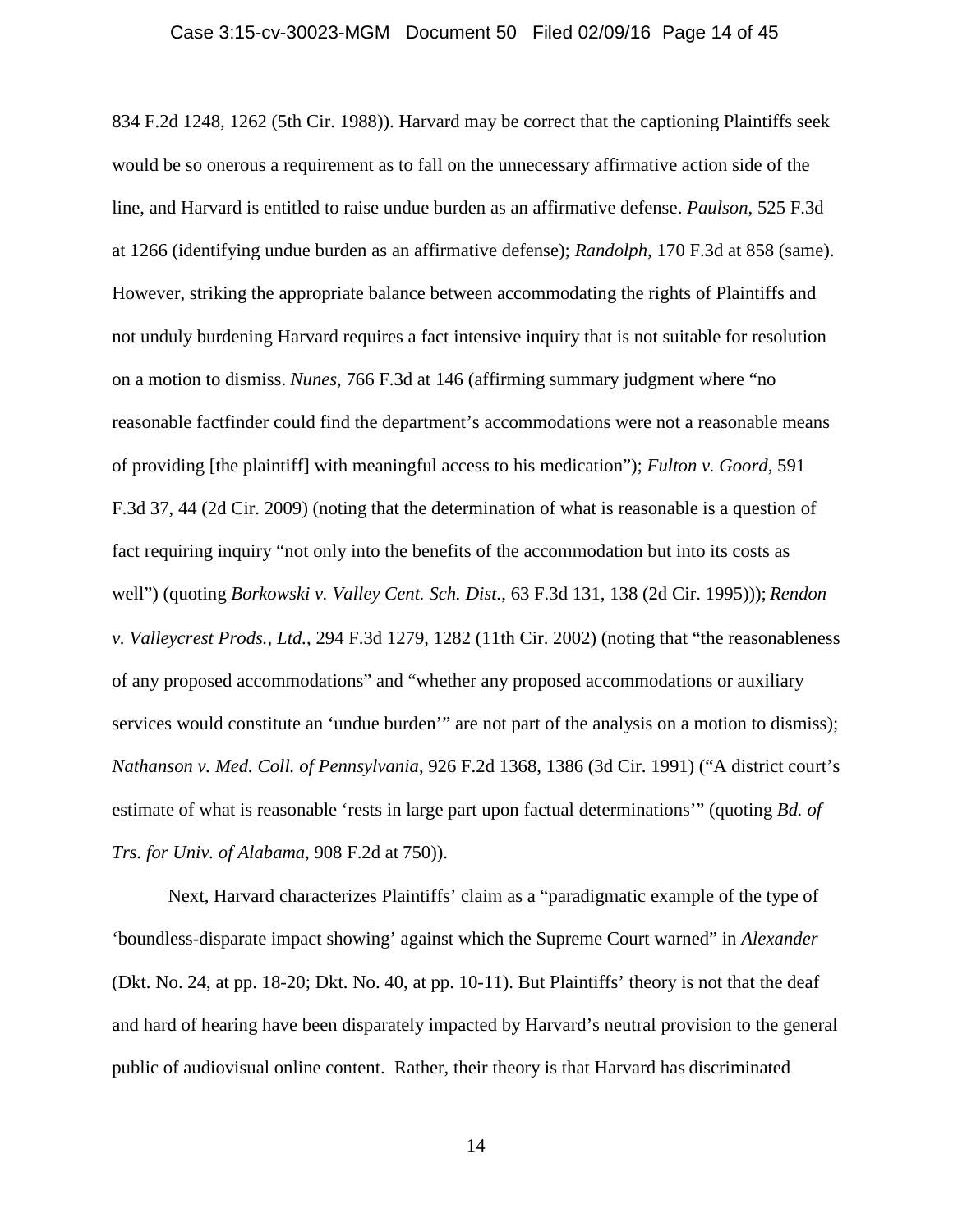834 F.2d 1248, 1262 (5th Cir. 1988)). Harvard may be correct that the captioning Plaintiffs seek would be so onerous a requirement as to fall on the unnecessary affirmative action side of the line, and Harvard is entitled to raise undue burden as an affirmative defense. *Paulson*, 525 F.3d at 1266 (identifying undue burden as an affirmative defense); *Randolph*, 170 F.3d at 858 (same). However, striking the appropriate balance between accommodating the rights of Plaintiffs and not unduly burdening Harvard requires a fact intensive inquiry that is not suitable for resolution on a motion to dismiss. *Nunes*, 766 F.3d at 146 (affirming summary judgment where "no reasonable factfinder could find the department's accommodations were not a reasonable means of providing [the plaintiff] with meaningful access to his medication"); *Fulton v. Goord*, 591 F.3d 37, 44 (2d Cir. 2009) (noting that the determination of what is reasonable is a question of fact requiring inquiry "not only into the benefits of the accommodation but into its costs as well") (quoting *Borkowski v. Valley Cent. Sch. Dist.*, 63 F.3d 131, 138 (2d Cir. 1995))); *Rendon v. Valleycrest Prods., Ltd.*, 294 F.3d 1279, 1282 (11th Cir. 2002) (noting that "the reasonableness of any proposed accommodations" and "whether any proposed accommodations or auxiliary services would constitute an 'undue burden'" are not part of the analysis on a motion to dismiss); *Nathanson v. Med. Coll. of Pennsylvania*, 926 F.2d 1368, 1386 (3d Cir. 1991) ("A district court's estimate of what is reasonable 'rests in large part upon factual determinations'" (quoting *Bd. of Trs. for Univ. of Alabama*, 908 F.2d at 750)).

Next, Harvard characterizes Plaintiffs' claim as a "paradigmatic example of the type of 'boundless-disparate impact showing' against which the Supreme Court warned" in *Alexander* (Dkt. No. 24, at pp. 18-20; Dkt. No. 40, at pp. 10-11). But Plaintiffs' theory is not that the deaf and hard of hearing have been disparately impacted by Harvard's neutral provision to the general public of audiovisual online content. Rather, their theory is that Harvard has discriminated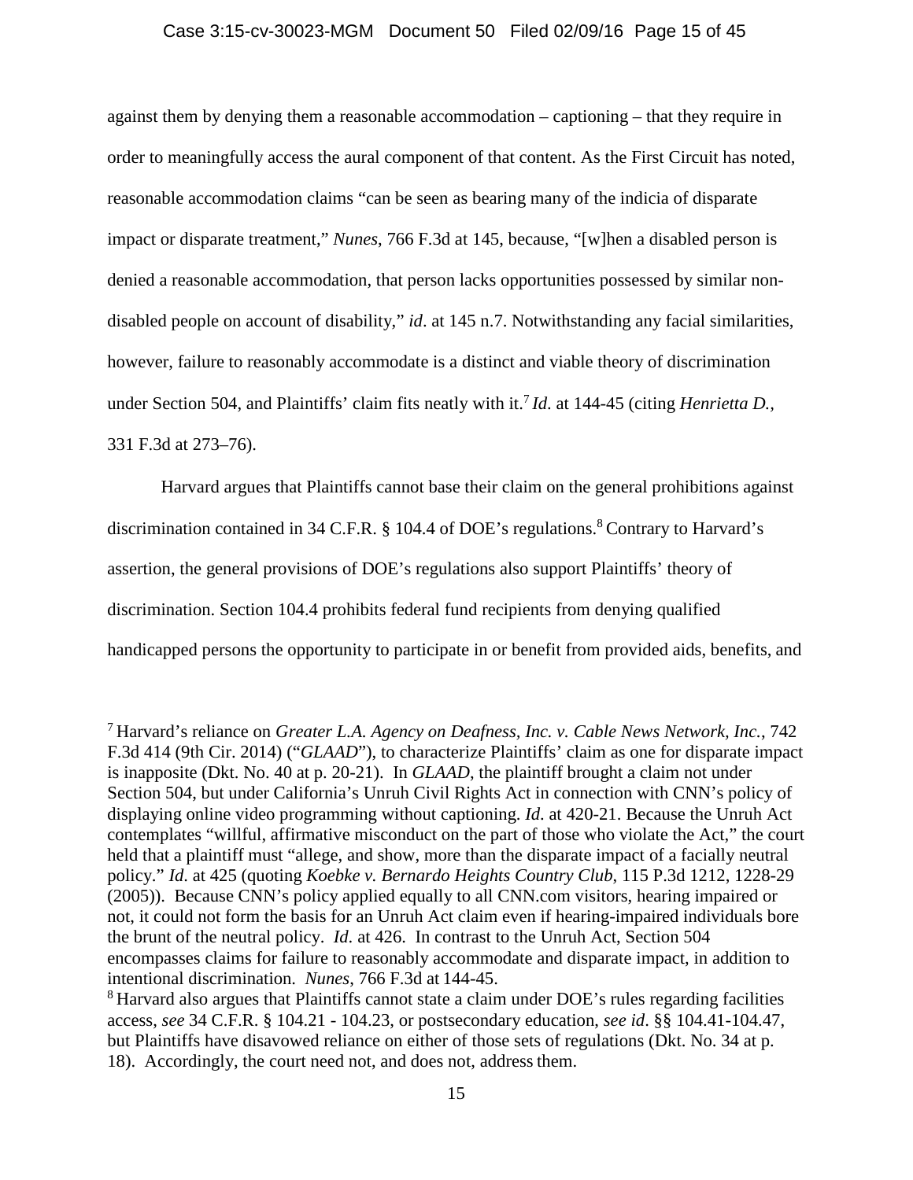against them by denying them a reasonable accommodation – captioning – that they require in order to meaningfully access the aural component of that content. As the First Circuit has noted, reasonable accommodation claims "can be seen as bearing many of the indicia of disparate impact or disparate treatment," *Nunes*, 766 F.3d at 145, because, "[w]hen a disabled person is denied a reasonable accommodation, that person lacks opportunities possessed by similar non-disabled people on account of disability," *id*. at 145 n.7. Notwithstanding any facial similarities, however, failure to reasonably accommodate is a distinct and viable theory of discrimination under Section 504, and Plaintiffs' claim fits neatly with it.[7] *Id*. at 144-45 (citing *Henrietta D.*, 331 F.3d at 273–76).

Harvard argues that Plaintiffs cannot base their claim on the general prohibitions against discrimination contained in 34 C.F.R. § 104.4 of DOE's regulations.[8] Contrary to Harvard's assertion, the general provisions of DOE's regulations also support Plaintiffs' theory of discrimination. Section 104.4 prohibits federal fund recipients from denying qualified handicapped persons the opportunity to participate in or benefit from provided aids, benefits, and

[7] Harvard's reliance on *Greater L.A. Agency on Deafness, Inc. v. Cable News Network, Inc.*, 742 F.3d 414 (9th Cir. 2014) ("*GLAAD*"), to characterize Plaintiffs' claim as one for disparate impact is inapposite (Dkt. No. 40 at p. 20-21). In *GLAAD*, the plaintiff brought a claim not under Section 504, but under California's Unruh Civil Rights Act in connection with CNN's policy of displaying online video programming without captioning. *Id*. at 420-21. Because the Unruh Act contemplates "willful, affirmative misconduct on the part of those who violate the Act," the court held that a plaintiff must "allege, and show, more than the disparate impact of a facially neutral policy." *Id*. at 425 (quoting *Koebke v. Bernardo Heights Country Club*, 115 P.3d 1212, 1228-29 (2005)). Because CNN's policy applied equally to all CNN.com visitors, hearing impaired or not, it could not form the basis for an Unruh Act claim even if hearing-impaired individuals bore the brunt of the neutral policy. *Id*. at 426. In contrast to the Unruh Act, Section 504 encompasses claims for failure to reasonably accommodate and disparate impact, in addition to intentional discrimination. *Nunes*, 766 F.3d at 144-45.

[8] Harvard also argues that Plaintiffs cannot state a claim under DOE's rules regarding facilities access, *see* 34 C.F.R. § 104.21 - 104.23, or postsecondary education, *see id*. §§ 104.41-104.47, but Plaintiffs have disavowed reliance on either of those sets of regulations (Dkt. No. 34 at p. 18). Accordingly, the court need not, and does not, address them.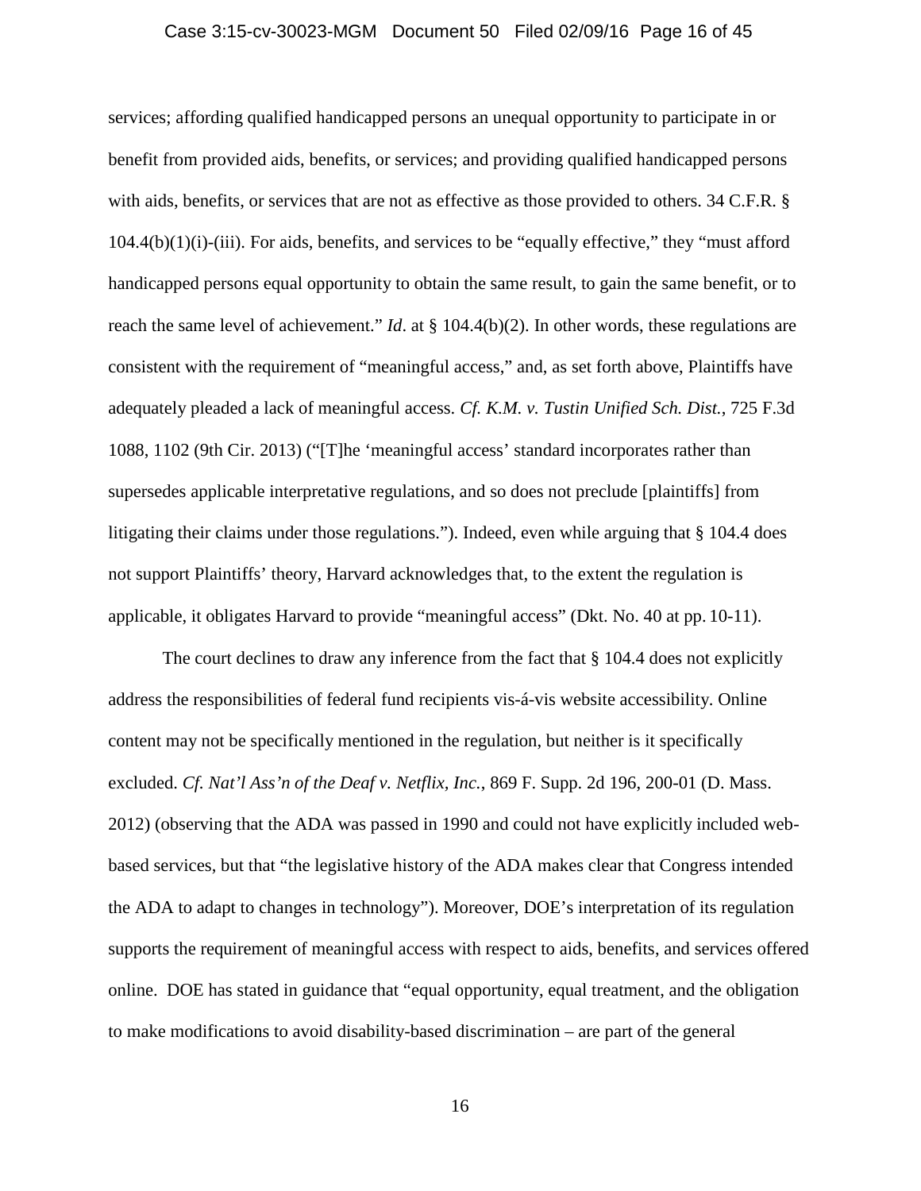services; affording qualified handicapped persons an unequal opportunity to participate in or benefit from provided aids, benefits, or services; and providing qualified handicapped persons with aids, benefits, or services that are not as effective as those provided to others. 34 C.F.R. § 104.4(b)(1)(i)-(iii). For aids, benefits, and services to be "equally effective," they "must afford handicapped persons equal opportunity to obtain the same result, to gain the same benefit, or to reach the same level of achievement." *Id*. at § 104.4(b)(2). In other words, these regulations are consistent with the requirement of "meaningful access," and, as set forth above, Plaintiffs have adequately pleaded a lack of meaningful access. *Cf. K.M. v. Tustin Unified Sch. Dist.*, 725 F.3d 1088, 1102 (9th Cir. 2013) ("[T]he 'meaningful access' standard incorporates rather than supersedes applicable interpretative regulations, and so does not preclude [plaintiffs] from litigating their claims under those regulations."). Indeed, even while arguing that § 104.4 does not support Plaintiffs' theory, Harvard acknowledges that, to the extent the regulation is applicable, it obligates Harvard to provide "meaningful access" (Dkt. No. 40 at pp. 10-11).

The court declines to draw any inference from the fact that § 104.4 does not explicitly address the responsibilities of federal fund recipients vis-á-vis website accessibility. Online content may not be specifically mentioned in the regulation, but neither is it specifically excluded. *Cf. Nat'l Ass'n of the Deaf v. Netflix, Inc.*, 869 F. Supp. 2d 196, 200-01 (D. Mass. 2012) (observing that the ADA was passed in 1990 and could not have explicitly included web-based services, but that "the legislative history of the ADA makes clear that Congress intended the ADA to adapt to changes in technology"). Moreover, DOE's interpretation of its regulation supports the requirement of meaningful access with respect to aids, benefits, and services offered online. DOE has stated in guidance that "equal opportunity, equal treatment, and the obligation to make modifications to avoid disability-based discrimination – are part of the general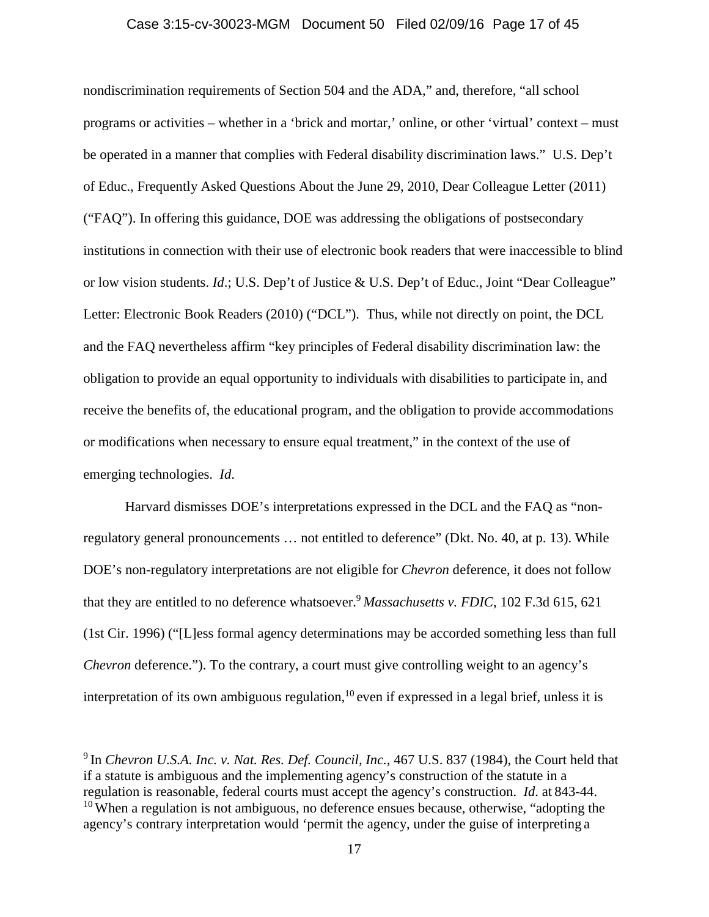nondiscrimination requirements of Section 504 and the ADA," and, therefore, "all school programs or activities – whether in a 'brick and mortar,' online, or other 'virtual' context – must be operated in a manner that complies with Federal disability discrimination laws." U.S. Dep't of Educ., Frequently Asked Questions About the June 29, 2010, Dear Colleague Letter (2011) ("FAQ"). In offering this guidance, DOE was addressing the obligations of postsecondary institutions in connection with their use of electronic book readers that were inaccessible to blind or low vision students. *Id*.; U.S. Dep't of Justice & U.S. Dep't of Educ., Joint "Dear Colleague" Letter: Electronic Book Readers (2010) ("DCL"). Thus, while not directly on point, the DCL and the FAQ nevertheless affirm "key principles of Federal disability discrimination law: the obligation to provide an equal opportunity to individuals with disabilities to participate in, and receive the benefits of, the educational program, and the obligation to provide accommodations or modifications when necessary to ensure equal treatment," in the context of the use of emerging technologies. *Id*.

Harvard dismisses DOE's interpretations expressed in the DCL and the FAQ as "non-regulatory general pronouncements … not entitled to deference" (Dkt. No. 40, at p. 13). While DOE's non-regulatory interpretations are not eligible for *Chevron* deference, it does not follow that they are entitled to no deference whatsoever.[9] *Massachusetts v. FDIC*, 102 F.3d 615, 621 (1st Cir. 1996) ("[L]ess formal agency determinations may be accorded something less than full *Chevron* deference."). To the contrary, a court must give controlling weight to an agency's interpretation of its own ambiguous regulation,[10] even if expressed in a legal brief, unless it is

---

[9] In *Chevron U.S.A. Inc. v. Nat. Res. Def. Council, Inc.*, 467 U.S. 837 (1984), the Court held that if a statute is ambiguous and the implementing agency's construction of the statute in a regulation is reasonable, federal courts must accept the agency's construction. *Id*. at 843-44.

[10] When a regulation is not ambiguous, no deference ensues because, otherwise, "adopting the agency's contrary interpretation would 'permit the agency, under the guise of interpreting a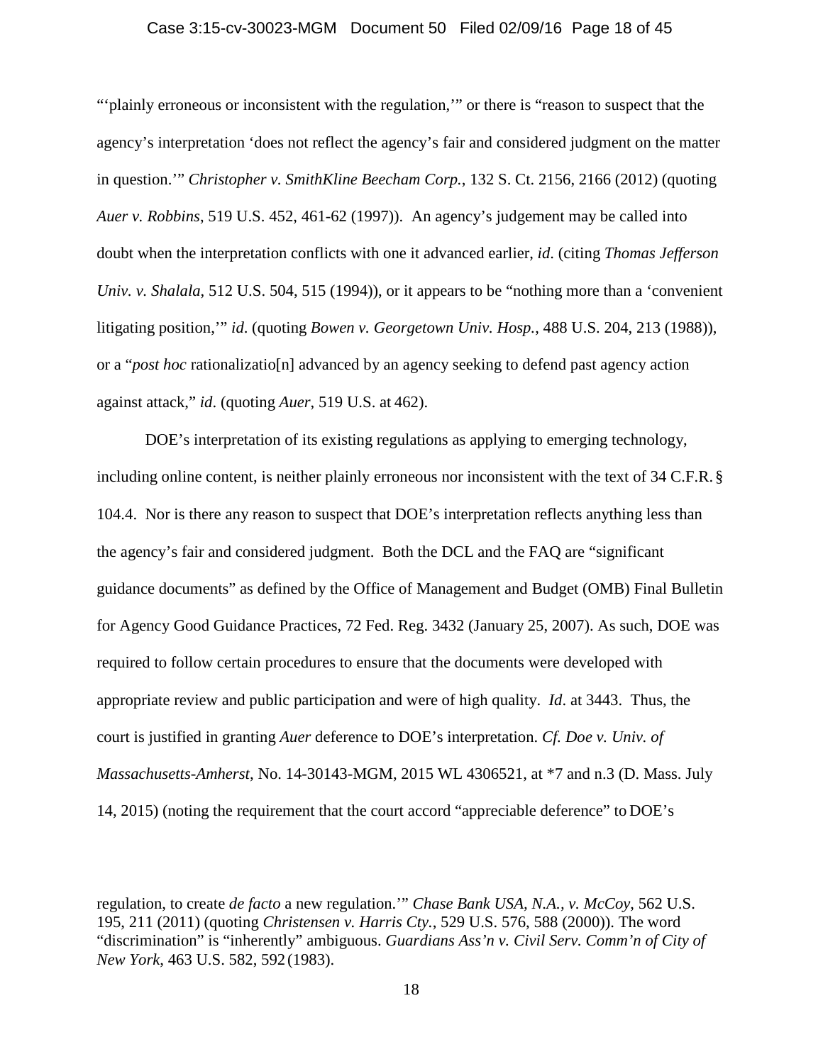"'plainly erroneous or inconsistent with the regulation,'" or there is "reason to suspect that the agency's interpretation 'does not reflect the agency's fair and considered judgment on the matter in question.'" *Christopher v. SmithKline Beecham Corp.*, 132 S. Ct. 2156, 2166 (2012) (quoting *Auer v. Robbins*, 519 U.S. 452, 461-62 (1997)). An agency's judgement may be called into doubt when the interpretation conflicts with one it advanced earlier, *id*. (citing *Thomas Jefferson Univ. v. Shalala*, 512 U.S. 504, 515 (1994)), or it appears to be "nothing more than a 'convenient litigating position,'" *id*. (quoting *Bowen v. Georgetown Univ. Hosp.*, 488 U.S. 204, 213 (1988)), or a "*post hoc* rationalizatio[n] advanced by an agency seeking to defend past agency action against attack," *id*. (quoting *Auer*, 519 U.S. at 462).

DOE's interpretation of its existing regulations as applying to emerging technology, including online content, is neither plainly erroneous nor inconsistent with the text of 34 C.F.R. § 104.4. Nor is there any reason to suspect that DOE's interpretation reflects anything less than the agency's fair and considered judgment. Both the DCL and the FAQ are "significant guidance documents" as defined by the Office of Management and Budget (OMB) Final Bulletin for Agency Good Guidance Practices, 72 Fed. Reg. 3432 (January 25, 2007). As such, DOE was required to follow certain procedures to ensure that the documents were developed with appropriate review and public participation and were of high quality. *Id*. at 3443. Thus, the court is justified in granting *Auer* deference to DOE's interpretation. *Cf. Doe v. Univ. of Massachusetts-Amherst*, No. 14-30143-MGM, 2015 WL 4306521, at \*7 and n.3 (D. Mass. July 14, 2015) (noting the requirement that the court accord "appreciable deference" to DOE's

regulation, to create *de facto* a new regulation.'" *Chase Bank USA, N.A., v. McCoy*, 562 U.S. 195, 211 (2011) (quoting *Christensen v. Harris Cty.*, 529 U.S. 576, 588 (2000)). The word "discrimination" is "inherently" ambiguous. *Guardians Ass'n v. Civil Serv. Comm'n of City of New York*, 463 U.S. 582, 592 (1983).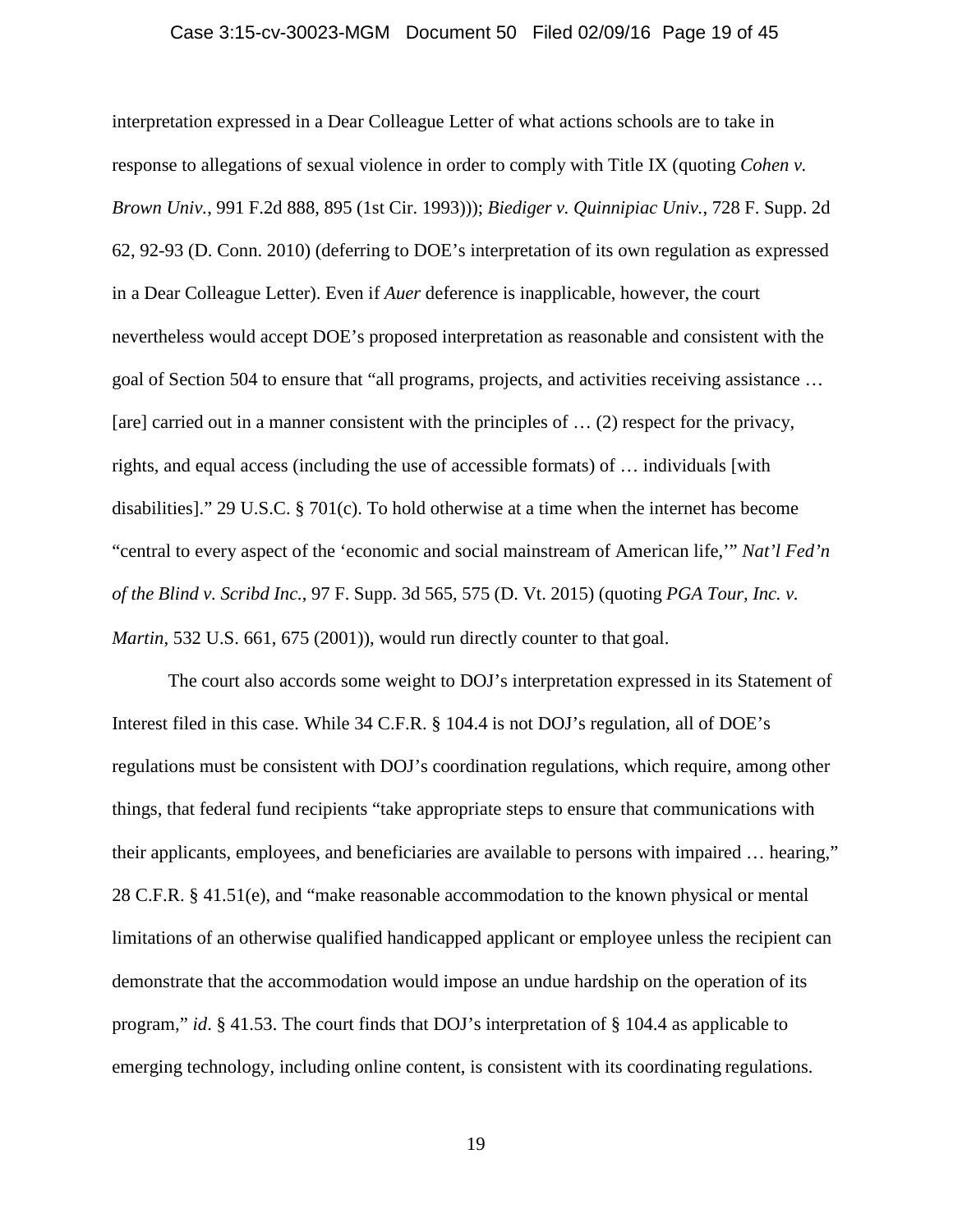interpretation expressed in a Dear Colleague Letter of what actions schools are to take in response to allegations of sexual violence in order to comply with Title IX (quoting *Cohen v. Brown Univ.*, 991 F.2d 888, 895 (1st Cir. 1993))); *Biediger v. Quinnipiac Univ.*, 728 F. Supp. 2d 62, 92-93 (D. Conn. 2010) (deferring to DOE's interpretation of its own regulation as expressed in a Dear Colleague Letter). Even if *Auer* deference is inapplicable, however, the court nevertheless would accept DOE's proposed interpretation as reasonable and consistent with the goal of Section 504 to ensure that "all programs, projects, and activities receiving assistance … [are] carried out in a manner consistent with the principles of … (2) respect for the privacy, rights, and equal access (including the use of accessible formats) of … individuals [with disabilities]." 29 U.S.C. § 701(c). To hold otherwise at a time when the internet has become "central to every aspect of the 'economic and social mainstream of American life,'" *Nat'l Fed'n of the Blind v. Scribd Inc.*, 97 F. Supp. 3d 565, 575 (D. Vt. 2015) (quoting *PGA Tour, Inc. v. Martin*, 532 U.S. 661, 675 (2001)), would run directly counter to that goal.

The court also accords some weight to DOJ's interpretation expressed in its Statement of Interest filed in this case. While 34 C.F.R. § 104.4 is not DOJ's regulation, all of DOE's regulations must be consistent with DOJ's coordination regulations, which require, among other things, that federal fund recipients "take appropriate steps to ensure that communications with their applicants, employees, and beneficiaries are available to persons with impaired … hearing," 28 C.F.R. § 41.51(e), and "make reasonable accommodation to the known physical or mental limitations of an otherwise qualified handicapped applicant or employee unless the recipient can demonstrate that the accommodation would impose an undue hardship on the operation of its program," *id*. § 41.53. The court finds that DOJ's interpretation of § 104.4 as applicable to emerging technology, including online content, is consistent with its coordinating regulations.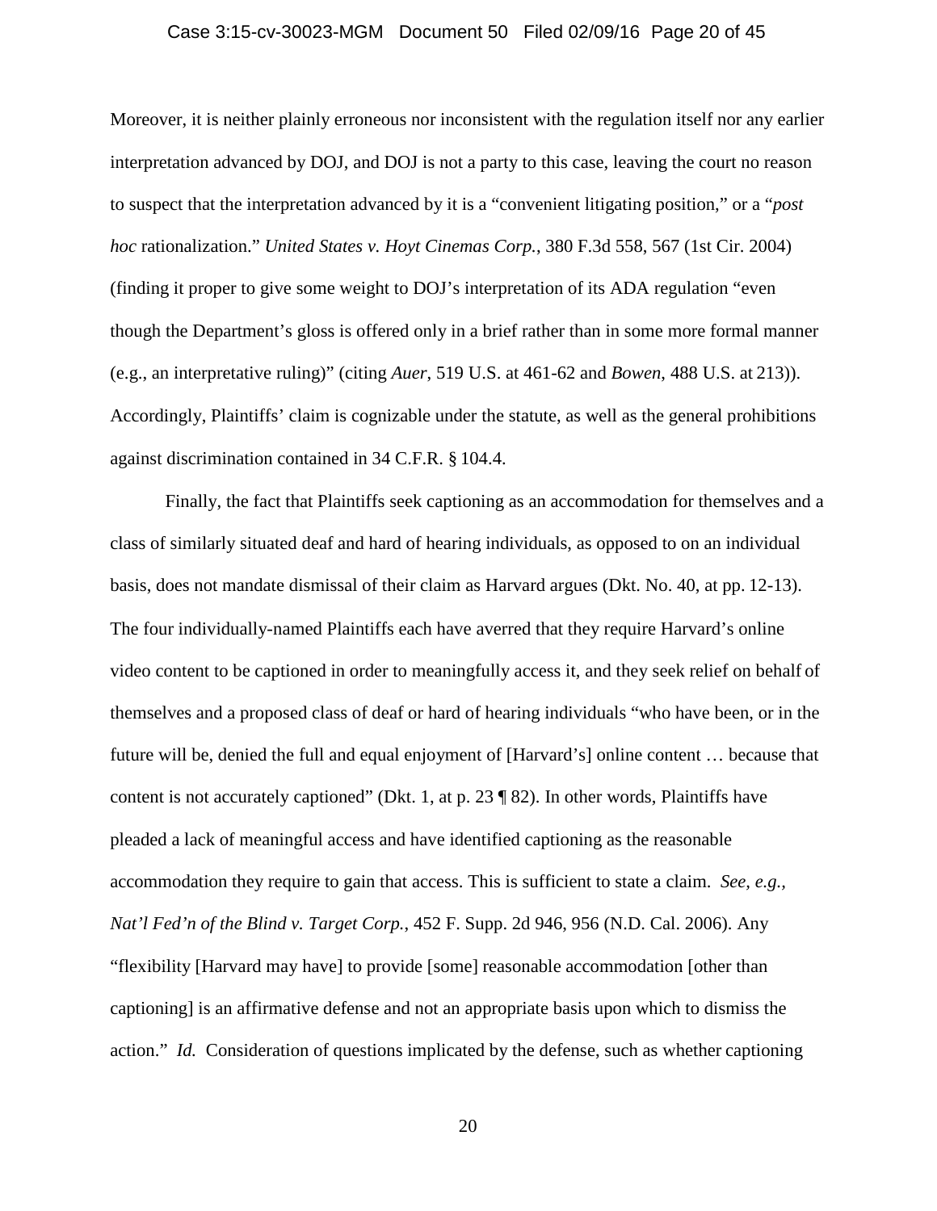Moreover, it is neither plainly erroneous nor inconsistent with the regulation itself nor any earlier interpretation advanced by DOJ, and DOJ is not a party to this case, leaving the court no reason to suspect that the interpretation advanced by it is a "convenient litigating position," or a "*post hoc* rationalization." *United States v. Hoyt Cinemas Corp.*, 380 F.3d 558, 567 (1st Cir. 2004) (finding it proper to give some weight to DOJ's interpretation of its ADA regulation "even though the Department's gloss is offered only in a brief rather than in some more formal manner (e.g., an interpretative ruling)" (citing *Auer*, 519 U.S. at 461-62 and *Bowen*, 488 U.S. at 213)). Accordingly, Plaintiffs' claim is cognizable under the statute, as well as the general prohibitions against discrimination contained in 34 C.F.R. § 104.4.

Finally, the fact that Plaintiffs seek captioning as an accommodation for themselves and a class of similarly situated deaf and hard of hearing individuals, as opposed to on an individual basis, does not mandate dismissal of their claim as Harvard argues (Dkt. No. 40, at pp. 12-13). The four individually-named Plaintiffs each have averred that they require Harvard's online video content to be captioned in order to meaningfully access it, and they seek relief on behalf of themselves and a proposed class of deaf or hard of hearing individuals "who have been, or in the future will be, denied the full and equal enjoyment of [Harvard's] online content … because that content is not accurately captioned" (Dkt. 1, at p. 23 ¶ 82). In other words, Plaintiffs have pleaded a lack of meaningful access and have identified captioning as the reasonable accommodation they require to gain that access. This is sufficient to state a claim. *See, e.g.*, *Nat'l Fed'n of the Blind v. Target Corp.*, 452 F. Supp. 2d 946, 956 (N.D. Cal. 2006). Any "flexibility [Harvard may have] to provide [some] reasonable accommodation [other than captioning] is an affirmative defense and not an appropriate basis upon which to dismiss the action." *Id.* Consideration of questions implicated by the defense, such as whether captioning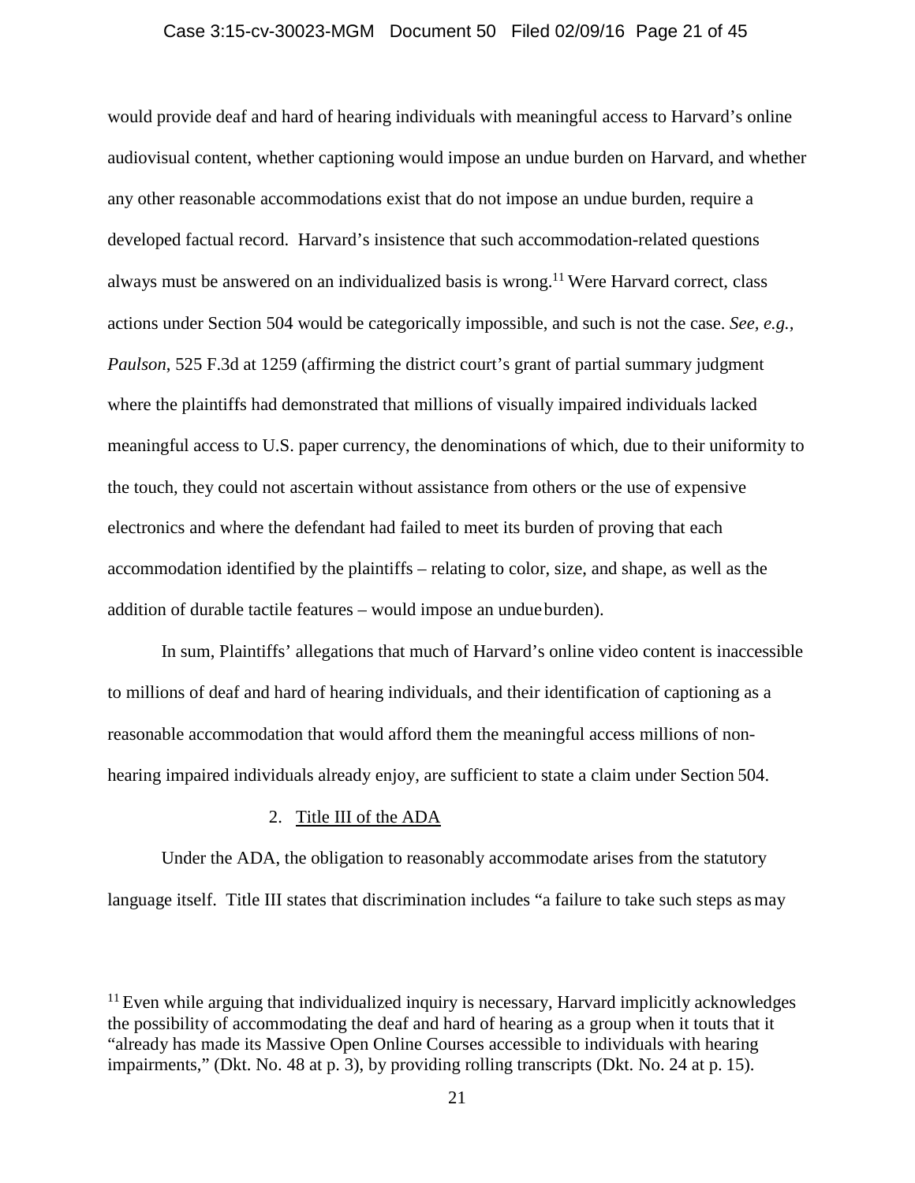would provide deaf and hard of hearing individuals with meaningful access to Harvard's online audiovisual content, whether captioning would impose an undue burden on Harvard, and whether any other reasonable accommodations exist that do not impose an undue burden, require a developed factual record. Harvard's insistence that such accommodation-related questions always must be answered on an individualized basis is wrong.[11] Were Harvard correct, class actions under Section 504 would be categorically impossible, and such is not the case. *See, e.g.*, *Paulson*, 525 F.3d at 1259 (affirming the district court's grant of partial summary judgment where the plaintiffs had demonstrated that millions of visually impaired individuals lacked meaningful access to U.S. paper currency, the denominations of which, due to their uniformity to the touch, they could not ascertain without assistance from others or the use of expensive electronics and where the defendant had failed to meet its burden of proving that each accommodation identified by the plaintiffs – relating to color, size, and shape, as well as the addition of durable tactile features – would impose an undue burden).

In sum, Plaintiffs' allegations that much of Harvard's online video content is inaccessible to millions of deaf and hard of hearing individuals, and their identification of captioning as a reasonable accommodation that would afford them the meaningful access millions of non-hearing impaired individuals already enjoy, are sufficient to state a claim under Section 504.

2. Title III of the ADA

Under the ADA, the obligation to reasonably accommodate arises from the statutory language itself. Title III states that discrimination includes "a failure to take such steps as may

[11] Even while arguing that individualized inquiry is necessary, Harvard implicitly acknowledges the possibility of accommodating the deaf and hard of hearing as a group when it touts that it "already has made its Massive Open Online Courses accessible to individuals with hearing impairments," (Dkt. No. 48 at p. 3), by providing rolling transcripts (Dkt. No. 24 at p. 15).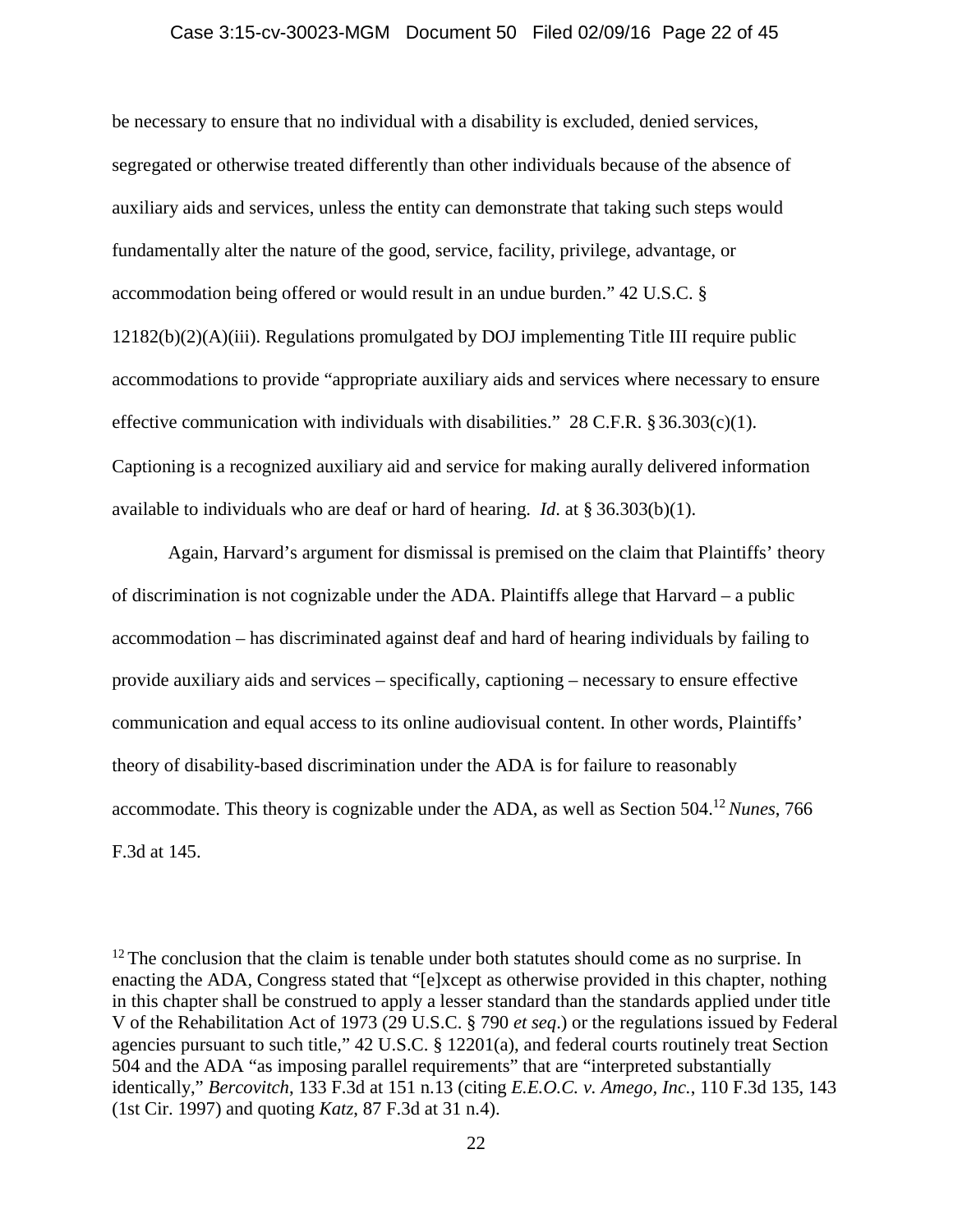be necessary to ensure that no individual with a disability is excluded, denied services, segregated or otherwise treated differently than other individuals because of the absence of auxiliary aids and services, unless the entity can demonstrate that taking such steps would fundamentally alter the nature of the good, service, facility, privilege, advantage, or accommodation being offered or would result in an undue burden." 42 U.S.C. § 12182(b)(2)(A)(iii). Regulations promulgated by DOJ implementing Title III require public accommodations to provide "appropriate auxiliary aids and services where necessary to ensure effective communication with individuals with disabilities." 28 C.F.R. § 36.303(c)(1). Captioning is a recognized auxiliary aid and service for making aurally delivered information available to individuals who are deaf or hard of hearing. *Id*. at § 36.303(b)(1).

Again, Harvard's argument for dismissal is premised on the claim that Plaintiffs' theory of discrimination is not cognizable under the ADA. Plaintiffs allege that Harvard – a public accommodation – has discriminated against deaf and hard of hearing individuals by failing to provide auxiliary aids and services – specifically, captioning – necessary to ensure effective communication and equal access to its online audiovisual content. In other words, Plaintiffs' theory of disability-based discrimination under the ADA is for failure to reasonably accommodate. This theory is cognizable under the ADA, as well as Section 504.[12] *Nunes*, 766 F.3d at 145.

[12] The conclusion that the claim is tenable under both statutes should come as no surprise. In enacting the ADA, Congress stated that "[e]xcept as otherwise provided in this chapter, nothing in this chapter shall be construed to apply a lesser standard than the standards applied under title V of the Rehabilitation Act of 1973 (29 U.S.C. § 790 *et seq*.) or the regulations issued by Federal agencies pursuant to such title," 42 U.S.C. § 12201(a), and federal courts routinely treat Section 504 and the ADA "as imposing parallel requirements" that are "interpreted substantially identically," *Bercovitch*, 133 F.3d at 151 n.13 (citing *E.E.O.C. v. Amego, Inc.*, 110 F.3d 135, 143 (1st Cir. 1997) and quoting *Katz*, 87 F.3d at 31 n.4).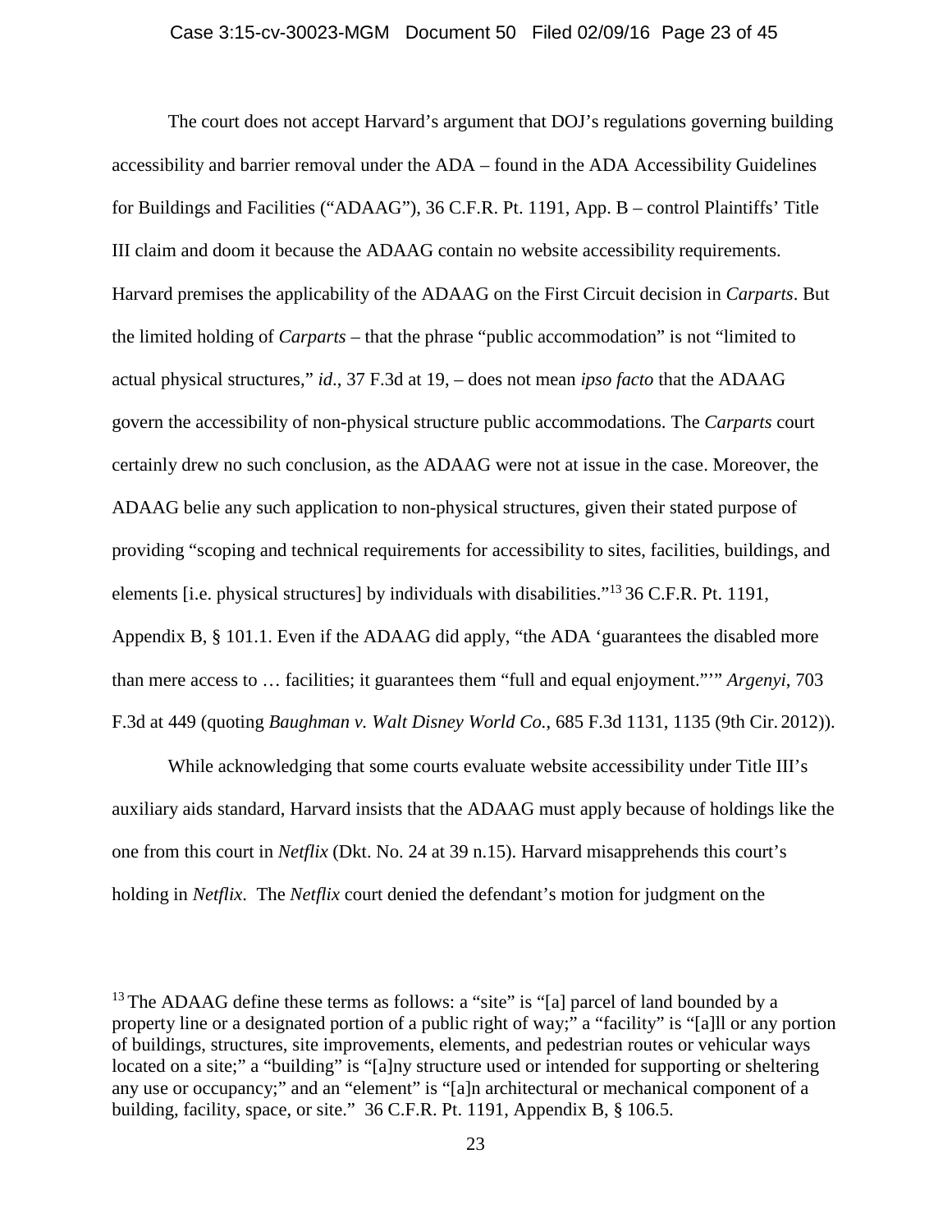The court does not accept Harvard's argument that DOJ's regulations governing building accessibility and barrier removal under the ADA – found in the ADA Accessibility Guidelines for Buildings and Facilities ("ADAAG"), 36 C.F.R. Pt. 1191, App. B – control Plaintiffs' Title III claim and doom it because the ADAAG contain no website accessibility requirements. Harvard premises the applicability of the ADAAG on the First Circuit decision in *Carparts*. But the limited holding of *Carparts* – that the phrase "public accommodation" is not "limited to actual physical structures," *id*., 37 F.3d at 19, – does not mean *ipso facto* that the ADAAG govern the accessibility of non-physical structure public accommodations. The *Carparts* court certainly drew no such conclusion, as the ADAAG were not at issue in the case. Moreover, the ADAAG belie any such application to non-physical structures, given their stated purpose of providing "scoping and technical requirements for accessibility to sites, facilities, buildings, and elements [i.e. physical structures] by individuals with disabilities."[13] 36 C.F.R. Pt. 1191, Appendix B, § 101.1. Even if the ADAAG did apply, "the ADA 'guarantees the disabled more than mere access to … facilities; it guarantees them "full and equal enjoyment."'" *Argenyi*, 703 F.3d at 449 (quoting *Baughman v. Walt Disney World Co.*, 685 F.3d 1131, 1135 (9th Cir. 2012)).

While acknowledging that some courts evaluate website accessibility under Title III's auxiliary aids standard, Harvard insists that the ADAAG must apply because of holdings like the one from this court in *Netflix* (Dkt. No. 24 at 39 n.15). Harvard misapprehends this court's holding in *Netflix*. The *Netflix* court denied the defendant's motion for judgment on the

[13] The ADAAG define these terms as follows: a "site" is "[a] parcel of land bounded by a property line or a designated portion of a public right of way;" a "facility" is "[a]ll or any portion of buildings, structures, site improvements, elements, and pedestrian routes or vehicular ways located on a site;" a "building" is "[a]ny structure used or intended for supporting or sheltering any use or occupancy;" and an "element" is "[a]n architectural or mechanical component of a building, facility, space, or site." 36 C.F.R. Pt. 1191, Appendix B, § 106.5.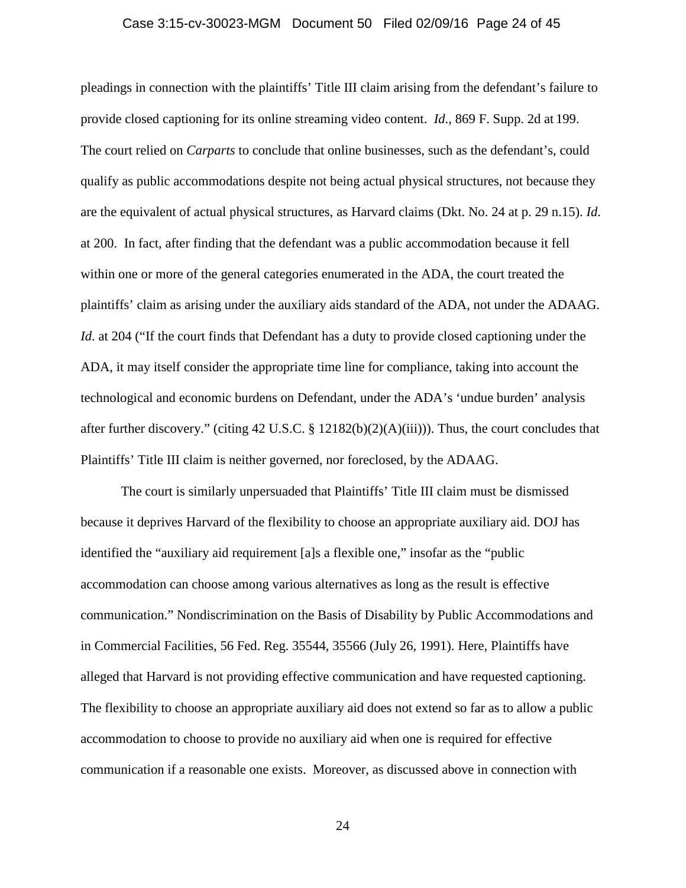pleadings in connection with the plaintiffs' Title III claim arising from the defendant's failure to provide closed captioning for its online streaming video content. *Id*., 869 F. Supp. 2d at 199. The court relied on *Carparts* to conclude that online businesses, such as the defendant's, could qualify as public accommodations despite not being actual physical structures, not because they are the equivalent of actual physical structures, as Harvard claims (Dkt. No. 24 at p. 29 n.15). *Id*. at 200. In fact, after finding that the defendant was a public accommodation because it fell within one or more of the general categories enumerated in the ADA, the court treated the plaintiffs' claim as arising under the auxiliary aids standard of the ADA, not under the ADAAG. *Id*. at 204 ("If the court finds that Defendant has a duty to provide closed captioning under the ADA, it may itself consider the appropriate time line for compliance, taking into account the technological and economic burdens on Defendant, under the ADA's 'undue burden' analysis after further discovery." (citing 42 U.S.C. § 12182(b)(2)(A)(iii))). Thus, the court concludes that Plaintiffs' Title III claim is neither governed, nor foreclosed, by the ADAAG.

The court is similarly unpersuaded that Plaintiffs' Title III claim must be dismissed because it deprives Harvard of the flexibility to choose an appropriate auxiliary aid. DOJ has identified the "auxiliary aid requirement [a]s a flexible one," insofar as the "public accommodation can choose among various alternatives as long as the result is effective communication." Nondiscrimination on the Basis of Disability by Public Accommodations and in Commercial Facilities, 56 Fed. Reg. 35544, 35566 (July 26, 1991). Here, Plaintiffs have alleged that Harvard is not providing effective communication and have requested captioning. The flexibility to choose an appropriate auxiliary aid does not extend so far as to allow a public accommodation to choose to provide no auxiliary aid when one is required for effective communication if a reasonable one exists. Moreover, as discussed above in connection with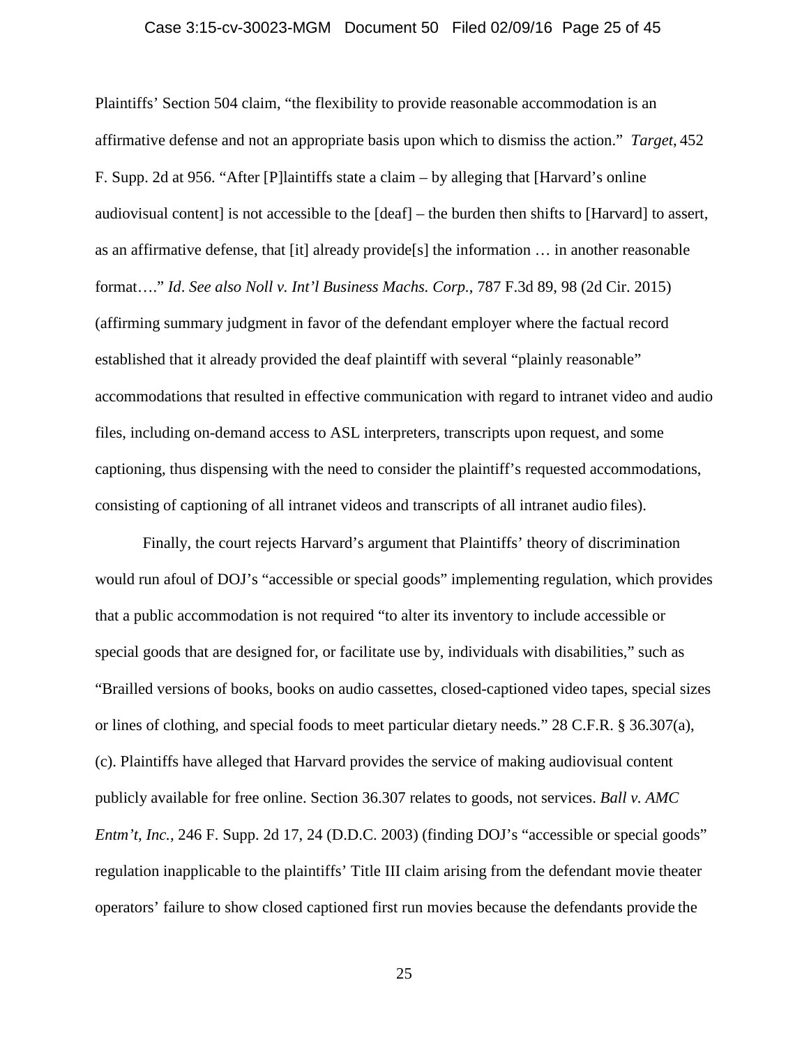Plaintiffs' Section 504 claim, "the flexibility to provide reasonable accommodation is an affirmative defense and not an appropriate basis upon which to dismiss the action." *Target*, 452 F. Supp. 2d at 956. "After [P]laintiffs state a claim – by alleging that [Harvard's online audiovisual content] is not accessible to the [deaf] – the burden then shifts to [Harvard] to assert, as an affirmative defense, that [it] already provide[s] the information … in another reasonable format…." *Id*. *See also Noll v. Int'l Business Machs. Corp.*, 787 F.3d 89, 98 (2d Cir. 2015) (affirming summary judgment in favor of the defendant employer where the factual record established that it already provided the deaf plaintiff with several "plainly reasonable" accommodations that resulted in effective communication with regard to intranet video and audio files, including on-demand access to ASL interpreters, transcripts upon request, and some captioning, thus dispensing with the need to consider the plaintiff's requested accommodations, consisting of captioning of all intranet videos and transcripts of all intranet audio files).

Finally, the court rejects Harvard's argument that Plaintiffs' theory of discrimination would run afoul of DOJ's "accessible or special goods" implementing regulation, which provides that a public accommodation is not required "to alter its inventory to include accessible or special goods that are designed for, or facilitate use by, individuals with disabilities," such as "Brailled versions of books, books on audio cassettes, closed-captioned video tapes, special sizes or lines of clothing, and special foods to meet particular dietary needs." 28 C.F.R. § 36.307(a), (c). Plaintiffs have alleged that Harvard provides the service of making audiovisual content publicly available for free online. Section 36.307 relates to goods, not services. *Ball v. AMC Entm't, Inc.*, 246 F. Supp. 2d 17, 24 (D.D.C. 2003) (finding DOJ's "accessible or special goods" regulation inapplicable to the plaintiffs' Title III claim arising from the defendant movie theater operators' failure to show closed captioned first run movies because the defendants provide the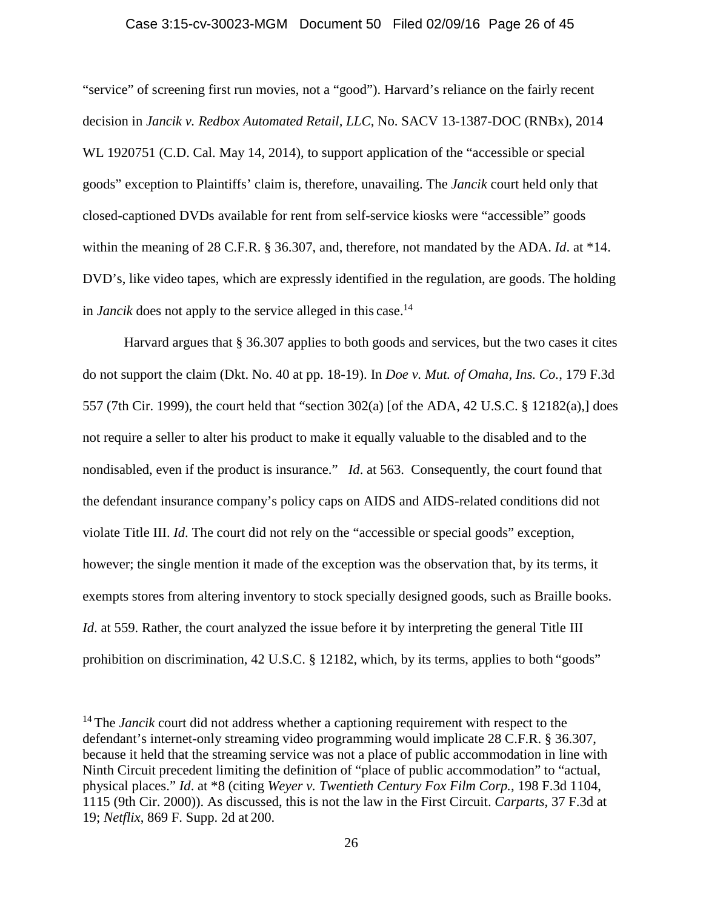"service" of screening first run movies, not a "good"). Harvard's reliance on the fairly recent decision in *Jancik v. Redbox Automated Retail, LLC*, No. SACV 13-1387-DOC (RNBx), 2014 WL 1920751 (C.D. Cal. May 14, 2014), to support application of the "accessible or special goods" exception to Plaintiffs' claim is, therefore, unavailing. The *Jancik* court held only that closed-captioned DVDs available for rent from self-service kiosks were "accessible" goods within the meaning of 28 C.F.R. § 36.307, and, therefore, not mandated by the ADA. *Id*. at *14. DVD's, like video tapes, which are expressly identified in the regulation, are goods. The holding in *Jancik* does not apply to the service alleged in this case.[14]

Harvard argues that § 36.307 applies to both goods and services, but the two cases it cites do not support the claim (Dkt. No. 40 at pp. 18-19). In *Doe v. Mut. of Omaha, Ins. Co.*, 179 F.3d 557 (7th Cir. 1999), the court held that "section 302(a) [of the ADA, 42 U.S.C. § 12182(a),] does not require a seller to alter his product to make it equally valuable to the disabled and to the nondisabled, even if the product is insurance." *Id*. at 563. Consequently, the court found that the defendant insurance company's policy caps on AIDS and AIDS-related conditions did not violate Title III. *Id*. The court did not rely on the "accessible or special goods" exception, however; the single mention it made of the exception was the observation that, by its terms, it exempts stores from altering inventory to stock specially designed goods, such as Braille books. *Id*. at 559. Rather, the court analyzed the issue before it by interpreting the general Title III prohibition on discrimination, 42 U.S.C. § 12182, which, by its terms, applies to both "goods"

[14] The *Jancik* court did not address whether a captioning requirement with respect to the defendant's internet-only streaming video programming would implicate 28 C.F.R. § 36.307, because it held that the streaming service was not a place of public accommodation in line with Ninth Circuit precedent limiting the definition of "place of public accommodation" to "actual, physical places." *Id*. at *8 (citing *Weyer v. Twentieth Century Fox Film Corp.*, 198 F.3d 1104, 1115 (9th Cir. 2000)). As discussed, this is not the law in the First Circuit. *Carparts*, 37 F.3d at 19; *Netflix*, 869 F. Supp. 2d at 200.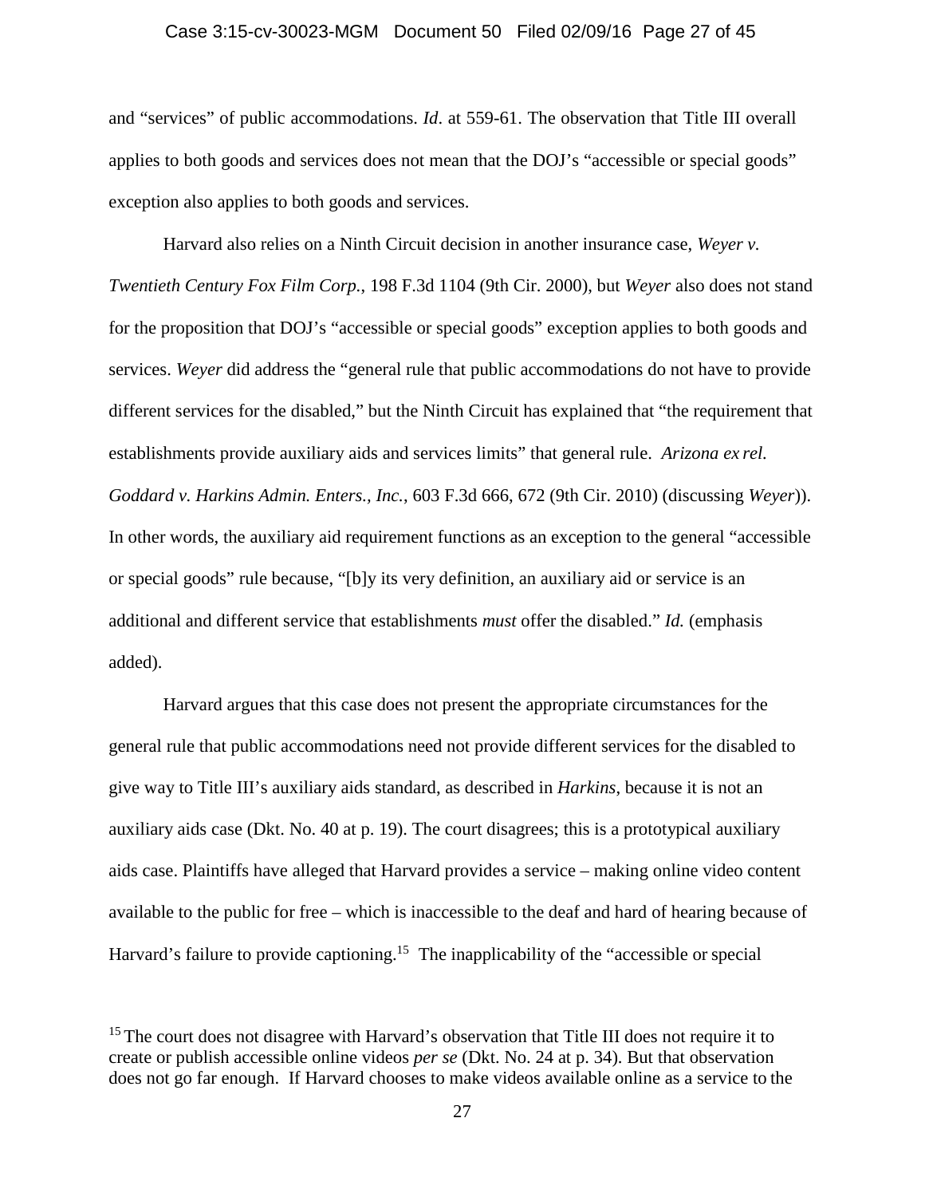and "services" of public accommodations. *Id*. at 559-61. The observation that Title III overall applies to both goods and services does not mean that the DOJ's "accessible or special goods" exception also applies to both goods and services.

Harvard also relies on a Ninth Circuit decision in another insurance case, *Weyer v. Twentieth Century Fox Film Corp.*, 198 F.3d 1104 (9th Cir. 2000), but *Weyer* also does not stand for the proposition that DOJ's "accessible or special goods" exception applies to both goods and services. *Weyer* did address the "general rule that public accommodations do not have to provide different services for the disabled," but the Ninth Circuit has explained that "the requirement that establishments provide auxiliary aids and services limits" that general rule. *Arizona ex rel. Goddard v. Harkins Admin. Enters., Inc.*, 603 F.3d 666, 672 (9th Cir. 2010) (discussing *Weyer*)). In other words, the auxiliary aid requirement functions as an exception to the general "accessible or special goods" rule because, "[b]y its very definition, an auxiliary aid or service is an additional and different service that establishments *must* offer the disabled." *Id.* (emphasis added).

Harvard argues that this case does not present the appropriate circumstances for the general rule that public accommodations need not provide different services for the disabled to give way to Title III's auxiliary aids standard, as described in *Harkins*, because it is not an auxiliary aids case (Dkt. No. 40 at p. 19). The court disagrees; this is a prototypical auxiliary aids case. Plaintiffs have alleged that Harvard provides a service – making online video content available to the public for free – which is inaccessible to the deaf and hard of hearing because of Harvard's failure to provide captioning.[15] The inapplicability of the "accessible or special

[15] The court does not disagree with Harvard's observation that Title III does not require it to create or publish accessible online videos *per se* (Dkt. No. 24 at p. 34). But that observation does not go far enough. If Harvard chooses to make videos available online as a service to the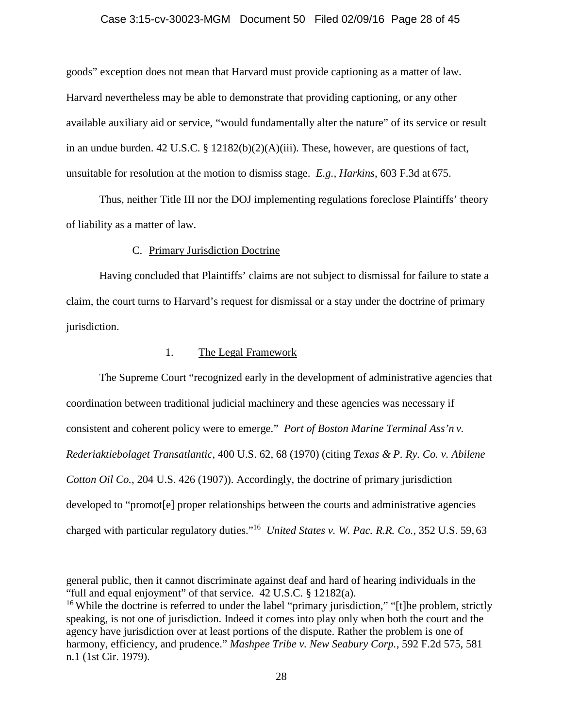goods" exception does not mean that Harvard must provide captioning as a matter of law. Harvard nevertheless may be able to demonstrate that providing captioning, or any other available auxiliary aid or service, "would fundamentally alter the nature" of its service or result in an undue burden. 42 U.S.C. § 12182(b)(2)(A)(iii). These, however, are questions of fact, unsuitable for resolution at the motion to dismiss stage. *E.g.*, *Harkins*, 603 F.3d at 675.

Thus, neither Title III nor the DOJ implementing regulations foreclose Plaintiffs' theory of liability as a matter of law.

### C. Primary Jurisdiction Doctrine

Having concluded that Plaintiffs' claims are not subject to dismissal for failure to state a claim, the court turns to Harvard's request for dismissal or a stay under the doctrine of primary jurisdiction.

#### 1. The Legal Framework

The Supreme Court "recognized early in the development of administrative agencies that coordination between traditional judicial machinery and these agencies was necessary if consistent and coherent policy were to emerge." *Port of Boston Marine Terminal Ass'n v. Rederiaktiebolaget Transatlantic*, 400 U.S. 62, 68 (1970) (citing *Texas & P. Ry. Co. v. Abilene Cotton Oil Co.*, 204 U.S. 426 (1907)). Accordingly, the doctrine of primary jurisdiction developed to "promot[e] proper relationships between the courts and administrative agencies charged with particular regulatory duties."[16] *United States v. W. Pac. R.R. Co.*, 352 U.S. 59, 63

---

general public, then it cannot discriminate against deaf and hard of hearing individuals in the "full and equal enjoyment" of that service. 42 U.S.C. § 12182(a).

[16] While the doctrine is referred to under the label "primary jurisdiction," "[t]he problem, strictly speaking, is not one of jurisdiction. Indeed it comes into play only when both the court and the agency have jurisdiction over at least portions of the dispute. Rather the problem is one of harmony, efficiency, and prudence." *Mashpee Tribe v. New Seabury Corp.*, 592 F.2d 575, 581 n.1 (1st Cir. 1979).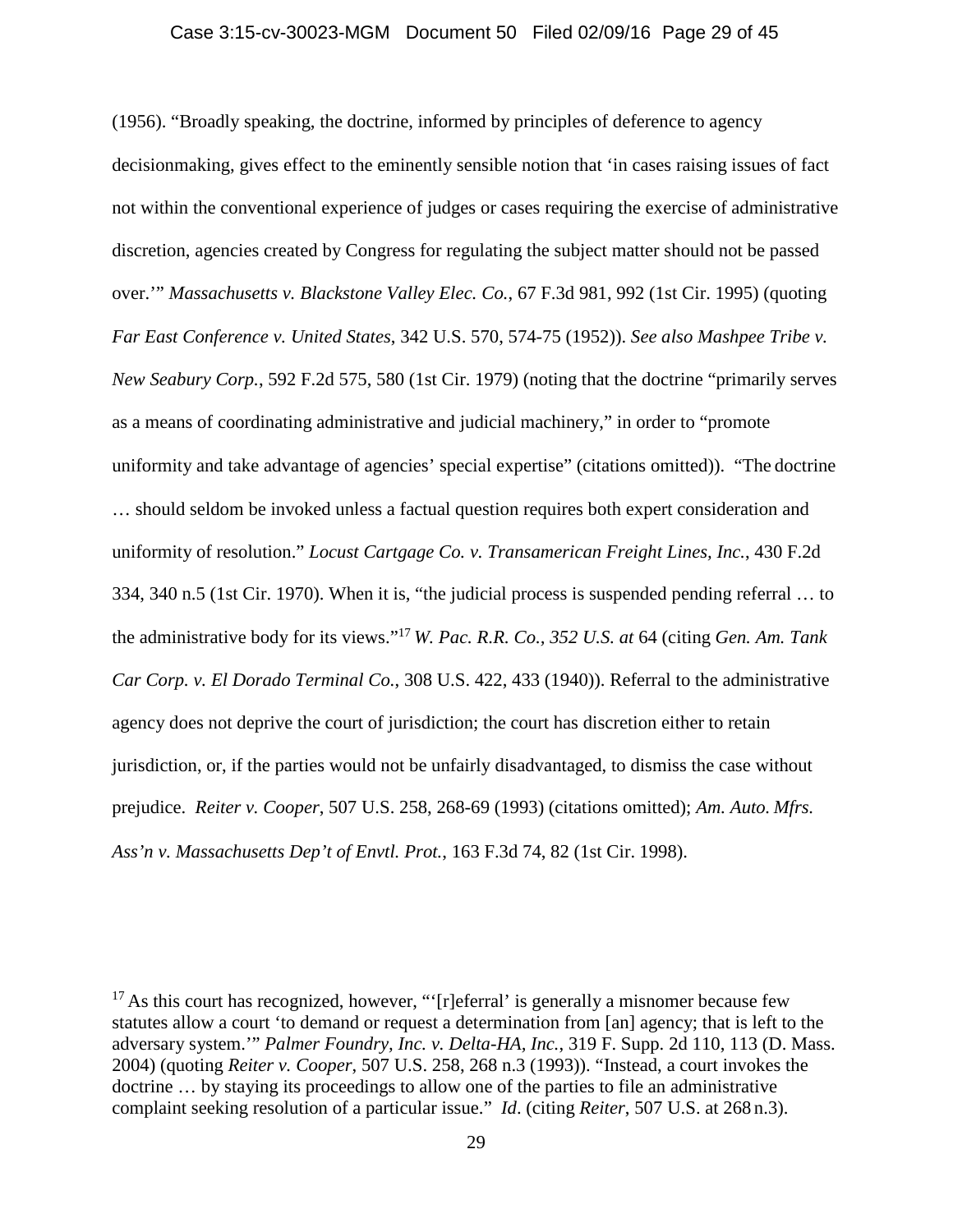(1956). "Broadly speaking, the doctrine, informed by principles of deference to agency decisionmaking, gives effect to the eminently sensible notion that 'in cases raising issues of fact not within the conventional experience of judges or cases requiring the exercise of administrative discretion, agencies created by Congress for regulating the subject matter should not be passed over.'" *Massachusetts v. Blackstone Valley Elec. Co.*, 67 F.3d 981, 992 (1st Cir. 1995) (quoting *Far East Conference v. United States*, 342 U.S. 570, 574-75 (1952)). *See also Mashpee Tribe v. New Seabury Corp.*, 592 F.2d 575, 580 (1st Cir. 1979) (noting that the doctrine "primarily serves as a means of coordinating administrative and judicial machinery," in order to "promote uniformity and take advantage of agencies' special expertise" (citations omitted)). "The doctrine … should seldom be invoked unless a factual question requires both expert consideration and uniformity of resolution." *Locust Cartgage Co. v. Transamerican Freight Lines, Inc.*, 430 F.2d 334, 340 n.5 (1st Cir. 1970). When it is, "the judicial process is suspended pending referral … to the administrative body for its views."[17] *W. Pac. R.R. Co., 352 U.S. at* 64 (citing *Gen. Am. Tank Car Corp. v. El Dorado Terminal Co.*, 308 U.S. 422, 433 (1940)). Referral to the administrative agency does not deprive the court of jurisdiction; the court has discretion either to retain jurisdiction, or, if the parties would not be unfairly disadvantaged, to dismiss the case without prejudice. *Reiter v. Cooper*, 507 U.S. 258, 268-69 (1993) (citations omitted); *Am. Auto. Mfrs. Ass'n v. Massachusetts Dep't of Envtl. Prot.*, 163 F.3d 74, 82 (1st Cir. 1998).

[17] As this court has recognized, however, "'[r]eferral' is generally a misnomer because few statutes allow a court 'to demand or request a determination from [an] agency; that is left to the adversary system.'" *Palmer Foundry, Inc. v. Delta-HA, Inc.*, 319 F. Supp. 2d 110, 113 (D. Mass. 2004) (quoting *Reiter v. Cooper*, 507 U.S. 258, 268 n.3 (1993)). "Instead, a court invokes the doctrine … by staying its proceedings to allow one of the parties to file an administrative complaint seeking resolution of a particular issue." *Id*. (citing *Reiter*, 507 U.S. at 268 n.3).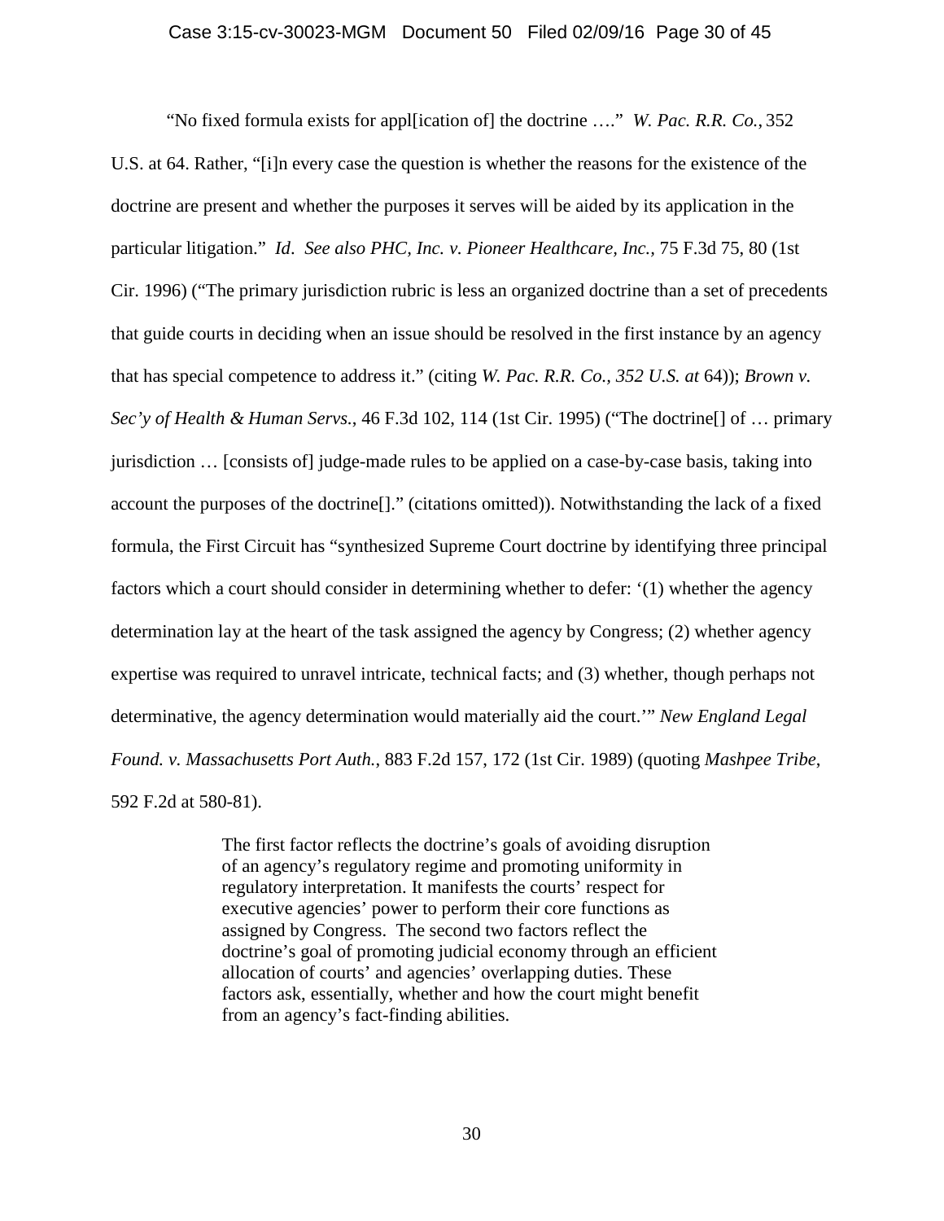"No fixed formula exists for appl[ication of] the doctrine …." *W. Pac. R.R. Co.*, 352 U.S. at 64. Rather, "[i]n every case the question is whether the reasons for the existence of the doctrine are present and whether the purposes it serves will be aided by its application in the particular litigation." *Id*. *See also PHC, Inc. v. Pioneer Healthcare, Inc.*, 75 F.3d 75, 80 (1st Cir. 1996) ("The primary jurisdiction rubric is less an organized doctrine than a set of precedents that guide courts in deciding when an issue should be resolved in the first instance by an agency that has special competence to address it." (citing *W. Pac. R.R. Co., 352 U.S. at* 64)); *Brown v. Sec'y of Health & Human Servs.*, 46 F.3d 102, 114 (1st Cir. 1995) ("The doctrine[] of … primary jurisdiction … [consists of] judge-made rules to be applied on a case-by-case basis, taking into account the purposes of the doctrine[]." (citations omitted)). Notwithstanding the lack of a fixed formula, the First Circuit has "synthesized Supreme Court doctrine by identifying three principal factors which a court should consider in determining whether to defer: '(1) whether the agency determination lay at the heart of the task assigned the agency by Congress; (2) whether agency expertise was required to unravel intricate, technical facts; and (3) whether, though perhaps not determinative, the agency determination would materially aid the court.'" *New England Legal Found. v. Massachusetts Port Auth.*, 883 F.2d 157, 172 (1st Cir. 1989) (quoting *Mashpee Tribe*, 592 F.2d at 580-81).

> The first factor reflects the doctrine's goals of avoiding disruption of an agency's regulatory regime and promoting uniformity in regulatory interpretation. It manifests the courts' respect for executive agencies' power to perform their core functions as assigned by Congress. The second two factors reflect the doctrine's goal of promoting judicial economy through an efficient allocation of courts' and agencies' overlapping duties. These factors ask, essentially, whether and how the court might benefit from an agency's fact-finding abilities.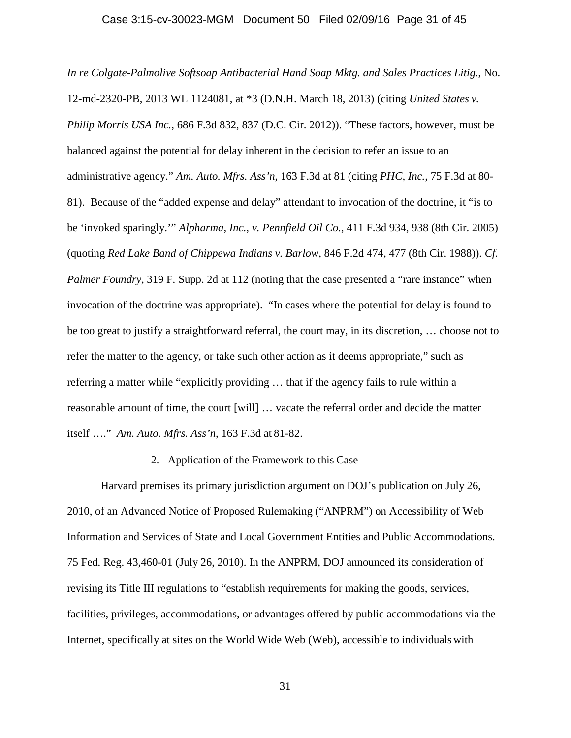*In re Colgate-Palmolive Softsoap Antibacterial Hand Soap Mktg. and Sales Practices Litig.*, No. 12-md-2320-PB, 2013 WL 1124081, at *3 (D.N.H. March 18, 2013) (citing *United States v. Philip Morris USA Inc.*, 686 F.3d 832, 837 (D.C. Cir. 2012)). "These factors, however, must be balanced against the potential for delay inherent in the decision to refer an issue to an administrative agency." *Am. Auto. Mfrs. Ass'n*, 163 F.3d at 81 (citing *PHC, Inc.*, 75 F.3d at 80-81). Because of the "added expense and delay" attendant to invocation of the doctrine, it "is to be 'invoked sparingly.'" *Alpharma, Inc., v. Pennfield Oil Co.*, 411 F.3d 934, 938 (8th Cir. 2005) (quoting *Red Lake Band of Chippewa Indians v. Barlow*, 846 F.2d 474, 477 (8th Cir. 1988)). *Cf. Palmer Foundry*, 319 F. Supp. 2d at 112 (noting that the case presented a "rare instance" when invocation of the doctrine was appropriate). "In cases where the potential for delay is found to be too great to justify a straightforward referral, the court may, in its discretion, … choose not to refer the matter to the agency, or take such other action as it deems appropriate," such as referring a matter while "explicitly providing … that if the agency fails to rule within a reasonable amount of time, the court [will] … vacate the referral order and decide the matter itself …." *Am. Auto. Mfrs. Ass'n*, 163 F.3d at 81-82.

2. Application of the Framework to this Case

Harvard premises its primary jurisdiction argument on DOJ's publication on July 26, 2010, of an Advanced Notice of Proposed Rulemaking ("ANPRM") on Accessibility of Web Information and Services of State and Local Government Entities and Public Accommodations. 75 Fed. Reg. 43,460-01 (July 26, 2010). In the ANPRM, DOJ announced its consideration of revising its Title III regulations to "establish requirements for making the goods, services, facilities, privileges, accommodations, or advantages offered by public accommodations via the Internet, specifically at sites on the World Wide Web (Web), accessible to individuals with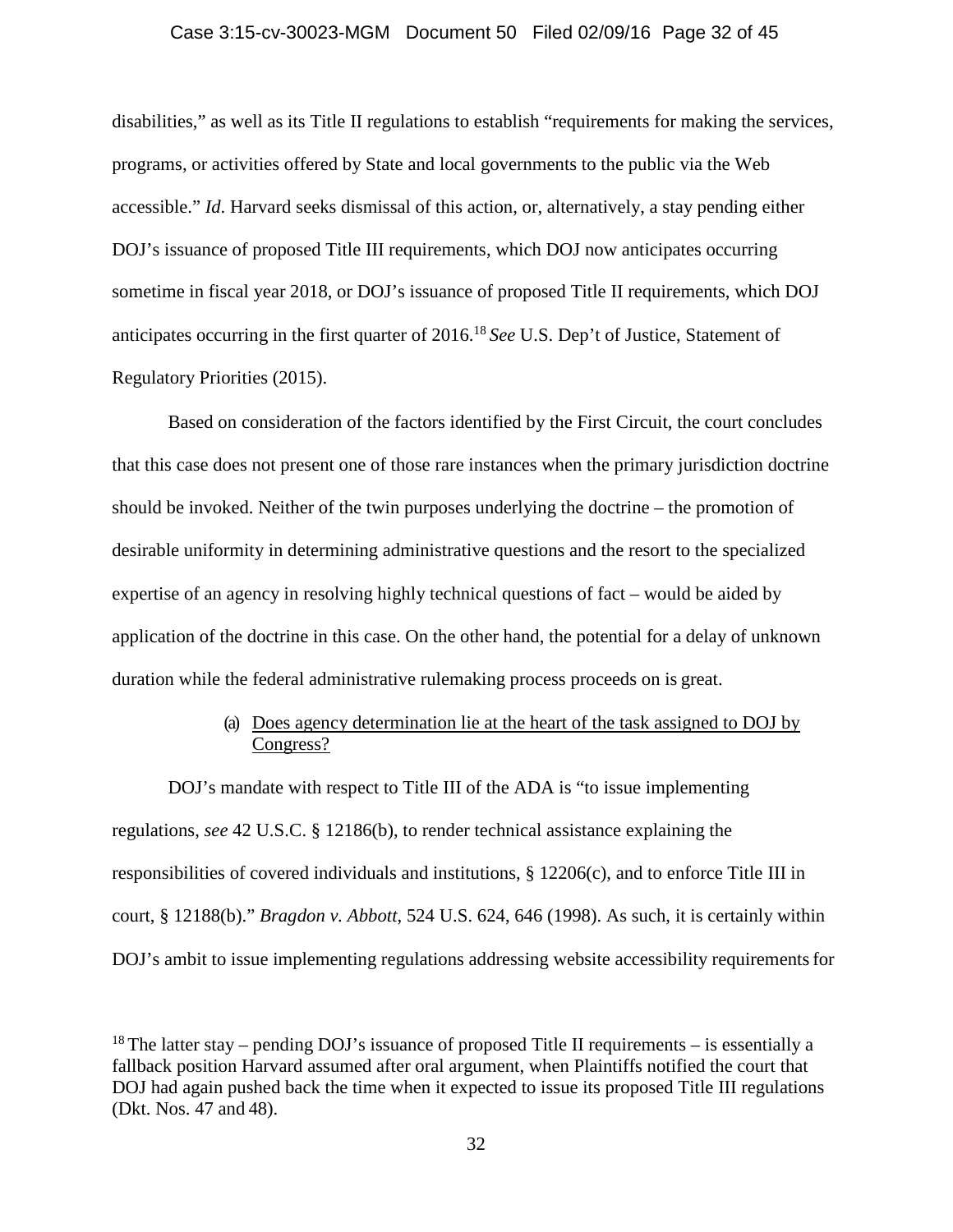disabilities," as well as its Title II regulations to establish "requirements for making the services, programs, or activities offered by State and local governments to the public via the Web accessible." *Id*. Harvard seeks dismissal of this action, or, alternatively, a stay pending either DOJ's issuance of proposed Title III requirements, which DOJ now anticipates occurring sometime in fiscal year 2018, or DOJ's issuance of proposed Title II requirements, which DOJ anticipates occurring in the first quarter of 2016.[18] *See* U.S. Dep't of Justice, Statement of Regulatory Priorities (2015).

Based on consideration of the factors identified by the First Circuit, the court concludes that this case does not present one of those rare instances when the primary jurisdiction doctrine should be invoked. Neither of the twin purposes underlying the doctrine – the promotion of desirable uniformity in determining administrative questions and the resort to the specialized expertise of an agency in resolving highly technical questions of fact – would be aided by application of the doctrine in this case. On the other hand, the potential for a delay of unknown duration while the federal administrative rulemaking process proceeds on is great.

(a) <u>Does agency determination lie at the heart of the task assigned to DOJ by Congress?</u>

DOJ's mandate with respect to Title III of the ADA is "to issue implementing regulations, *see* 42 U.S.C. § 12186(b), to render technical assistance explaining the responsibilities of covered individuals and institutions, § 12206(c), and to enforce Title III in court, § 12188(b)." *Bragdon v. Abbott*, 524 U.S. 624, 646 (1998). As such, it is certainly within DOJ's ambit to issue implementing regulations addressing website accessibility requirements for

[18] The latter stay – pending DOJ's issuance of proposed Title II requirements – is essentially a fallback position Harvard assumed after oral argument, when Plaintiffs notified the court that DOJ had again pushed back the time when it expected to issue its proposed Title III regulations (Dkt. Nos. 47 and 48).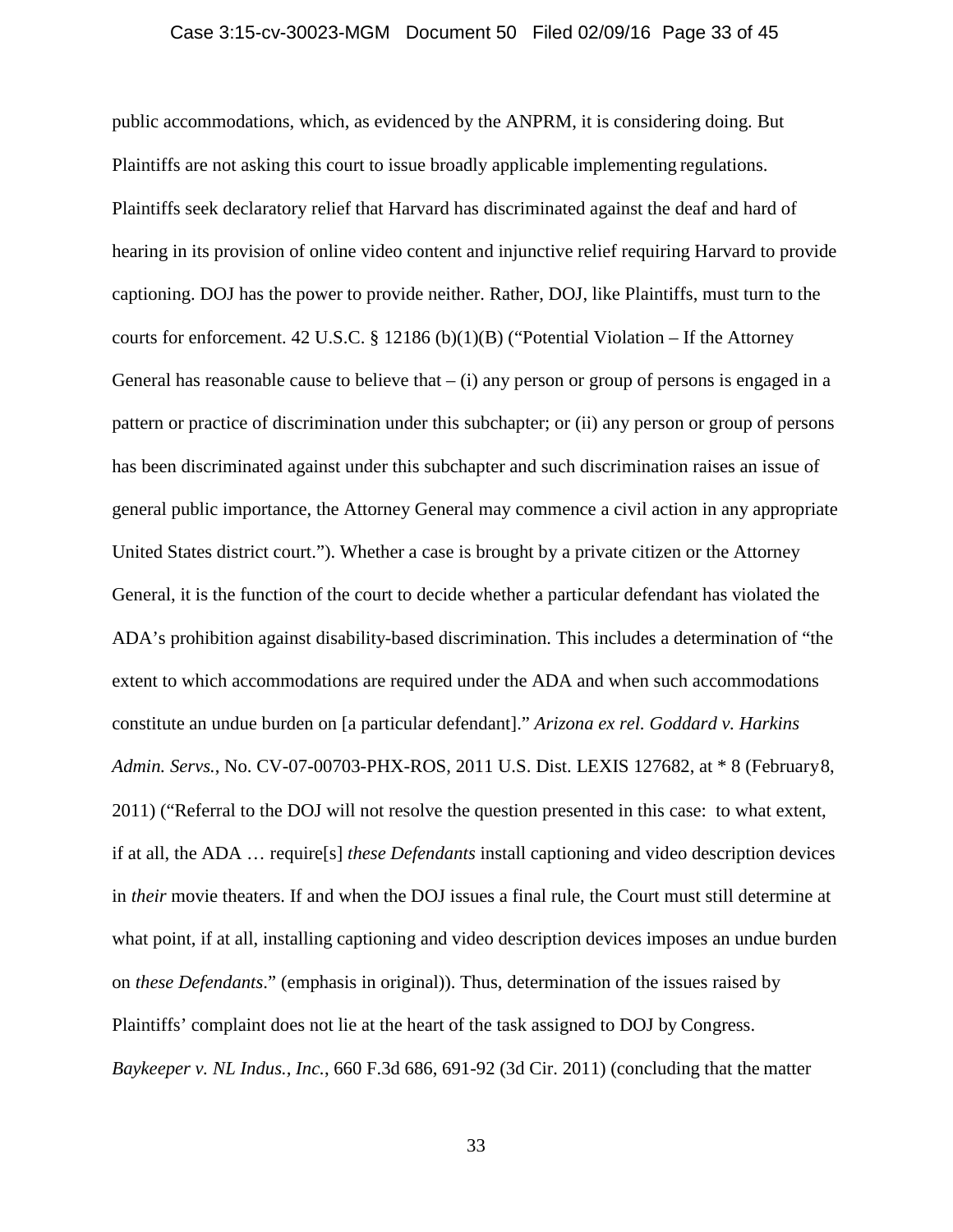public accommodations, which, as evidenced by the ANPRM, it is considering doing. But Plaintiffs are not asking this court to issue broadly applicable implementing regulations. Plaintiffs seek declaratory relief that Harvard has discriminated against the deaf and hard of hearing in its provision of online video content and injunctive relief requiring Harvard to provide captioning. DOJ has the power to provide neither. Rather, DOJ, like Plaintiffs, must turn to the courts for enforcement. 42 U.S.C. § 12186 (b)(1)(B) ("Potential Violation – If the Attorney General has reasonable cause to believe that – (i) any person or group of persons is engaged in a pattern or practice of discrimination under this subchapter; or (ii) any person or group of persons has been discriminated against under this subchapter and such discrimination raises an issue of general public importance, the Attorney General may commence a civil action in any appropriate United States district court."). Whether a case is brought by a private citizen or the Attorney General, it is the function of the court to decide whether a particular defendant has violated the ADA's prohibition against disability-based discrimination. This includes a determination of "the extent to which accommodations are required under the ADA and when such accommodations constitute an undue burden on [a particular defendant]." *Arizona ex rel. Goddard v. Harkins Admin. Servs.*, No. CV-07-00703-PHX-ROS, 2011 U.S. Dist. LEXIS 127682, at * 8 (February 8, 2011) ("Referral to the DOJ will not resolve the question presented in this case: to what extent, if at all, the ADA … require[s] *these Defendants* install captioning and video description devices in *their* movie theaters. If and when the DOJ issues a final rule, the Court must still determine at what point, if at all, installing captioning and video description devices imposes an undue burden on *these Defendants*." (emphasis in original)). Thus, determination of the issues raised by Plaintiffs' complaint does not lie at the heart of the task assigned to DOJ by Congress. *Baykeeper v. NL Indus., Inc.*, 660 F.3d 686, 691-92 (3d Cir. 2011) (concluding that the matter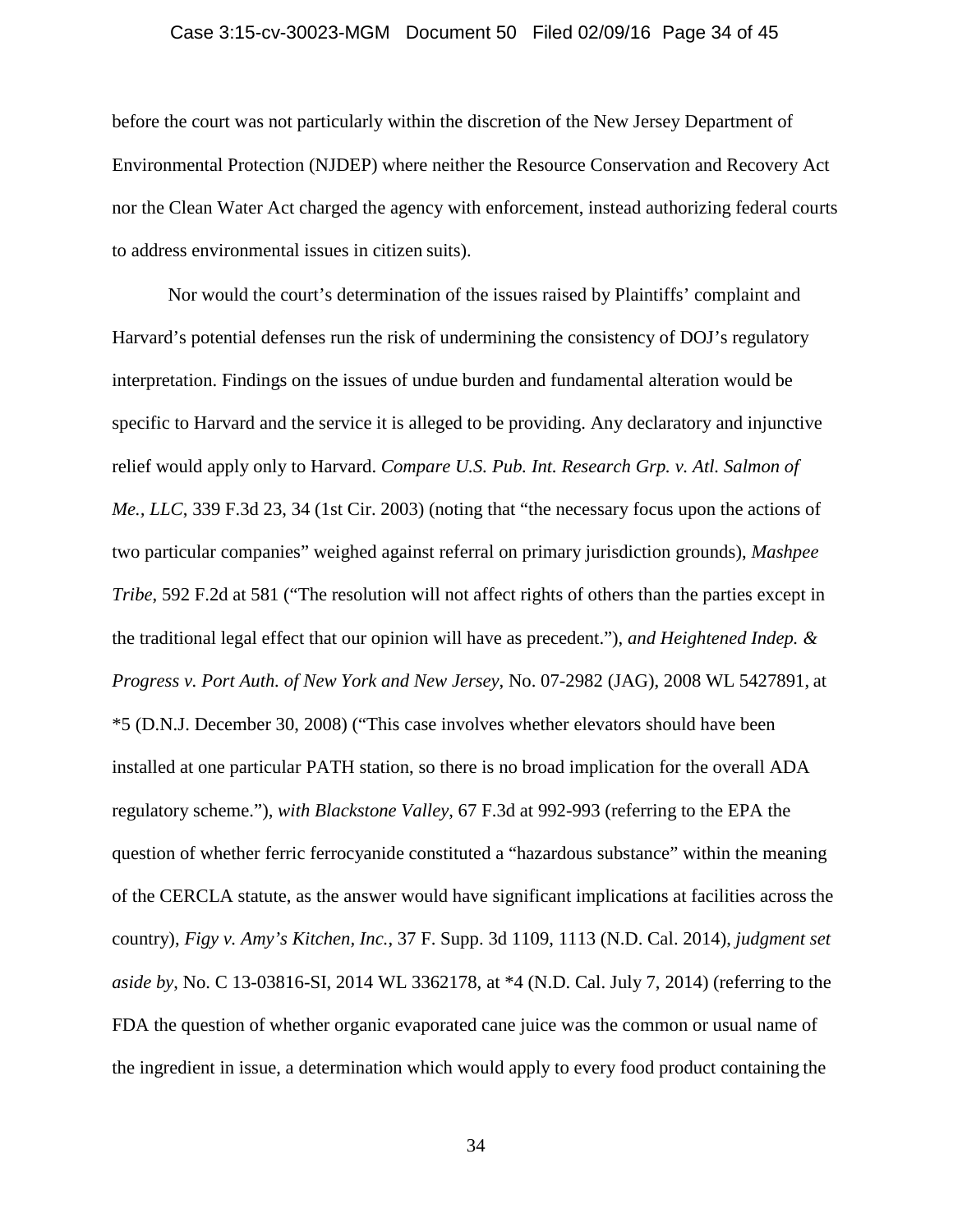before the court was not particularly within the discretion of the New Jersey Department of Environmental Protection (NJDEP) where neither the Resource Conservation and Recovery Act nor the Clean Water Act charged the agency with enforcement, instead authorizing federal courts to address environmental issues in citizen suits).

Nor would the court's determination of the issues raised by Plaintiffs' complaint and Harvard's potential defenses run the risk of undermining the consistency of DOJ's regulatory interpretation. Findings on the issues of undue burden and fundamental alteration would be specific to Harvard and the service it is alleged to be providing. Any declaratory and injunctive relief would apply only to Harvard. *Compare U.S. Pub. Int. Research Grp. v. Atl. Salmon of Me., LLC*, 339 F.3d 23, 34 (1st Cir. 2003) (noting that "the necessary focus upon the actions of two particular companies" weighed against referral on primary jurisdiction grounds), *Mashpee Tribe*, 592 F.2d at 581 ("The resolution will not affect rights of others than the parties except in the traditional legal effect that our opinion will have as precedent."), *and Heightened Indep. & Progress v. Port Auth. of New York and New Jersey*, No. 07-2982 (JAG), 2008 WL 5427891, at *5 (D.N.J. December 30, 2008) ("This case involves whether elevators should have been installed at one particular PATH station, so there is no broad implication for the overall ADA regulatory scheme."), *with Blackstone Valley*, 67 F.3d at 992-993 (referring to the EPA the question of whether ferric ferrocyanide constituted a "hazardous substance" within the meaning of the CERCLA statute, as the answer would have significant implications at facilities across the country), *Figy v. Amy's Kitchen, Inc.*, 37 F. Supp. 3d 1109, 1113 (N.D. Cal. 2014), *judgment set aside by*, No. C 13-03816-SI, 2014 WL 3362178, at *4 (N.D. Cal. July 7, 2014) (referring to the FDA the question of whether organic evaporated cane juice was the common or usual name of the ingredient in issue, a determination which would apply to every food product containing the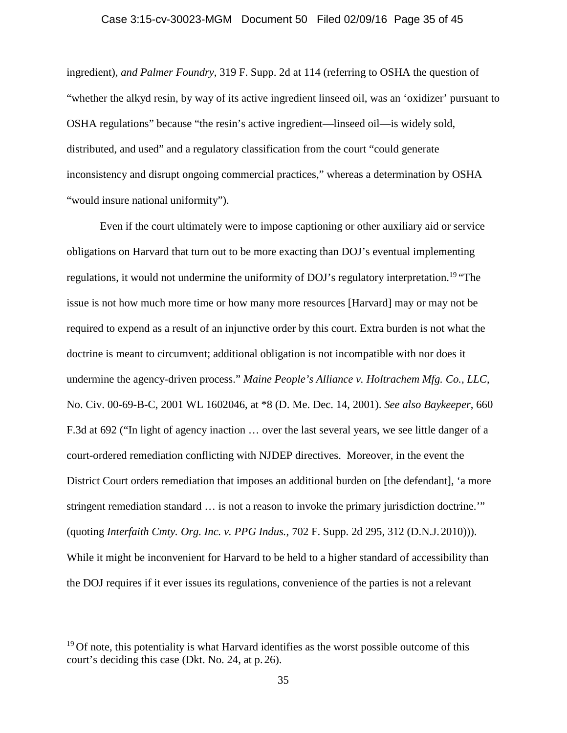ingredient), *and Palmer Foundry*, 319 F. Supp. 2d at 114 (referring to OSHA the question of "whether the alkyd resin, by way of its active ingredient linseed oil, was an 'oxidizer' pursuant to OSHA regulations" because "the resin's active ingredient—linseed oil—is widely sold, distributed, and used" and a regulatory classification from the court "could generate inconsistency and disrupt ongoing commercial practices," whereas a determination by OSHA "would insure national uniformity").

Even if the court ultimately were to impose captioning or other auxiliary aid or service obligations on Harvard that turn out to be more exacting than DOJ's eventual implementing regulations, it would not undermine the uniformity of DOJ's regulatory interpretation.[19] "The issue is not how much more time or how many more resources [Harvard] may or may not be required to expend as a result of an injunctive order by this court. Extra burden is not what the doctrine is meant to circumvent; additional obligation is not incompatible with nor does it undermine the agency-driven process." *Maine People's Alliance v. Holtrachem Mfg. Co., LLC*, No. Civ. 00-69-B-C, 2001 WL 1602046, at *8 (D. Me. Dec. 14, 2001). *See also Baykeeper*, 660 F.3d at 692 ("In light of agency inaction … over the last several years, we see little danger of a court-ordered remediation conflicting with NJDEP directives. Moreover, in the event the District Court orders remediation that imposes an additional burden on [the defendant], 'a more stringent remediation standard … is not a reason to invoke the primary jurisdiction doctrine.'" (quoting *Interfaith Cmty. Org. Inc. v. PPG Indus.*, 702 F. Supp. 2d 295, 312 (D.N.J. 2010))). While it might be inconvenient for Harvard to be held to a higher standard of accessibility than the DOJ requires if it ever issues its regulations, convenience of the parties is not a relevant

[19] Of note, this potentiality is what Harvard identifies as the worst possible outcome of this court's deciding this case (Dkt. No. 24, at p. 26).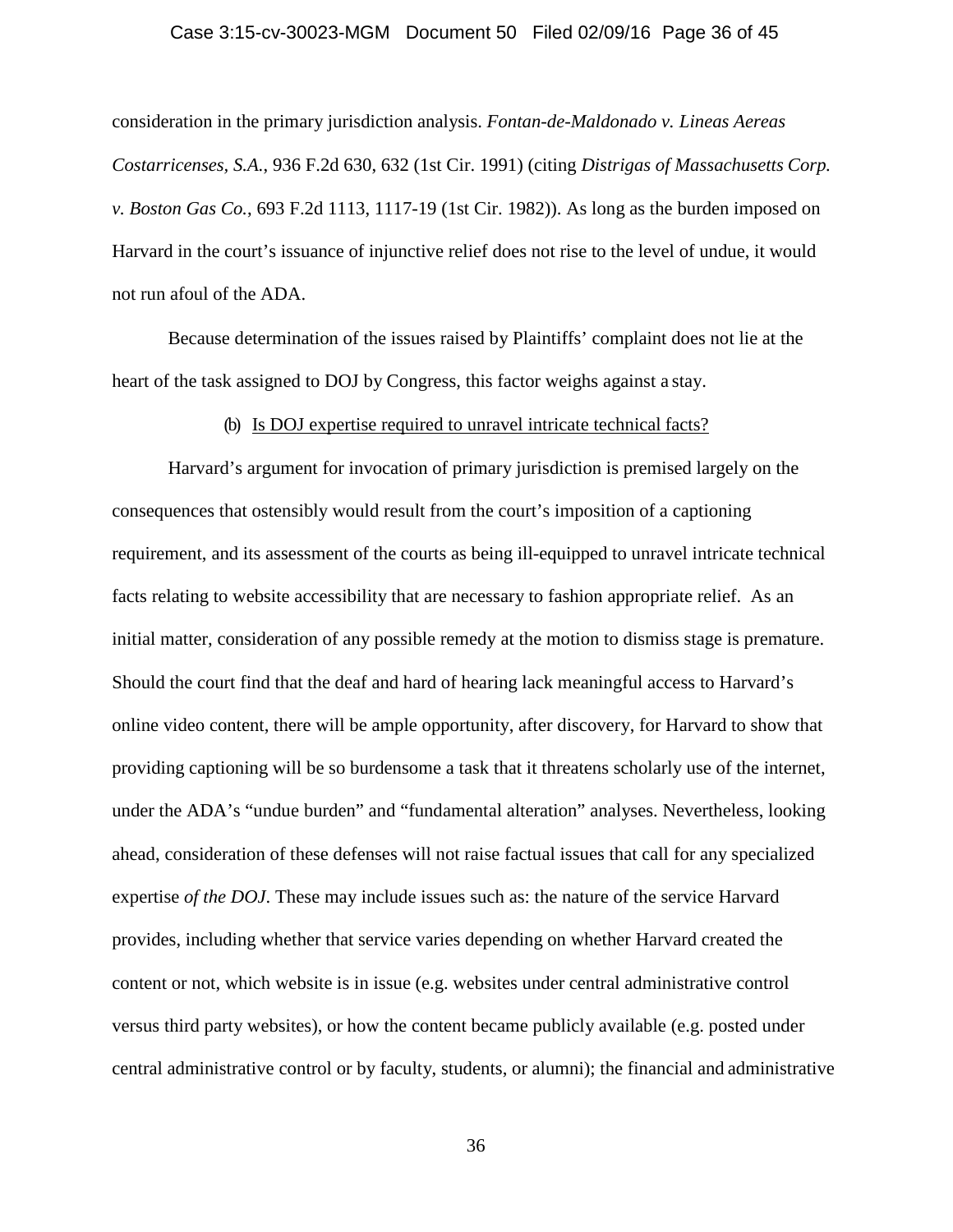consideration in the primary jurisdiction analysis. *Fontan-de-Maldonado v. Lineas Aereas Costarricenses, S.A.*, 936 F.2d 630, 632 (1st Cir. 1991) (citing *Distrigas of Massachusetts Corp. v. Boston Gas Co.*, 693 F.2d 1113, 1117-19 (1st Cir. 1982)). As long as the burden imposed on Harvard in the court's issuance of injunctive relief does not rise to the level of undue, it would not run afoul of the ADA.

Because determination of the issues raised by Plaintiffs' complaint does not lie at the heart of the task assigned to DOJ by Congress, this factor weighs against a stay.

(b) <u>Is DOJ expertise required to unravel intricate technical facts?</u>

Harvard's argument for invocation of primary jurisdiction is premised largely on the consequences that ostensibly would result from the court's imposition of a captioning requirement, and its assessment of the courts as being ill-equipped to unravel intricate technical facts relating to website accessibility that are necessary to fashion appropriate relief. As an initial matter, consideration of any possible remedy at the motion to dismiss stage is premature. Should the court find that the deaf and hard of hearing lack meaningful access to Harvard's online video content, there will be ample opportunity, after discovery, for Harvard to show that providing captioning will be so burdensome a task that it threatens scholarly use of the internet, under the ADA's "undue burden" and "fundamental alteration" analyses. Nevertheless, looking ahead, consideration of these defenses will not raise factual issues that call for any specialized expertise *of the DOJ*. These may include issues such as: the nature of the service Harvard provides, including whether that service varies depending on whether Harvard created the content or not, which website is in issue (e.g. websites under central administrative control versus third party websites), or how the content became publicly available (e.g. posted under central administrative control or by faculty, students, or alumni); the financial and administrative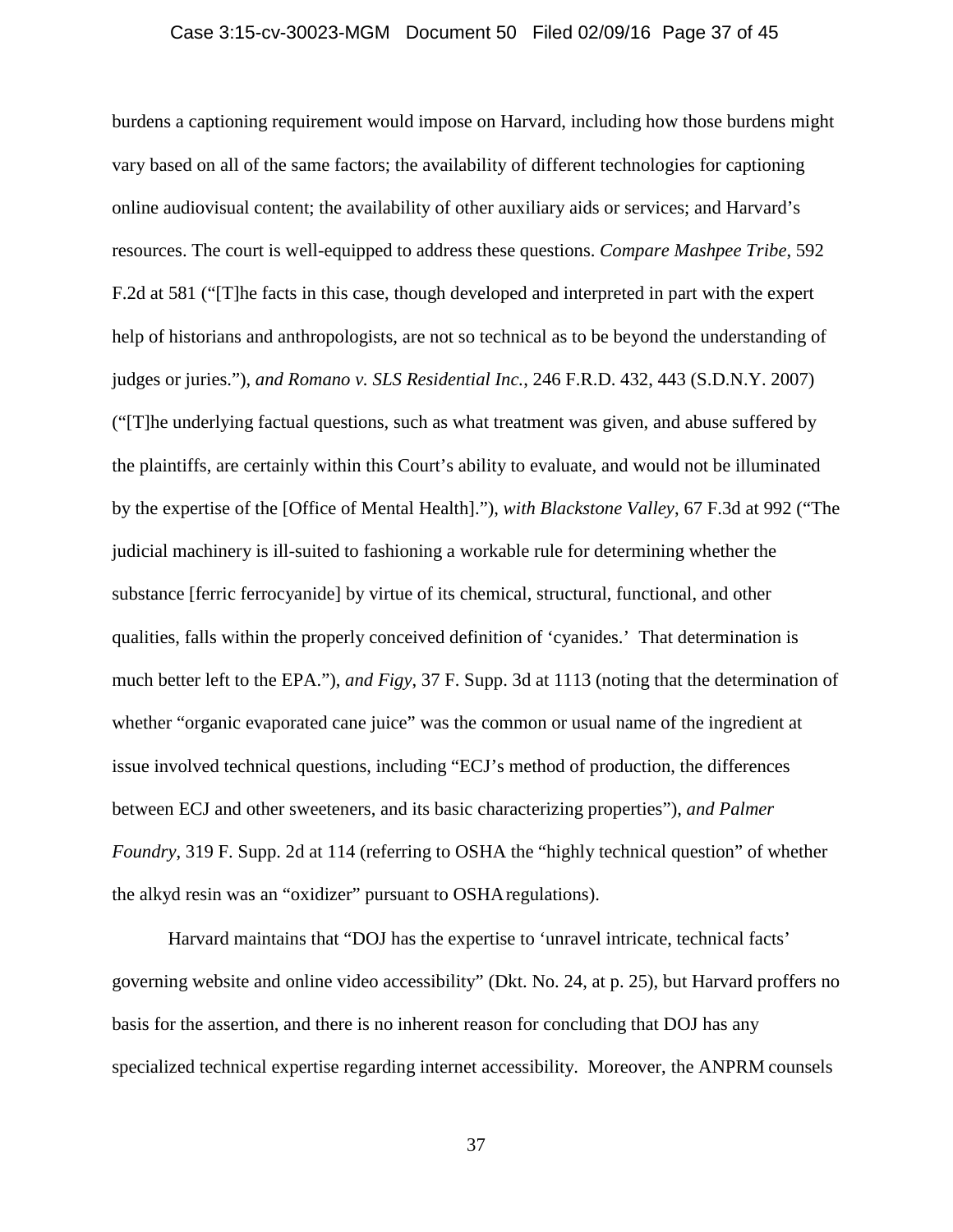burdens a captioning requirement would impose on Harvard, including how those burdens might vary based on all of the same factors; the availability of different technologies for captioning online audiovisual content; the availability of other auxiliary aids or services; and Harvard's resources. The court is well-equipped to address these questions. *Compare Mashpee Tribe*, 592 F.2d at 581 ("[T]he facts in this case, though developed and interpreted in part with the expert help of historians and anthropologists, are not so technical as to be beyond the understanding of judges or juries."), *and Romano v. SLS Residential Inc.*, 246 F.R.D. 432, 443 (S.D.N.Y. 2007) ("[T]he underlying factual questions, such as what treatment was given, and abuse suffered by the plaintiffs, are certainly within this Court's ability to evaluate, and would not be illuminated by the expertise of the [Office of Mental Health]."), *with Blackstone Valley*, 67 F.3d at 992 ("The judicial machinery is ill-suited to fashioning a workable rule for determining whether the substance [ferric ferrocyanide] by virtue of its chemical, structural, functional, and other qualities, falls within the properly conceived definition of 'cyanides.' That determination is much better left to the EPA."), *and Figy*, 37 F. Supp. 3d at 1113 (noting that the determination of whether "organic evaporated cane juice" was the common or usual name of the ingredient at issue involved technical questions, including "ECJ's method of production, the differences between ECJ and other sweeteners, and its basic characterizing properties"), *and Palmer Foundry*, 319 F. Supp. 2d at 114 (referring to OSHA the "highly technical question" of whether the alkyd resin was an "oxidizer" pursuant to OSHA regulations).

Harvard maintains that "DOJ has the expertise to 'unravel intricate, technical facts' governing website and online video accessibility" (Dkt. No. 24, at p. 25), but Harvard proffers no basis for the assertion, and there is no inherent reason for concluding that DOJ has any specialized technical expertise regarding internet accessibility. Moreover, the ANPRM counsels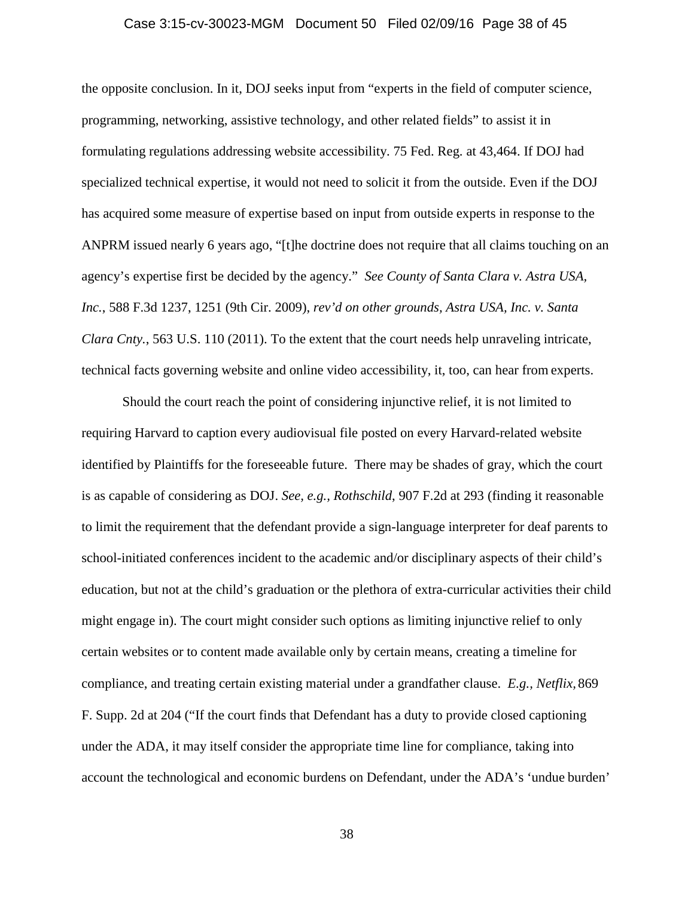the opposite conclusion. In it, DOJ seeks input from "experts in the field of computer science, programming, networking, assistive technology, and other related fields" to assist it in formulating regulations addressing website accessibility. 75 Fed. Reg. at 43,464. If DOJ had specialized technical expertise, it would not need to solicit it from the outside. Even if the DOJ has acquired some measure of expertise based on input from outside experts in response to the ANPRM issued nearly 6 years ago, "[t]he doctrine does not require that all claims touching on an agency's expertise first be decided by the agency." *See County of Santa Clara v. Astra USA, Inc.*, 588 F.3d 1237, 1251 (9th Cir. 2009), *rev'd on other grounds, Astra USA, Inc. v. Santa Clara Cnty.*, 563 U.S. 110 (2011). To the extent that the court needs help unraveling intricate, technical facts governing website and online video accessibility, it, too, can hear from experts.

Should the court reach the point of considering injunctive relief, it is not limited to requiring Harvard to caption every audiovisual file posted on every Harvard-related website identified by Plaintiffs for the foreseeable future. There may be shades of gray, which the court is as capable of considering as DOJ. *See, e.g., Rothschild*, 907 F.2d at 293 (finding it reasonable to limit the requirement that the defendant provide a sign-language interpreter for deaf parents to school-initiated conferences incident to the academic and/or disciplinary aspects of their child's education, but not at the child's graduation or the plethora of extra-curricular activities their child might engage in). The court might consider such options as limiting injunctive relief to only certain websites or to content made available only by certain means, creating a timeline for compliance, and treating certain existing material under a grandfather clause. *E.g., Netflix,* 869 F. Supp. 2d at 204 ("If the court finds that Defendant has a duty to provide closed captioning under the ADA, it may itself consider the appropriate time line for compliance, taking into account the technological and economic burdens on Defendant, under the ADA's 'undue burden'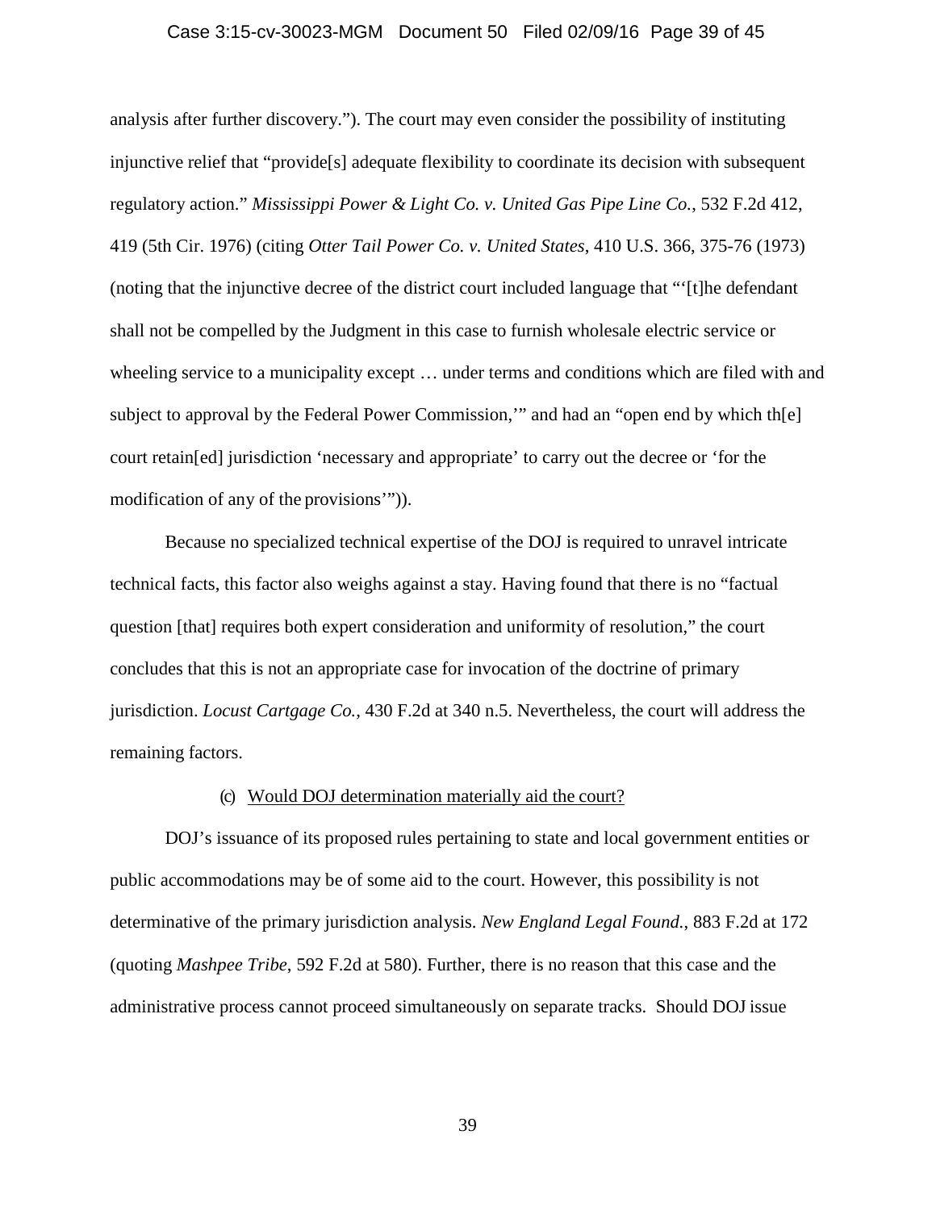analysis after further discovery."). The court may even consider the possibility of instituting injunctive relief that "provide[s] adequate flexibility to coordinate its decision with subsequent regulatory action." *Mississippi Power & Light Co. v. United Gas Pipe Line Co.*, 532 F.2d 412, 419 (5th Cir. 1976) (citing *Otter Tail Power Co. v. United States*, 410 U.S. 366, 375-76 (1973) (noting that the injunctive decree of the district court included language that "'[t]he defendant shall not be compelled by the Judgment in this case to furnish wholesale electric service or wheeling service to a municipality except … under terms and conditions which are filed with and subject to approval by the Federal Power Commission,'" and had an "open end by which th[e] court retain[ed] jurisdiction 'necessary and appropriate' to carry out the decree or 'for the modification of any of the provisions'")).

Because no specialized technical expertise of the DOJ is required to unravel intricate technical facts, this factor also weighs against a stay. Having found that there is no "factual question [that] requires both expert consideration and uniformity of resolution," the court concludes that this is not an appropriate case for invocation of the doctrine of primary jurisdiction. *Locust Cartgage Co.*, 430 F.2d at 340 n.5. Nevertheless, the court will address the remaining factors.

(c) <u>Would DOJ determination materially aid the court?</u>

DOJ's issuance of its proposed rules pertaining to state and local government entities or public accommodations may be of some aid to the court. However, this possibility is not determinative of the primary jurisdiction analysis. *New England Legal Found.*, 883 F.2d at 172 (quoting *Mashpee Tribe*, 592 F.2d at 580). Further, there is no reason that this case and the administrative process cannot proceed simultaneously on separate tracks. Should DOJ issue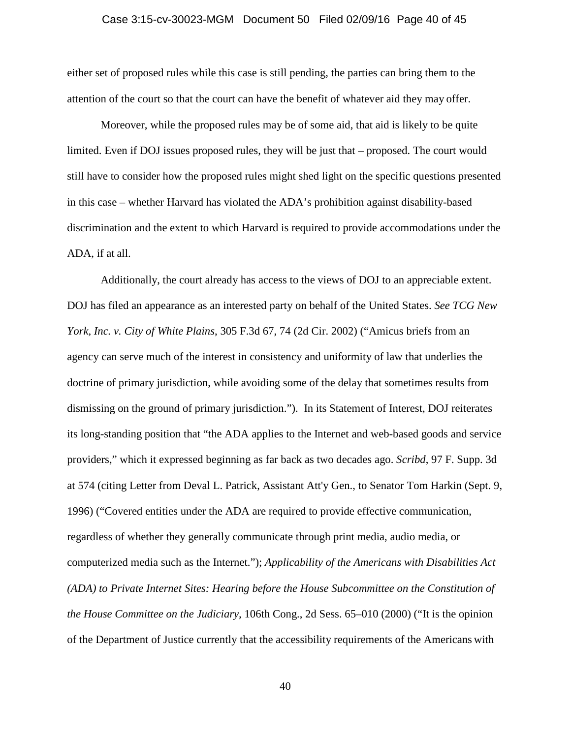either set of proposed rules while this case is still pending, the parties can bring them to the attention of the court so that the court can have the benefit of whatever aid they may offer.

Moreover, while the proposed rules may be of some aid, that aid is likely to be quite limited. Even if DOJ issues proposed rules, they will be just that – proposed. The court would still have to consider how the proposed rules might shed light on the specific questions presented in this case – whether Harvard has violated the ADA's prohibition against disability-based discrimination and the extent to which Harvard is required to provide accommodations under the ADA, if at all.

Additionally, the court already has access to the views of DOJ to an appreciable extent. DOJ has filed an appearance as an interested party on behalf of the United States. *See TCG New York, Inc. v. City of White Plains*, 305 F.3d 67, 74 (2d Cir. 2002) ("Amicus briefs from an agency can serve much of the interest in consistency and uniformity of law that underlies the doctrine of primary jurisdiction, while avoiding some of the delay that sometimes results from dismissing on the ground of primary jurisdiction."). In its Statement of Interest, DOJ reiterates its long-standing position that "the ADA applies to the Internet and web-based goods and service providers," which it expressed beginning as far back as two decades ago. *Scribd*, 97 F. Supp. 3d at 574 (citing Letter from Deval L. Patrick, Assistant Att'y Gen., to Senator Tom Harkin (Sept. 9, 1996) ("Covered entities under the ADA are required to provide effective communication, regardless of whether they generally communicate through print media, audio media, or computerized media such as the Internet."); *Applicability of the Americans with Disabilities Act (ADA) to Private Internet Sites: Hearing before the House Subcommittee on the Constitution of the House Committee on the Judiciary*, 106th Cong., 2d Sess. 65–010 (2000) ("It is the opinion of the Department of Justice currently that the accessibility requirements of the Americans with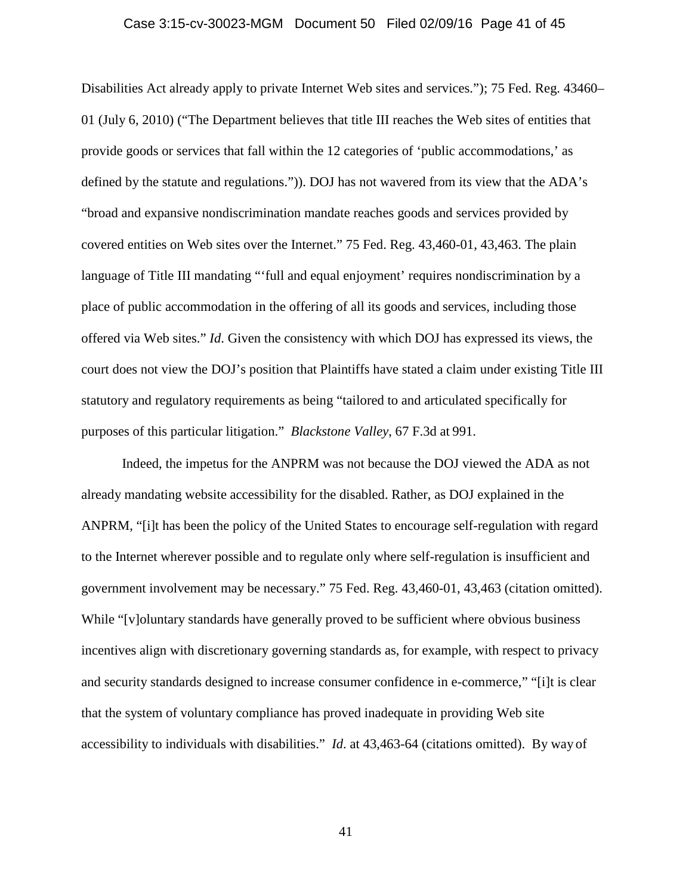Disabilities Act already apply to private Internet Web sites and services."); 75 Fed. Reg. 43460–01 (July 6, 2010) ("The Department believes that title III reaches the Web sites of entities that provide goods or services that fall within the 12 categories of 'public accommodations,' as defined by the statute and regulations.")). DOJ has not wavered from its view that the ADA's "broad and expansive nondiscrimination mandate reaches goods and services provided by covered entities on Web sites over the Internet." 75 Fed. Reg. 43,460-01, 43,463. The plain language of Title III mandating "'full and equal enjoyment' requires nondiscrimination by a place of public accommodation in the offering of all its goods and services, including those offered via Web sites." *Id*. Given the consistency with which DOJ has expressed its views, the court does not view the DOJ's position that Plaintiffs have stated a claim under existing Title III statutory and regulatory requirements as being "tailored to and articulated specifically for purposes of this particular litigation." *Blackstone Valley*, 67 F.3d at 991.

Indeed, the impetus for the ANPRM was not because the DOJ viewed the ADA as not already mandating website accessibility for the disabled. Rather, as DOJ explained in the ANPRM, "[i]t has been the policy of the United States to encourage self-regulation with regard to the Internet wherever possible and to regulate only where self-regulation is insufficient and government involvement may be necessary." 75 Fed. Reg. 43,460-01, 43,463 (citation omitted). While "[v]oluntary standards have generally proved to be sufficient where obvious business incentives align with discretionary governing standards as, for example, with respect to privacy and security standards designed to increase consumer confidence in e-commerce," "[i]t is clear that the system of voluntary compliance has proved inadequate in providing Web site accessibility to individuals with disabilities." *Id*. at 43,463-64 (citations omitted). By way of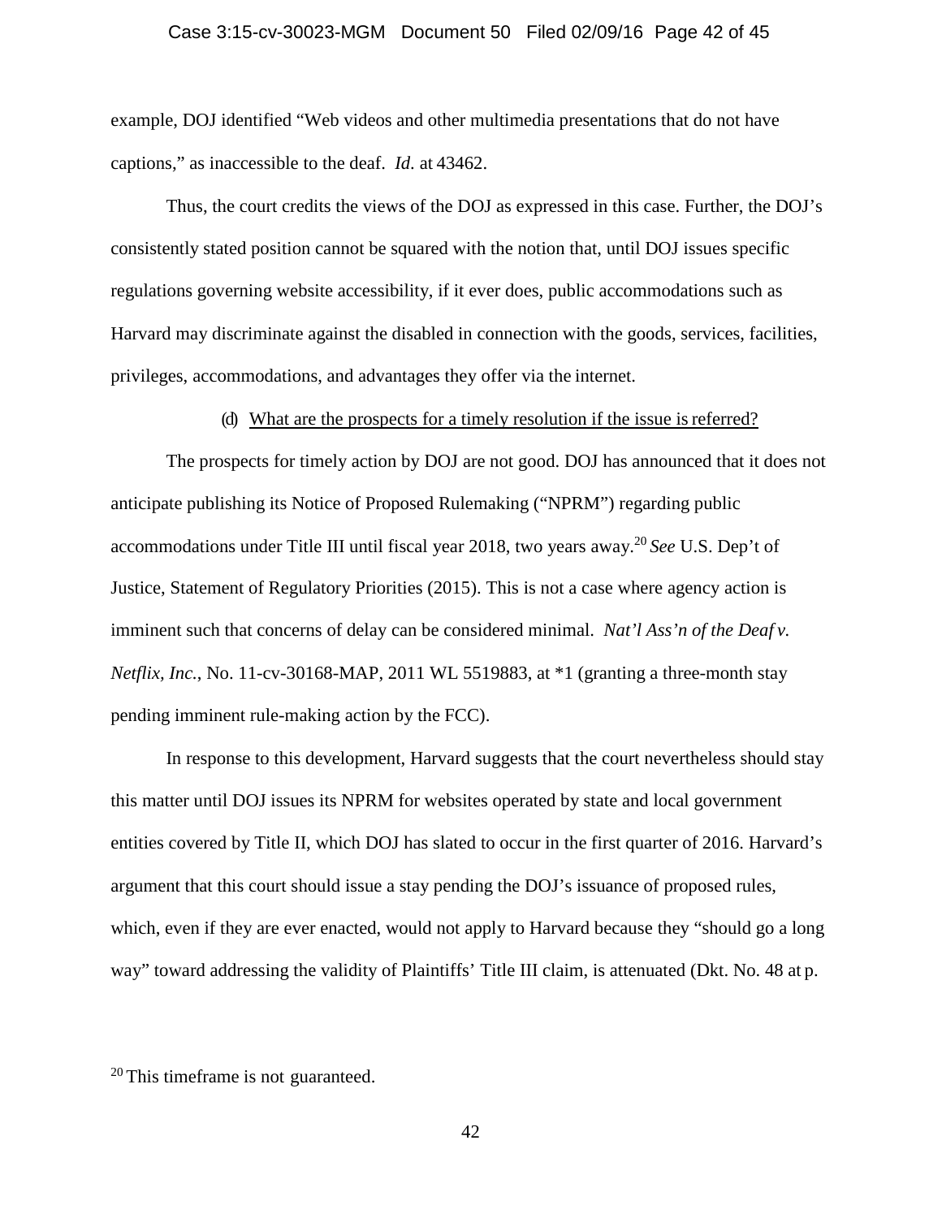example, DOJ identified "Web videos and other multimedia presentations that do not have captions," as inaccessible to the deaf. *Id.* at 43462.

Thus, the court credits the views of the DOJ as expressed in this case. Further, the DOJ's consistently stated position cannot be squared with the notion that, until DOJ issues specific regulations governing website accessibility, if it ever does, public accommodations such as Harvard may discriminate against the disabled in connection with the goods, services, facilities, privileges, accommodations, and advantages they offer via the internet.

(d) <u>What are the prospects for a timely resolution if the issue is referred?</u>

The prospects for timely action by DOJ are not good. DOJ has announced that it does not anticipate publishing its Notice of Proposed Rulemaking ("NPRM") regarding public accommodations under Title III until fiscal year 2018, two years away.[20] *See* U.S. Dep't of Justice, Statement of Regulatory Priorities (2015). This is not a case where agency action is imminent such that concerns of delay can be considered minimal. *Nat'l Ass'n of the Deaf v. Netflix, Inc.*, No. 11-cv-30168-MAP, 2011 WL 5519883, at *1 (granting a three-month stay pending imminent rule-making action by the FCC).

In response to this development, Harvard suggests that the court nevertheless should stay this matter until DOJ issues its NPRM for websites operated by state and local government entities covered by Title II, which DOJ has slated to occur in the first quarter of 2016. Harvard's argument that this court should issue a stay pending the DOJ's issuance of proposed rules, which, even if they are ever enacted, would not apply to Harvard because they "should go a long way" toward addressing the validity of Plaintiffs' Title III claim, is attenuated (Dkt. No. 48 at p.

[20] This timeframe is not guaranteed.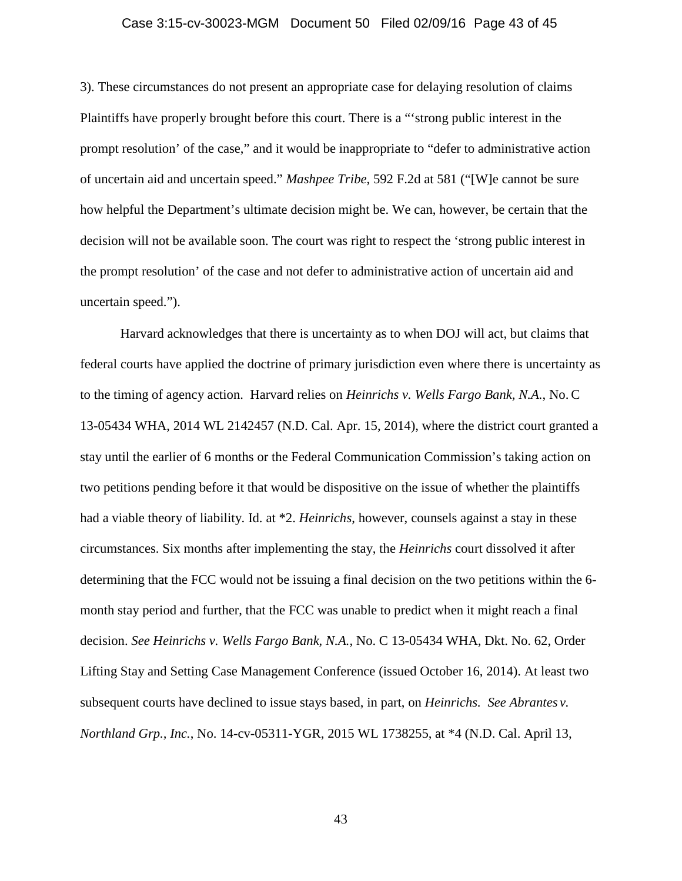3). These circumstances do not present an appropriate case for delaying resolution of claims Plaintiffs have properly brought before this court. There is a "'strong public interest in the prompt resolution' of the case," and it would be inappropriate to "defer to administrative action of uncertain aid and uncertain speed." *Mashpee Tribe*, 592 F.2d at 581 ("[W]e cannot be sure how helpful the Department's ultimate decision might be. We can, however, be certain that the decision will not be available soon. The court was right to respect the 'strong public interest in the prompt resolution' of the case and not defer to administrative action of uncertain aid and uncertain speed.").

Harvard acknowledges that there is uncertainty as to when DOJ will act, but claims that federal courts have applied the doctrine of primary jurisdiction even where there is uncertainty as to the timing of agency action. Harvard relies on *Heinrichs v. Wells Fargo Bank, N.A.*, No. C 13-05434 WHA, 2014 WL 2142457 (N.D. Cal. Apr. 15, 2014), where the district court granted a stay until the earlier of 6 months or the Federal Communication Commission's taking action on two petitions pending before it that would be dispositive on the issue of whether the plaintiffs had a viable theory of liability. Id. at *2. *Heinrichs*, however, counsels against a stay in these circumstances. Six months after implementing the stay, the *Heinrichs* court dissolved it after determining that the FCC would not be issuing a final decision on the two petitions within the 6-month stay period and further, that the FCC was unable to predict when it might reach a final decision. *See Heinrichs v. Wells Fargo Bank, N.A.*, No. C 13-05434 WHA, Dkt. No. 62, Order Lifting Stay and Setting Case Management Conference (issued October 16, 2014). At least two subsequent courts have declined to issue stays based, in part, on *Heinrichs*. *See Abrantes v. Northland Grp., Inc.*, No. 14-cv-05311-YGR, 2015 WL 1738255, at *4 (N.D. Cal. April 13,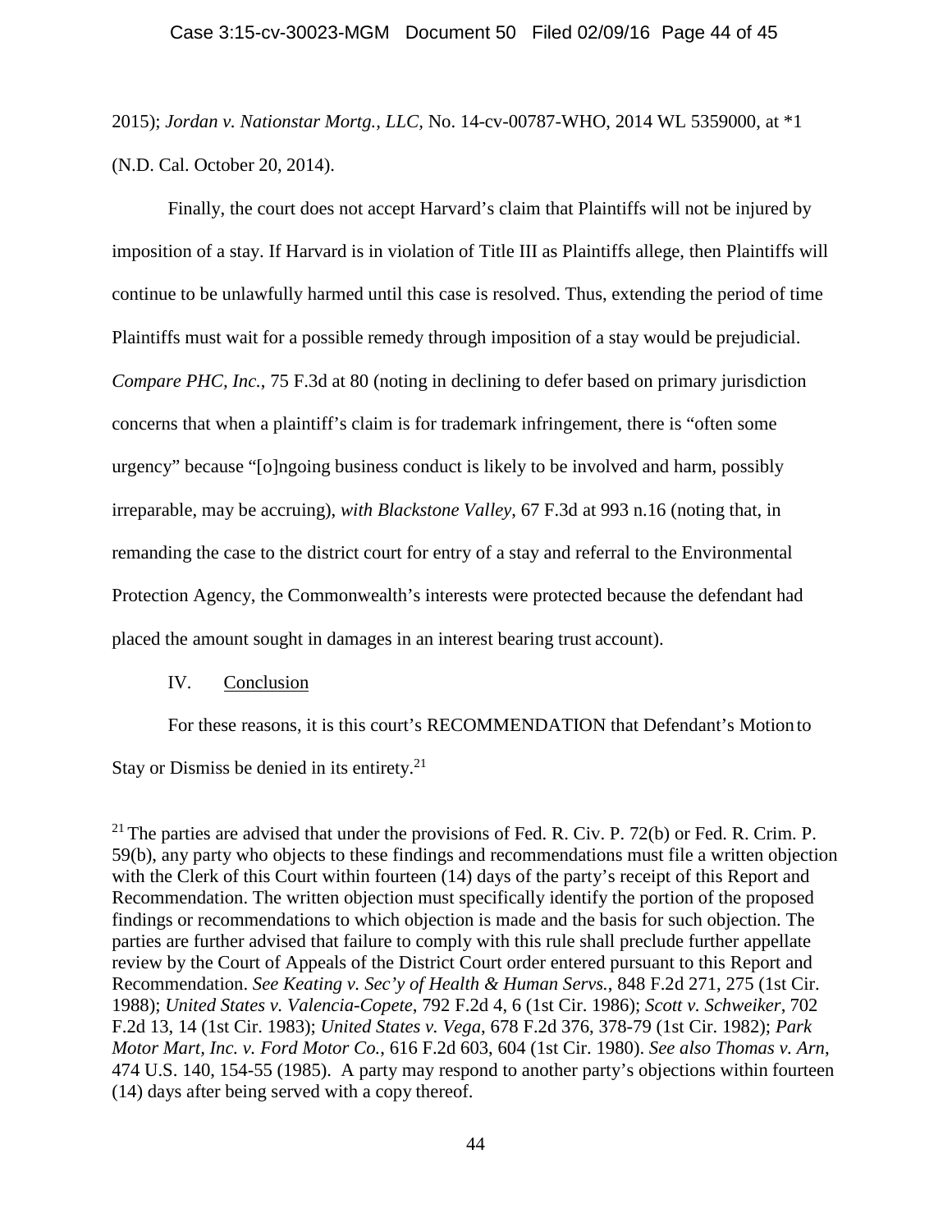2015); *Jordan v. Nationstar Mortg., LLC*, No. 14-cv-00787-WHO, 2014 WL 5359000, at *1 (N.D. Cal. October 20, 2014).

Finally, the court does not accept Harvard's claim that Plaintiffs will not be injured by imposition of a stay. If Harvard is in violation of Title III as Plaintiffs allege, then Plaintiffs will continue to be unlawfully harmed until this case is resolved. Thus, extending the period of time Plaintiffs must wait for a possible remedy through imposition of a stay would be prejudicial. *Compare PHC, Inc.*, 75 F.3d at 80 (noting in declining to defer based on primary jurisdiction concerns that when a plaintiff's claim is for trademark infringement, there is "often some urgency" because "[o]ngoing business conduct is likely to be involved and harm, possibly irreparable, may be accruing), *with Blackstone Valley*, 67 F.3d at 993 n.16 (noting that, in remanding the case to the district court for entry of a stay and referral to the Environmental Protection Agency, the Commonwealth's interests were protected because the defendant had placed the amount sought in damages in an interest bearing trust account).

IV. Conclusion

For these reasons, it is this court's RECOMMENDATION that Defendant's Motion to Stay or Dismiss be denied in its entirety.[21]

[21] The parties are advised that under the provisions of Fed. R. Civ. P. 72(b) or Fed. R. Crim. P. 59(b), any party who objects to these findings and recommendations must file a written objection with the Clerk of this Court within fourteen (14) days of the party's receipt of this Report and Recommendation. The written objection must specifically identify the portion of the proposed findings or recommendations to which objection is made and the basis for such objection. The parties are further advised that failure to comply with this rule shall preclude further appellate review by the Court of Appeals of the District Court order entered pursuant to this Report and Recommendation. *See Keating v. Sec'y of Health & Human Servs.*, 848 F.2d 271, 275 (1st Cir. 1988); *United States v. Valencia-Copete*, 792 F.2d 4, 6 (1st Cir. 1986); *Scott v. Schweiker*, 702 F.2d 13, 14 (1st Cir. 1983); *United States v. Vega*, 678 F.2d 376, 378-79 (1st Cir. 1982); *Park Motor Mart, Inc. v. Ford Motor Co.*, 616 F.2d 603, 604 (1st Cir. 1980). *See also Thomas v. Arn*, 474 U.S. 140, 154-55 (1985). A party may respond to another party's objections within fourteen (14) days after being served with a copy thereof.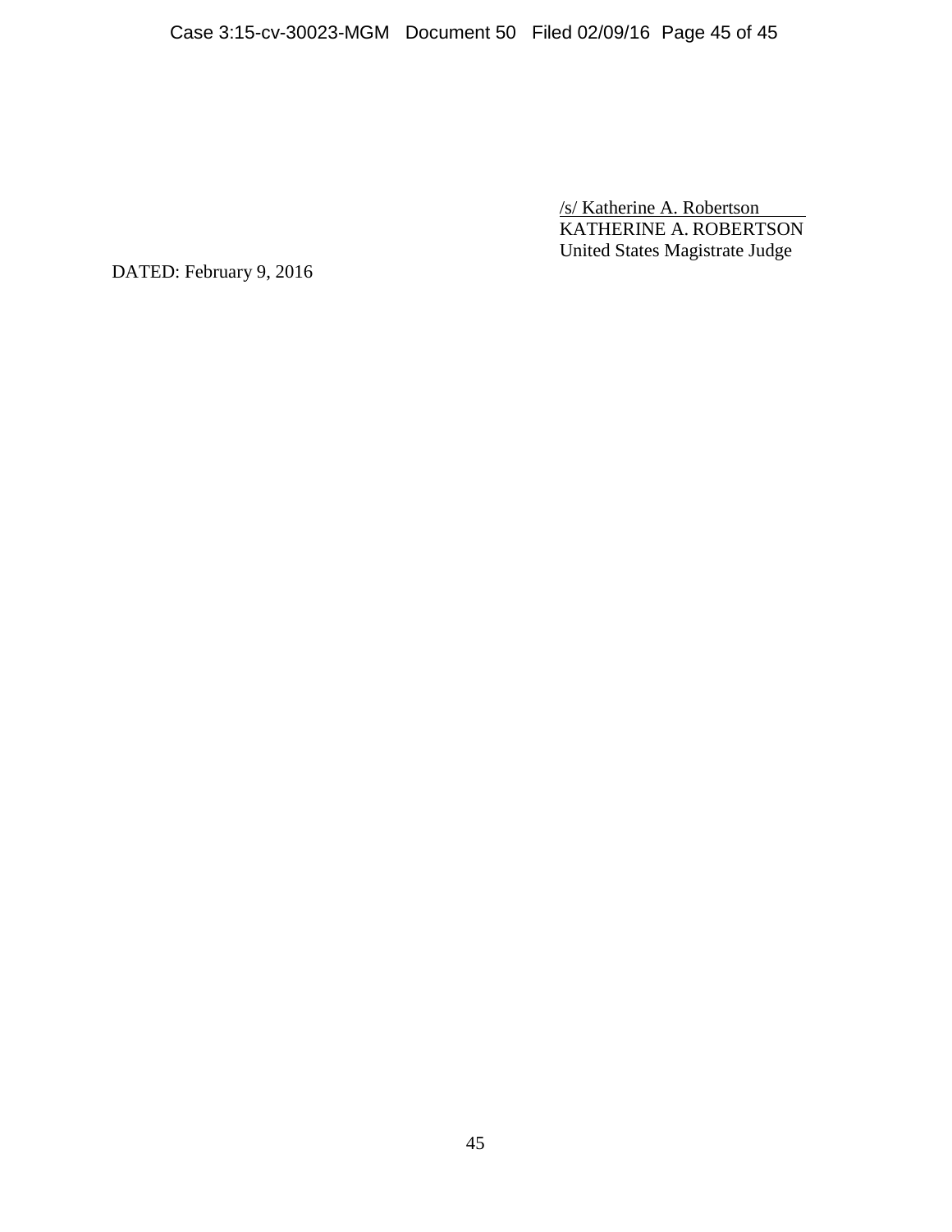/s/ Katherine A. Robertson
KATHERINE A. ROBERTSON
United States Magistrate Judge

DATED: February 9, 2016